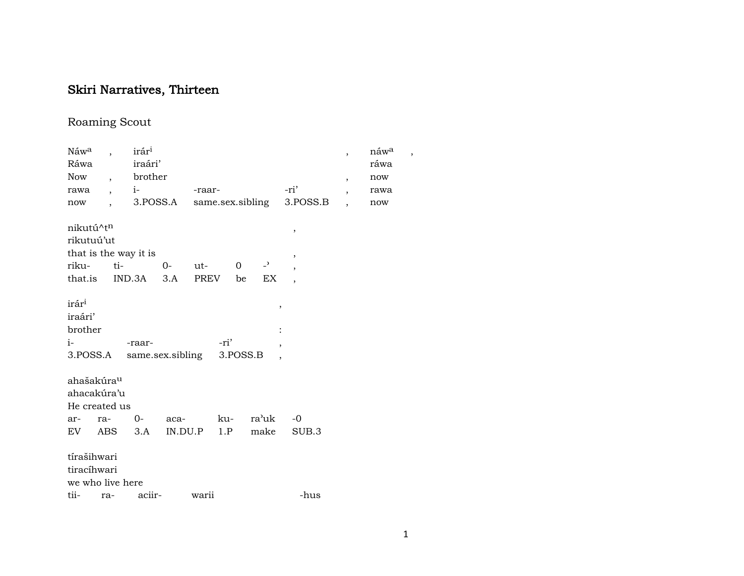# Skiri Narratives, Thirteen

## Roaming Scout

| Náw$^{a}$ | , | irár$^{i}$ | | | , | náw$^{a}$ | , |
|---|---|---|---|---|---|---|---|
| Ráwa | | iraári’ | | | | ráwa | |
| Now | , | brother | | | , | now | |
| rawa | , | i- | -raar- | -ri’ | , | rawa | |
| now | , | 3.POSS.A | same.sex.sibling | 3.POSS.B | , | now | |

| nikutú^t$^{n}$ | | | | | | , |
|---|---|---|---|---|---|---|
| rikutuú’ut | | | | | | |
| that is the way it is | | | | | | , |
| riku- | ti- | 0- | ut- | 0 | -’ | , |
| that.is | IND.3A | 3.A | PREV | be | EX | , |

| irár$^{i}$ | | | , |
|---|---|---|---|
| iraári’ | | | |
| brother | | | : |
| i- | -raar- | -ri’ | , |
| 3.POSS.A | same.sex.sibling | 3.POSS.B | , |

| ahašakúra$^{u}$ | | | | | | |
|---|---|---|---|---|---|---|
| ahacakúra’u | | | | | | |
| He created us | | | | | | |
| ar- | ra- | 0- | aca- | ku- | ra’uk | -0 |
| EV | ABS | 3.A | IN.DU.P | 1.P | make | SUB.3 |

| tírašihwari | | | | |
|---|---|---|---|---|
| tiracíhwari | | | | |
| we who live here | | | | |
| tii- | ra- | aciir- | warii | -hus |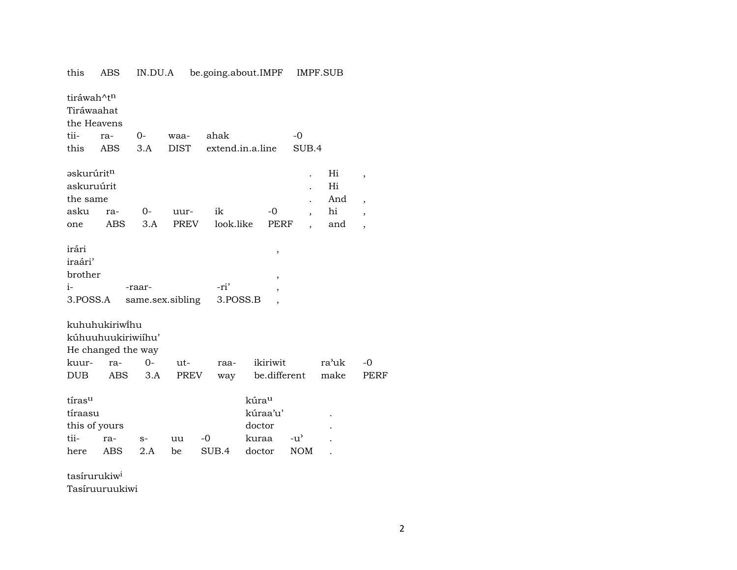this ABS IN.DU.A be.going.about.IMPF IMPF.SUB

tiráwah^t$^{n}$
Tiráwaahat
the Heavens

| tii- | ra- | 0- | waa- | ahak | -0 |
|---|---|---|---|---|---|
| this | ABS | 3.A | DIST | extend.in.a.line | SUB.4 |

| əskurúrit$^{n}$ | | | | | | . | Hi | , |
|---|---|---|---|---|---|---|---|---|
| askuruúrit | | | | | | . | Hi | |
| the same | | | | | | . | And | , |
| asku | ra- | 0- | uur- | ik | -0 | , | hi | , |
| one | ABS | 3.A | PREV | look.like | PERF | , | and | , |

| irári | | | , |
|---|---|---|---|
| iraári’ | | | |
| brother | | | , |
| i- | -raar- | -ri’ | , |
| 3.POSS.A | same.sex.sibling | 3.POSS.B | , |

kuhuhukiriwi̋hu
kúhuuhuukiriwiíhu’
He changed the way

| kuur- | ra- | 0- | ut- | raa- | ikiriwit | ra’uk | -0 |
|---|---|---|---|---|---|---|---|
| DUB | ABS | 3.A | PREV | way | be.different | make | PERF |

| tíras$^{u}$ | | | | | kúra$^{u}$ | | |
|---|---|---|---|---|---|---|---|
| tíraasu | | | | | kúraa’u’ | | . |
| this of yours | | | | | doctor | | . |
| tii- | ra- | s- | uu | -0 | kuraa | -u’ | . |
| here | ABS | 2.A | be | SUB.4 | doctor | NOM | . |

tasírurukiw$^{i}$
Tasíruuruukiwi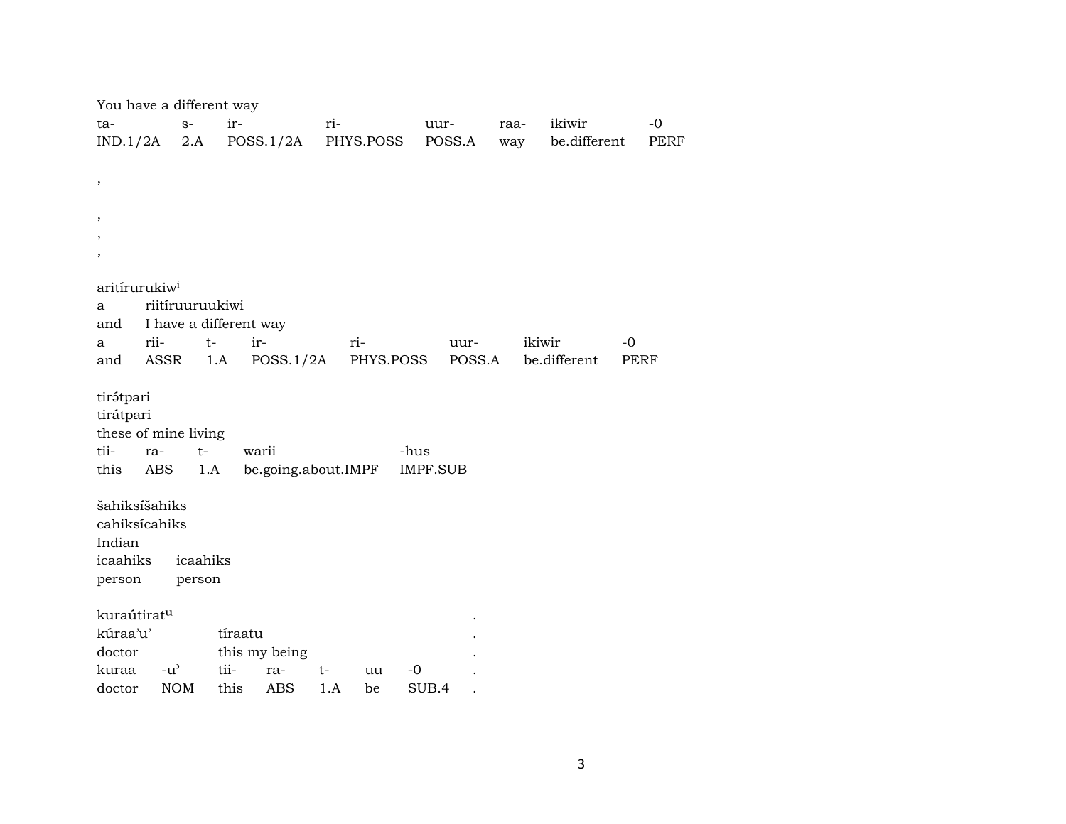You have a different way

| ta- | s- | ir- | ri- | uur- | raa- | ikiwir | -0 |
|---|---|---|---|---|---|---|---|
| IND.1/2A | 2.A | POSS.1/2A | PHYS.POSS | POSS.A | way | be.different | PERF |

,

,
,
,

aritírurukiw[i]

| a | riitíruuruukiwi |
|---|---|
| and | I have a different way |

| a | rii- | t- | ir- | ri- | uur- | ikiwir | -0 |
|---|---|---|---|---|---|---|---|
| and | ASSR | 1.A | POSS.1/2A | PHYS.POSS | POSS.A | be.different | PERF |

tirə́tpari
tirátpari
these of mine living

| tii- | ra- | t- | warii | -hus |
|---|---|---|---|---|
| this | ABS | 1.A | be.going.about.IMPF | IMPF.SUB |

šahiksíšahiks
cahiksícahiks
Indian

| icaahiks | icaahiks |
|---|---|
| person | person |

kuraútirat[u] .

| kúraa'u' | | tíraatu | | | | | . |
|---|---|---|---|---|---|---|---|
| doctor | | this my being | | | | | . |
| kuraa | -u' | tii- | ra- | t- | uu | -0 | . |
| doctor | NOM | this | ABS | 1.A | be | SUB.4 | . |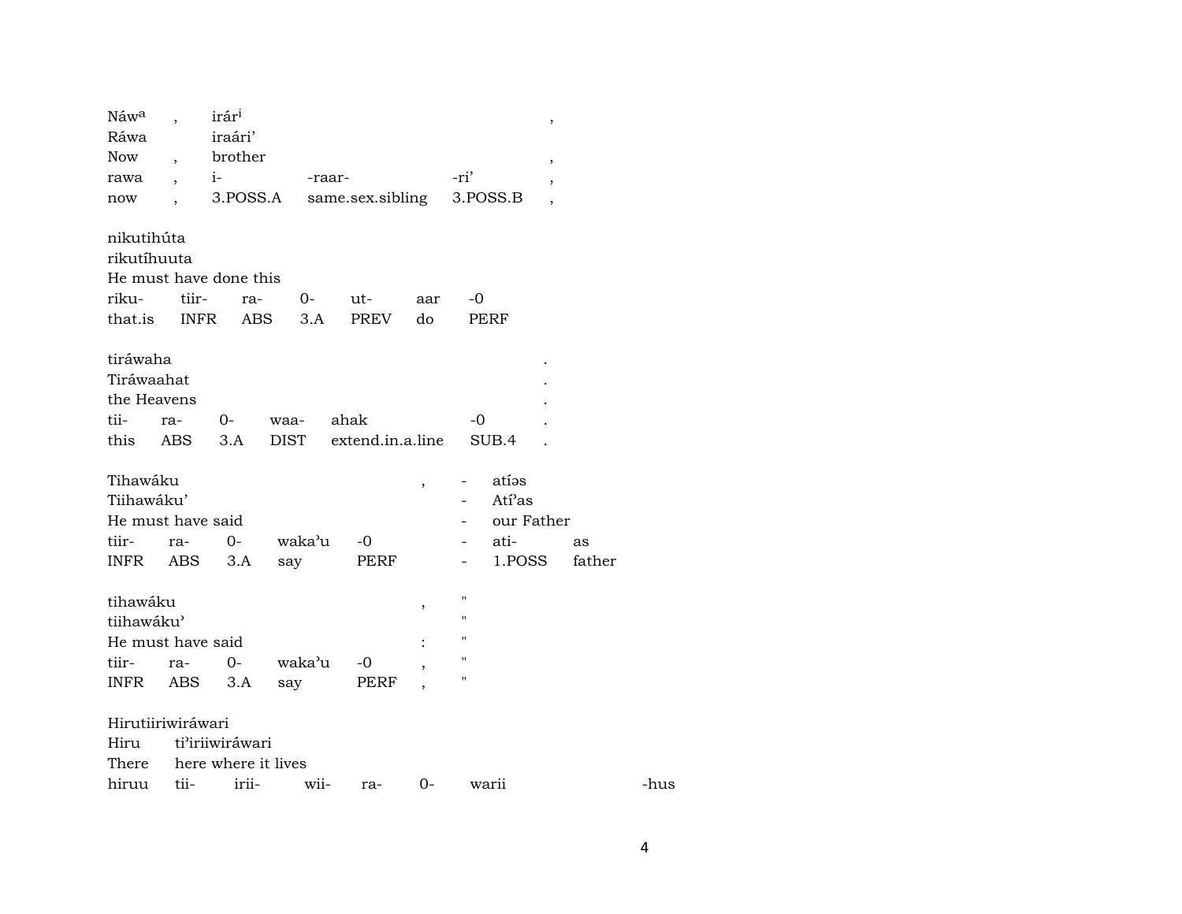| Náwa | , | irári | | | , |
|---|---|---|---|---|---|
| Ráwa | | iraári' | | | |
| Now | , | brother | | | , |
| rawa | , | i- | -raar- | -ri' | , |
| now | , | 3.POSS.A | same.sex.sibling | 3.POSS.B | , |

| nikutihúta | | | | | | |
|---|---|---|---|---|---|---|
| rikutíhuuta | | | | | | |
| He must have done this | | | | | | |
| riku- | tiir- | ra- | 0- | ut- | aar | -0 |
| that.is | INFR | ABS | 3.A | PREV | do | PERF |

| tiráwaha | | | | | | . |
|---|---|---|---|---|---|---|
| Tiráwaahat | | | | | | . |
| the Heavens | | | | | | . |
| tii- | ra- | 0- | waa- | ahak | -0 | . |
| this | ABS | 3.A | DIST | extend.in.a.line | SUB.4 | . |

| Tihawáku | | | | | , | - | atíəs | |
|---|---|---|---|---|---|---|---|---|
| Tiihawáku' | | | | | | - | Atí'as | |
| He must have said | | | | | | - | our Father | |
| tiir- | ra- | 0- | waka'u | -0 | | - | ati- | as |
| INFR | ABS | 3.A | say | PERF | | - | 1.POSS | father |

| tihawáku | | | | | , | " |
|---|---|---|---|---|---|---|
| tiihawáku' | | | | | | " |
| He must have said | | | | | : | " |
| tiir- | ra- | 0- | waka'u | -0 | , | " |
| INFR | ABS | 3.A | say | PERF | , | " |

| Hirutiiriwiráwari | | | | | | | |
|---|---|---|---|---|---|---|---|
| Hiru | ti'iriiwiráwari | | | | | | |
| There | here where it lives | | | | | | |
| hiruu | tii- | irii- | wii- | ra- | 0- | warii | -hus |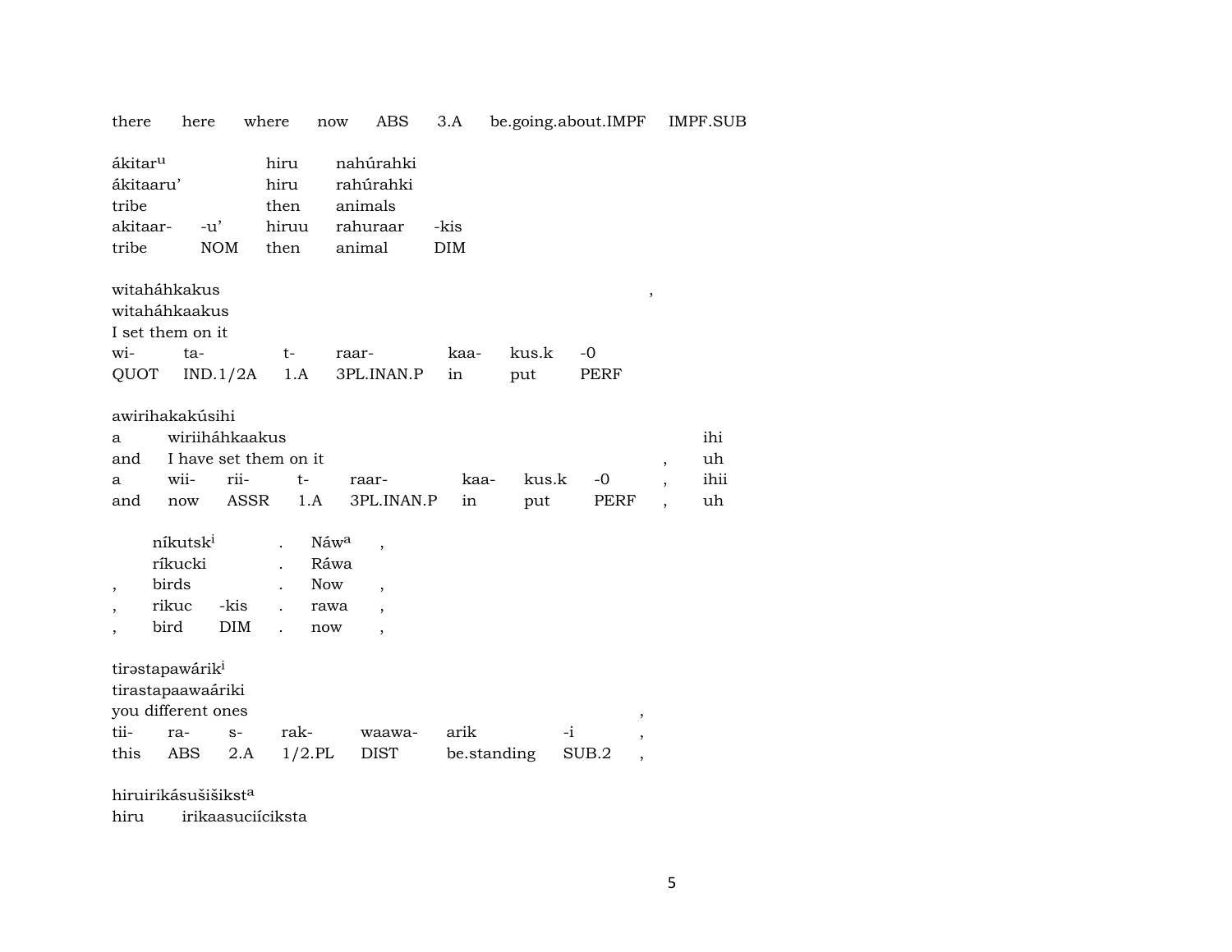there here where now ABS 3.A be.going.about.IMPF IMPF.SUB

| ákitar$^{u}$ | | hiru | nahúrahki | |
|---|---|---|---|---|
| ákitaaru' | | hiru | rahúrahki | |
| tribe | | then | animals | |
| akitaar- | -u' | hiruu | rahuraar | -kis |
| tribe | NOM | then | animal | DIM |

| witaháhkakus | | | | | | | , |
|---|---|---|---|---|---|---|---|
| witaháhkaakus | | | | | | | |
| I set them on it | | | | | | | |
| wi- | ta- | t- | raar- | kaa- | kus.k | -0 | |
| QUOT | IND.1/2A | 1.A | 3PL.INAN.P | in | put | PERF | |

| awirihakakúsihi | | | | | | | | | |
|---|---|---|---|---|---|---|---|---|---|
| a | wiriiháhkaakus | | | | | | | | ihi |
| and | I have set them on it | | | | | | | , | uh |
| a | wii- | rii- | t- | raar- | kaa- | kus.k | -0 | , | ihii |
| and | now | ASSR | 1.A | 3PL.INAN.P | in | put | PERF | , | uh |

| | níkutsk$^{i}$ | | . | Náw$^{a}$ | , |
|---|---|---|---|---|---|
| | ríkucki | | . | Ráwa | |
| , | birds | | . | Now | , |
| , | rikuc | -kis | . | rawa | , |
| , | bird | DIM | . | now | , |

| tirəstapawárik$^{i}$ | | | | | | | |
|---|---|---|---|---|---|---|---|
| tirastapaawaáriki | | | | | | | |
| you different ones | | | | | | | , |
| tii- | ra- | s- | rak- | waawa- | arik | -i | , |
| this | ABS | 2.A | 1/2.PL | DIST | be.standing | SUB.2 | , |

hiruirikásušišikst$^{a}$

hiru irikaasuciíciksta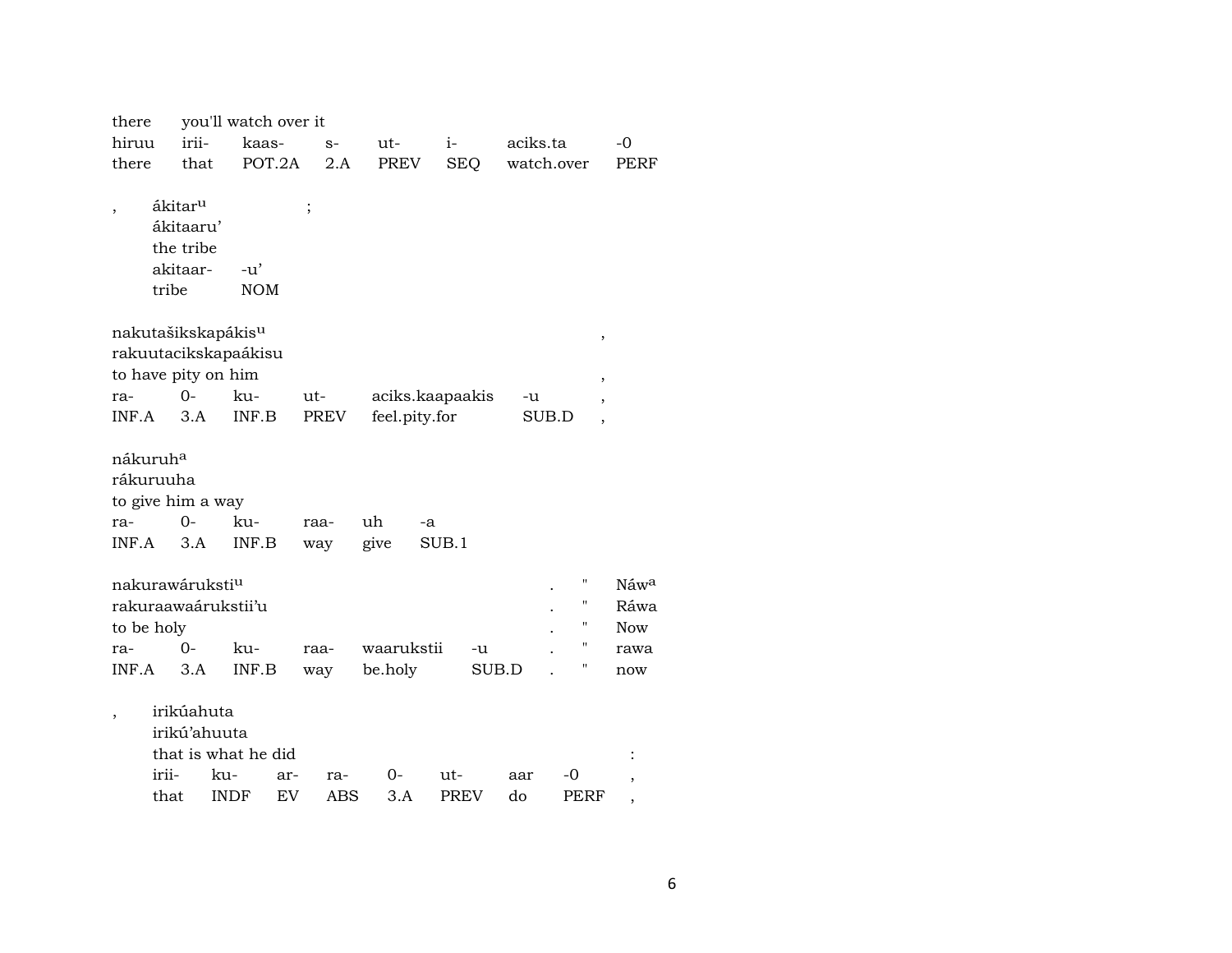| there | you'll watch over it | | | | | | |
|---|---|---|---|---|---|---|---|
| hiruu | irii- | kaas- | s- | ut- | i- | aciks.ta | -0 |
| there | that | POT.2A | 2.A | PREV | SEQ | watch.over | PERF |

| , | ákitar^u | | ; |
|---|---|---|---|
| | ákitaaru’ | | |
| | the tribe | | |
| | akitaar- | -u’ | |
| | tribe | NOM | |

| nakutašikskapákis^u | | | | | | , |
|---|---|---|---|---|---|---|
| rakuutacikskapaákisu | | | | | | |
| to have pity on him | | | | | | , |
| ra- | 0- | ku- | ut- | aciks.kaapaakis | -u | , |
| INF.A | 3.A | INF.B | PREV | feel.pity.for | SUB.D | , |

| nákuruh^a | | | | | |
|---|---|---|---|---|---|
| rákuruuha | | | | | |
| to give him a way | | | | | |
| ra- | 0- | ku- | raa- | uh | -a |
| INF.A | 3.A | INF.B | way | give | SUB.1 |

| nakurawárukstiᵘ | | | | | | . | " | Náw^a |
|---|---|---|---|---|---|---|---|---|
| rakuraawaárukstii’u | | | | | | . | " | Ráwa |
| to be holy | | | | | | . | " | Now |
| ra- | 0- | ku- | raa- | waarukstii | -u | . | " | rawa |
| INF.A | 3.A | INF.B | way | be.holy | SUB.D | . | " | now |

| , | irikúahuta | | | | | | | | |
|---|---|---|---|---|---|---|---|---|---|
| | irikú’ahuuta | | | | | | | | |
| | that is what he did | | | | | | | | : |
| | irii- | ku- | ar- | ra- | 0- | ut- | aar | -0 | , |
| | that | INDF | EV | ABS | 3.A | PREV | do | PERF | , |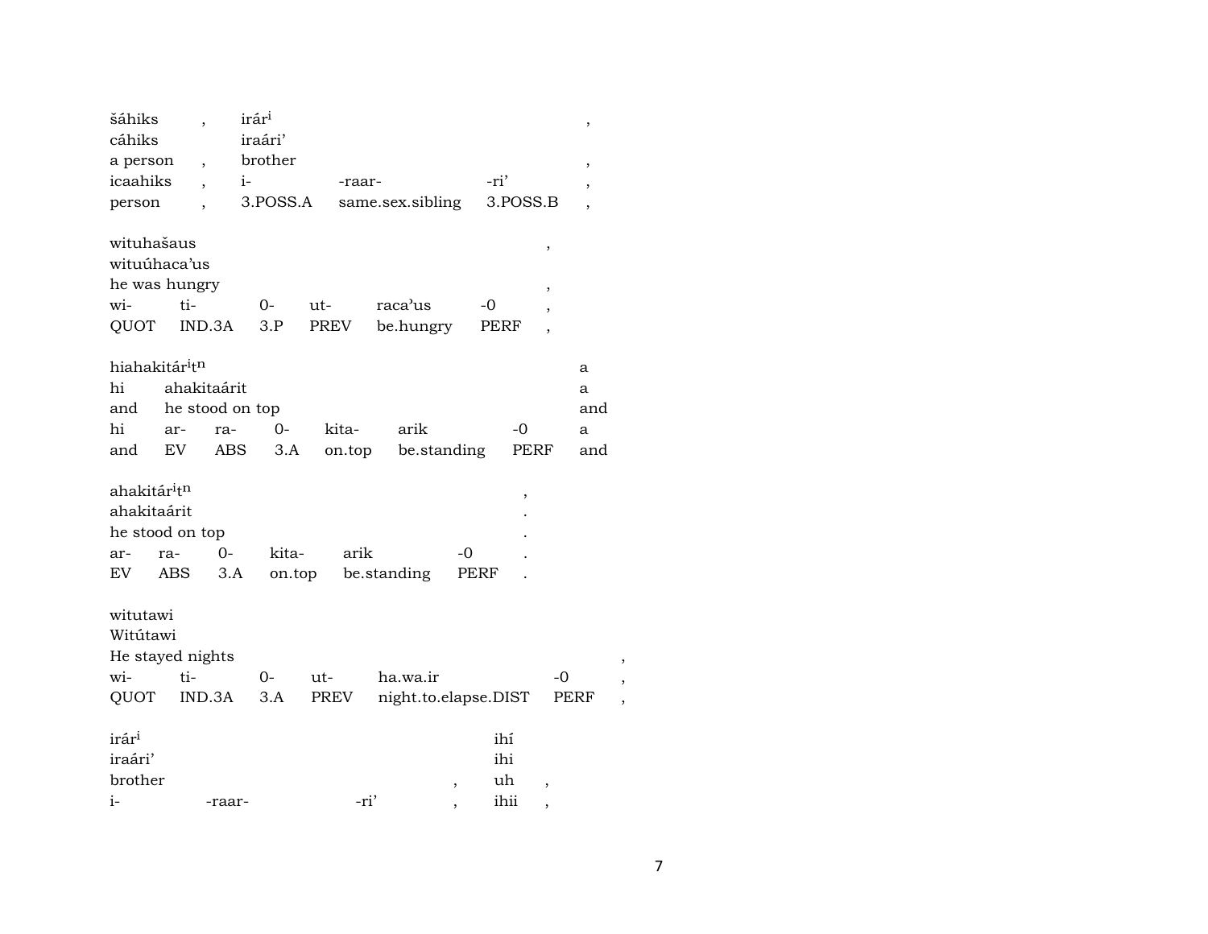| šáhiks | , | irár$^{i}$ | | | , |
|---|---|---|---|---|---|
| cáhiks | | iraári’ | | | |
| a person | , | brother | | | , |
| icaahiks | , | i- | -raar- | -ri’ | , |
| person | , | 3.POSS.A | same.sex.sibling | 3.POSS.B | , |

| wituhašaus | | | | | | , |
|---|---|---|---|---|---|---|
| wituúhaca’us | | | | | | |
| he was hungry | | | | | | , |
| wi- | ti- | 0- | ut- | raca’us | -0 | , |
| QUOT | IND.3A | 3.P | PREV | be.hungry | PERF | , |

| hiahakitár$^{i}$t$^{n}$ | | | | | | | a |
|---|---|---|---|---|---|---|---|
| hi | ahakitaárit | | | | | | a |
| and | he stood on top | | | | | | and |
| hi | ar- | ra- | 0- | kita- | arik | -0 | a |
| and | EV | ABS | 3.A | on.top | be.standing | PERF | and |

| ahakitár$^{i}$t$^{n}$ | | | | | | , |
|---|---|---|---|---|---|---|
| ahakitaárit | | | | | | . |
| he stood on top | | | | | | . |
| ar- | ra- | 0- | kita- | arik | -0 | . |
| EV | ABS | 3.A | on.top | be.standing | PERF | . |

| witutawi | | | | | | |
|---|---|---|---|---|---|---|
| Witútawi | | | | | | |
| He stayed nights | | | | | | , |
| wi- | ti- | 0- | ut- | ha.wa.ir | -0 | , |
| QUOT | IND.3A | 3.A | PREV | night.to.elapse.DIST | PERF | , |

| irár$^{i}$ | | | | ihí | |
|---|---|---|---|---|---|
| iraári’ | | | | ihi | |
| brother | | | , | uh | , |
| i- | -raar- | -ri’ | , | ihii | , |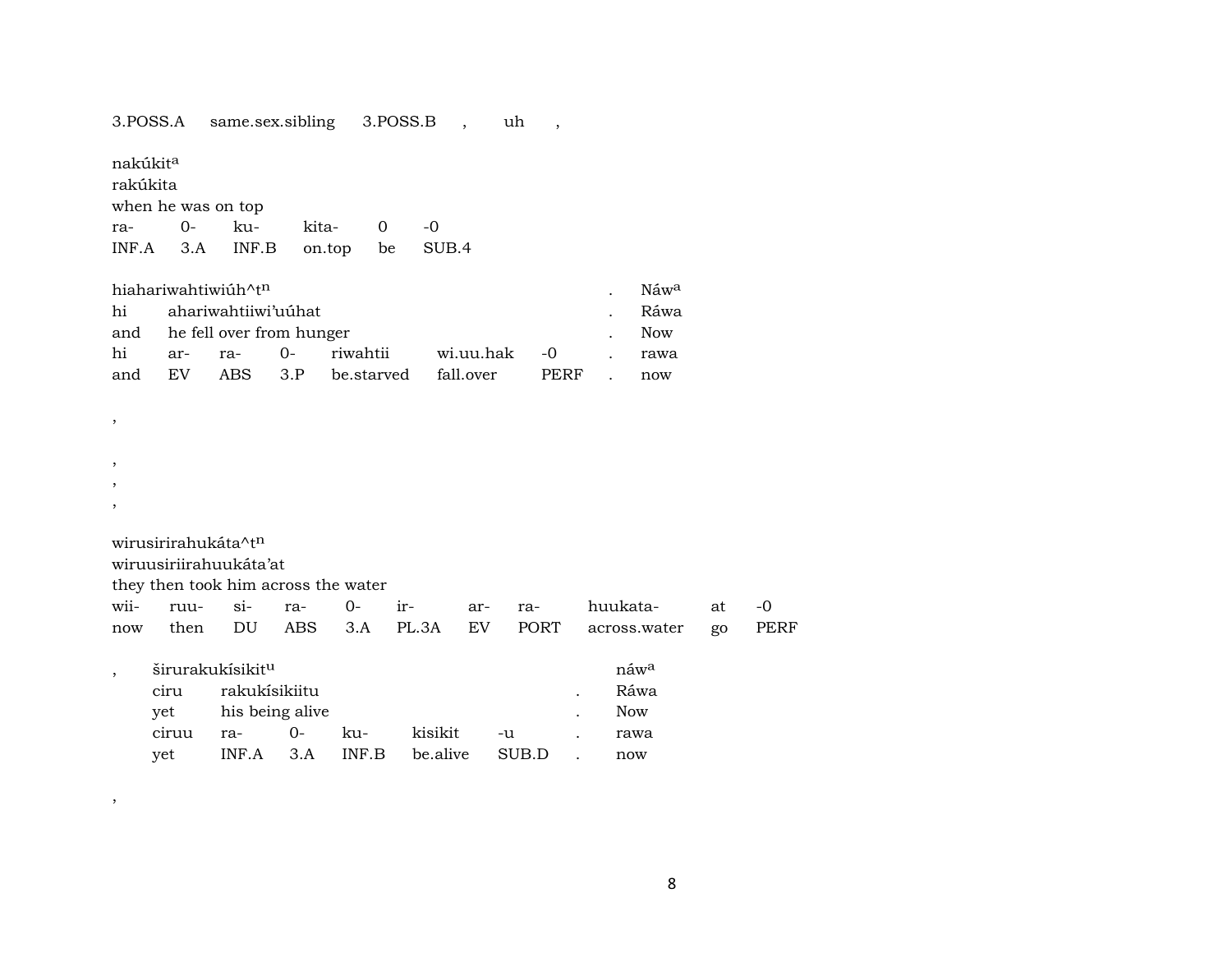| 3.POSS.A | same.sex.sibling | 3.POSS.B | , | uh | , |
|---|---|---|---|---|---|

nakúkit[a]
rakúkita
when he was on top

| ra- | 0- | ku- | kita- | 0 | -0 |
|---|---|---|---|---|---|
| INF.A | 3.A | INF.B | on.top | be | SUB.4 |

hiahariwahtiwiúh^t[n] . Náw[a]
hi ahariwahtiiwi'uúhat . Ráwa
and he fell over from hunger . Now

| hi | ar- | ra- | 0- | riwahtii | wi.uu.hak | -0 | . | rawa |
|---|---|---|---|---|---|---|---|---|
| and | EV | ABS | 3.P | be.starved | fall.over | PERF | . | now |

,

,
,
,

wirusirirahukáta^t[n]
wiruusiriirahuukáta'at
they then took him across the water

| wii- | ruu- | si- | ra- | 0- | ir- | ar- | ra- | huukata- | at | -0 |
|---|---|---|---|---|---|---|---|---|---|---|
| now | then | DU | ABS | 3.A | PL.3A | EV | PORT | across.water | go | PERF |

, širurakukísikit[u] náw[a]
ciru rakukísikiitu . Ráwa
yet his being alive . Now

| ciruu | ra- | 0- | ku- | kisikit | -u | . | rawa |
|---|---|---|---|---|---|---|---|
| yet | INF.A | 3.A | INF.B | be.alive | SUB.D | . | now |

,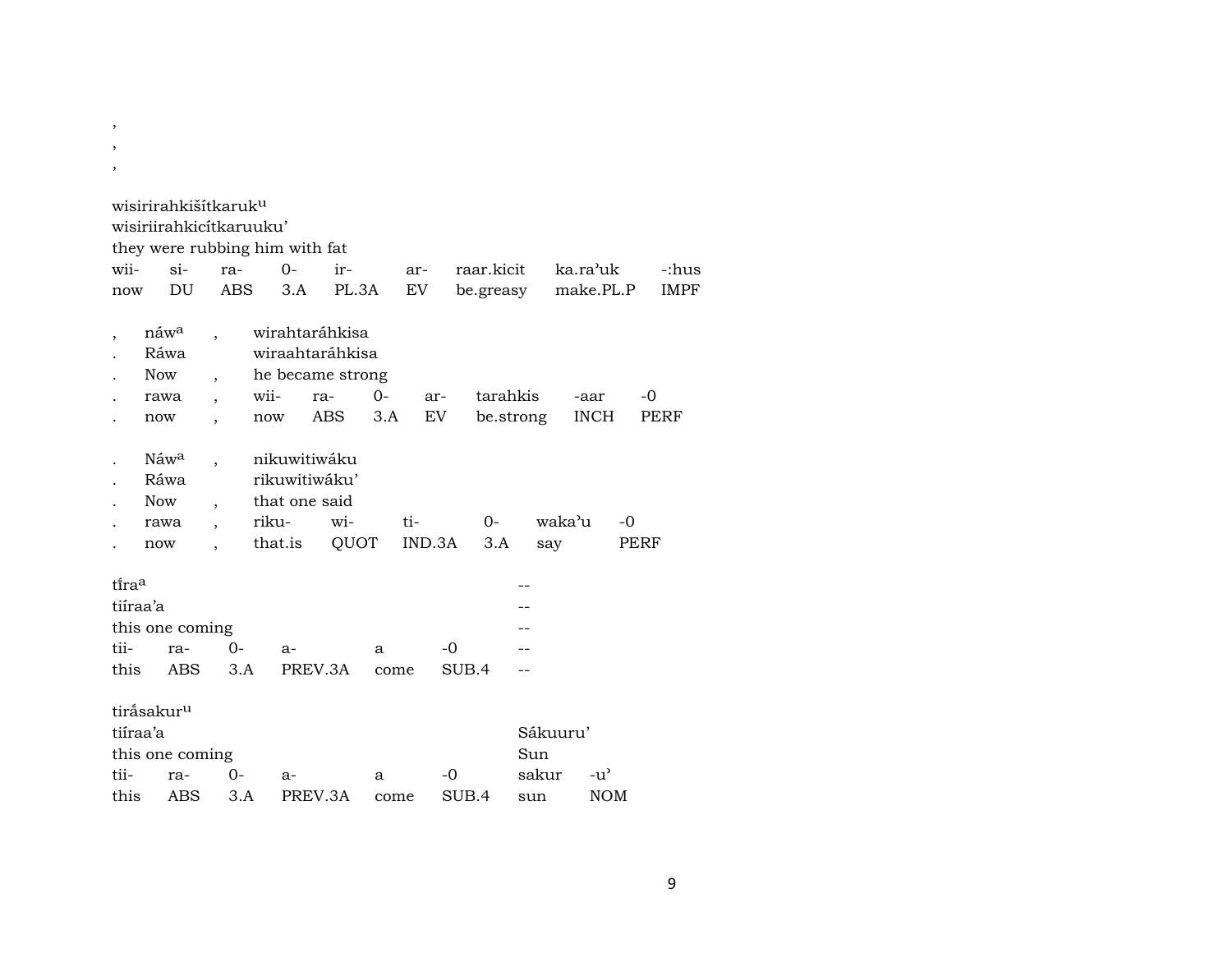,
,
,

wisirirahkišítkaruk^u
wisiriirahkicítkaruuku'
they were rubbing him with fat

| wii- | si- | ra- | 0- | ir- | ar- | raar.kicit | ka.ra'uk | -:hus |
|---|---|---|---|---|---|---|---|---|
| now | DU | ABS | 3.A | PL.3A | EV | be.greasy | make.PL.P | IMPF |

| , | náw^a | , | wirahtaráhkisa | | | | | | |
|---|---|---|---|---|---|---|---|---|---|
| . | Ráwa | | wiraahtaráhkisa | | | | | | |
| . | Now | , | he became strong | | | | | | |
| . | rawa | , | wii- | ra- | 0- | ar- | tarahkis | -aar | -0 |
| . | now | , | now | ABS | 3.A | EV | be.strong | INCH | PERF |

| . | Náw^a | , | nikuwitiwáku | | | | | |
|---|---|---|---|---|---|---|---|---|
| . | Ráwa | | rikuwitiwáku' | | | | | |
| . | Now | , | that one said | | | | | |
| . | rawa | , | riku- | wi- | ti- | 0- | waka'u | -0 |
| . | now | , | that.is | QUOT | IND.3A | 3.A | say | PERF |

| tí̃ra^a | | | | | | -- |
|---|---|---|---|---|---|---|
| tiíraa'a | | | | | | -- |
| this one coming | | | | | | -- |
| tii- | ra- | 0- | a- | a | -0 | -- |
| this | ABS | 3.A | PREV.3A | come | SUB.4 | -- |

| tirắsakur^u | | | | | | | |
|---|---|---|---|---|---|---|---|
| tiíraa'a | | | | | | Sákuuru' | |
| this one coming | | | | | | Sun | |
| tii- | ra- | 0- | a- | a | -0 | sakur | -u' |
| this | ABS | 3.A | PREV.3A | come | SUB.4 | sun | NOM |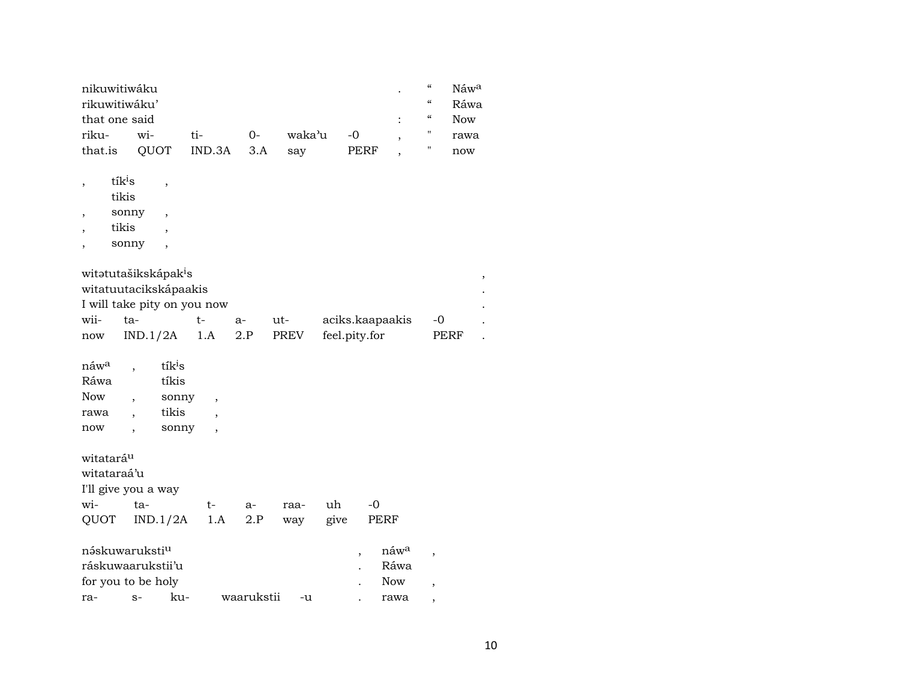| | | | | | | | | |
|---|---|---|---|---|---|---|---|---|
| nikuwitiwáku | | | | | | . | “ | Náw[a] |
| rikuwitiwáku’ | | | | | | | “ | Ráwa |
| that one said | | | | | | : | “ | Now |
| riku- | wi- | ti- | 0- | waka’u | -0 | , | " | rawa |
| that.is | QUOT | IND.3A | 3.A | say | PERF | , | " | now |

| | | |
|---|---|---|
| , | tík[i]s | , |
| | tikis | |
| , | sonny | , |
| , | tikis | , |
| , | sonny | , |

| | | | | | | | |
|---|---|---|---|---|---|---|---|
| witətutašikskápak[i]s | | | | | | | , |
| witatuutacikskápaakis | | | | | | | . |
| I will take pity on you now | | | | | | | . |
| wii- | ta- | t- | a- | ut- | aciks.kaapaakis | -0 | . |
| now | IND.1/2A | 1.A | 2.P | PREV | feel.pity.for | PERF | . |

| | | | |
|---|---|---|---|
| náw[a] | , | tík[i]s | |
| Ráwa | | tíkis | |
| Now | , | sonny | , |
| rawa | , | tikis | , |
| now | , | sonny | , |

| | | | | | | |
|---|---|---|---|---|---|---|
| witatará[u] | | | | | | |
| witataraá’u | | | | | | |
| I'll give you a way | | | | | | |
| wi- | ta- | t- | a- | raa- | uh | -0 |
| QUOT | IND.1/2A | 1.A | 2.P | way | give | PERF |

| | | | | | | | |
|---|---|---|---|---|---|---|---|
| nə́skuwaruksti[u] | | | | | , | náw[a] | , |
| ráskuwaarukstii’u | | | | | . | Ráwa | |
| for you to be holy | | | | | . | Now | , |
| ra- | s- | ku- | waarukstii | -u | . | rawa | , |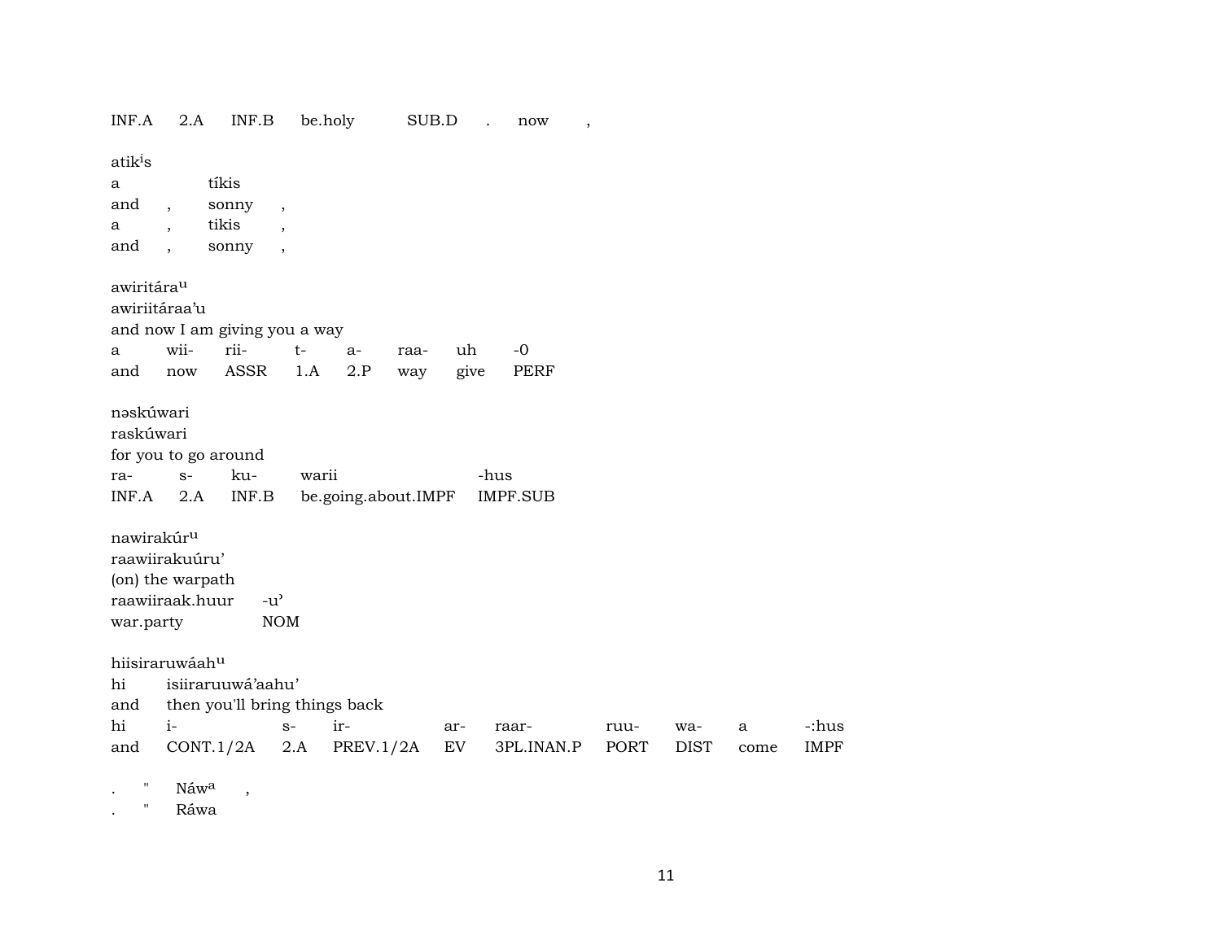INF.A  2.A  INF.B  be.holy  SUB.D  .  now  ,

atik$^{i}$s
a  tíkis
and  ,  sonny  ,
a  ,  tikis  ,
and  ,  sonny  ,

awiritára$^{u}$
awiriitáraa'u
and now I am giving you a way

| a | wii- | rii- | t- | a- | raa- | uh | -0 |
|---|---|---|---|---|---|---|---|
| and | now | ASSR | 1.A | 2.P | way | give | PERF |

nəskúwari
raskúwari
for you to go around

| ra- | s- | ku- | warii | -hus |
|---|---|---|---|---|
| INF.A | 2.A | INF.B | be.going.about.IMPF | IMPF.SUB |

nawirakúr$^{u}$
raawiirakuúru'
(on) the warpath

| raawiiraak.huur | -u' |
|---|---|
| war.party | NOM |

hiisiraruwáah$^{u}$
hi  isiiraruuwá'aahu'
and  then you'll bring things back

| hi | i- | s- | ir- | ar- | raar- | ruu- | wa- | a | -:hus |
|---|---|---|---|---|---|---|---|---|---|
| and | CONT.1/2A | 2.A | PREV.1/2A | EV | 3PL.INAN.P | PORT | DIST | come | IMPF |

.  "  Náw$^{a}$  ,
.  "  Ráwa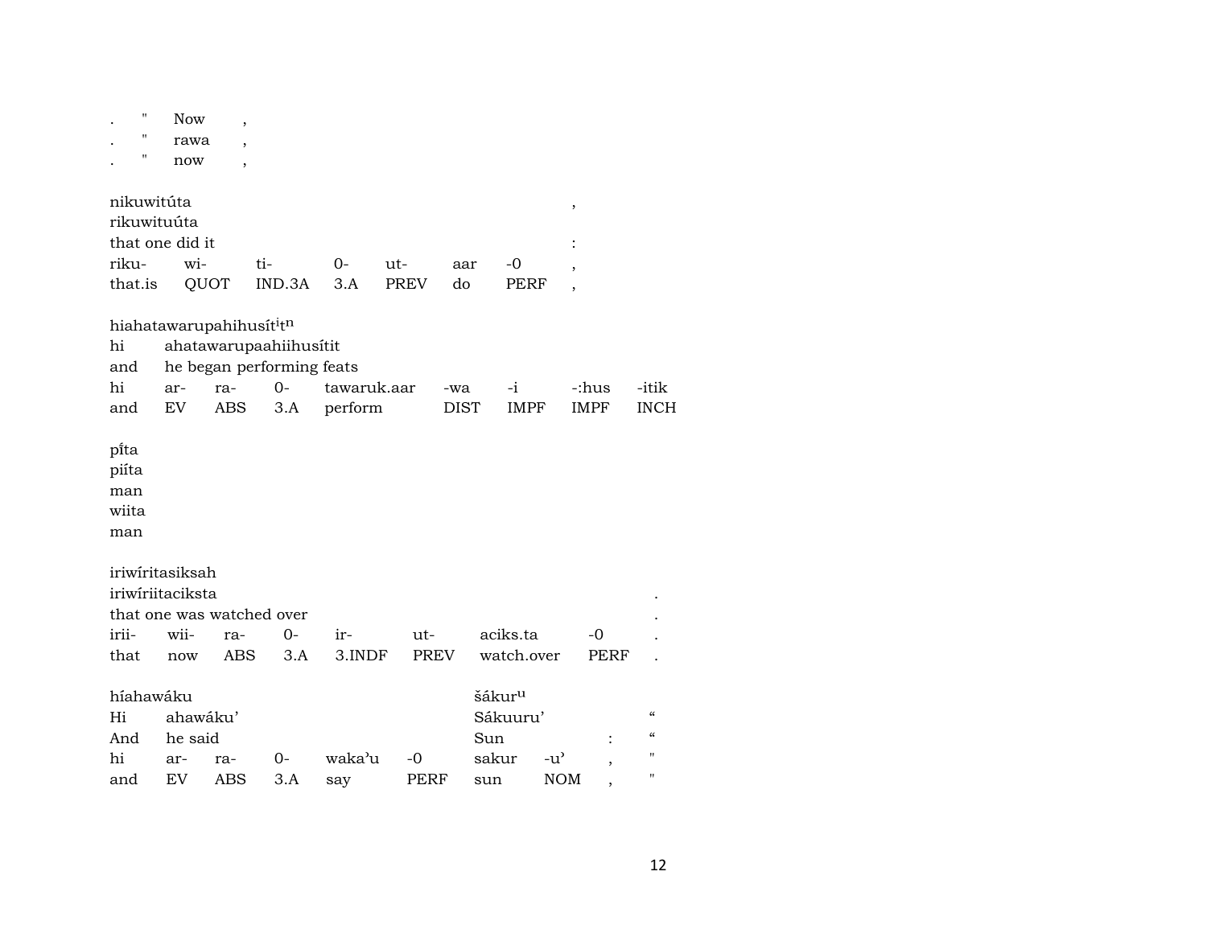| . | " | Now | , |
|---|---|---|---|
| . | " | rawa | , |
| . | " | now | , |

nikuwitúta ,
rikuwituúta
that one did it :

| riku- | wi- | ti- | 0- | ut- | aar | -0 | , |
|---|---|---|---|---|---|---|---|
| that.is | QUOT | IND.3A | 3.A | PREV | do | PERF | , |

hiahatawarupahihusít$^{i}$t$^{n}$

| hi | ahatawarupaahiihusítit | | | | | | | |
|---|---|---|---|---|---|---|---|---|
| and | he began performing feats | | | | | | | |
| hi | ar- | ra- | 0- | tawaruk.aar | -wa | -i | -:hus | -itik |
| and | EV | ABS | 3.A | perform | DIST | IMPF | IMPF | INCH |

pı̂ta
piíta
man
wiita
man

iriwíritasiksah
iriwíriitaciksta .
that one was watched over .

| irii- | wii- | ra- | 0- | ir- | ut- | aciks.ta | -0 | . |
|---|---|---|---|---|---|---|---|---|
| that | now | ABS | 3.A | 3.INDF | PREV | watch.over | PERF | . |

híahawáku šákur$^{u}$

| Hi | ahawáku’ | | | | | Sákuuru’ | | | “ |
|---|---|---|---|---|---|---|---|---|---|
| And | he said | | | | | Sun | | : | “ |
| hi | ar- | ra- | 0- | waka’u | -0 | sakur | -u’ | , | " |
| and | EV | ABS | 3.A | say | PERF | sun | NOM | , | " |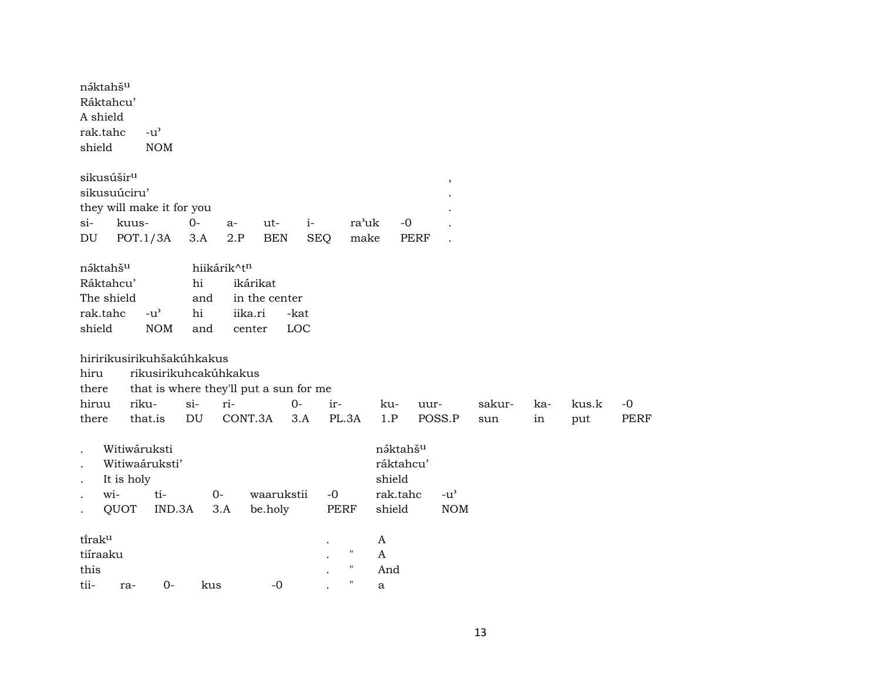nə́ktahš$^{u}$
Ráktahcu'
A shield

| rak.tahc | -u' |
|---|---|
| shield | NOM |

sikusúšir$^{u}$ ,
sikusuúciru' .
they will make it for you .

| si- | kuus- | 0- | a- | ut- | i- | ra'uk | -0 | . |
|---|---|---|---|---|---|---|---|---|
| DU | POT.1/3A | 3.A | 2.P | BEN | SEQ | make | PERF | . |

nə́ktahš$^{u}$ hiikárik^t$^{n}$
Ráktahcu' hi ikárikat
The shield and in the center

| rak.tahc | -u' | hi | iika.ri | -kat |
|---|---|---|---|---|
| shield | NOM | and | center | LOC |

hiririkusirikuhšakúhkakus
hiru rikusirikuhcakúhkakus
there that is where they'll put a sun for me

| hiruu | riku- | si- | ri- | 0- | ir- | ku- | uur- | sakur- | ka- | kus.k | -0 |
|---|---|---|---|---|---|---|---|---|---|---|---|
| there | that.is | DU | CONT.3A | 3.A | PL.3A | 1.P | POSS.P | sun | in | put | PERF |

. Witiwáruksti nə́ktahš$^{u}$
. Witiwaáruksti' ráktahcu'
. It is holy shield

| . | wi- | ti- | 0- | waarukstii | -0 | rak.tahc | -u' |
|---|---|---|---|---|---|---|---|
| . | QUOT | IND.3A | 3.A | be.holy | PERF | shield | NOM |

tı̃rak$^{u}$ . A
tiíraaku . " A
this . " And

| tii- | ra- | 0- | kus | -0 | . | " | a |
|---|---|---|---|---|---|---|---|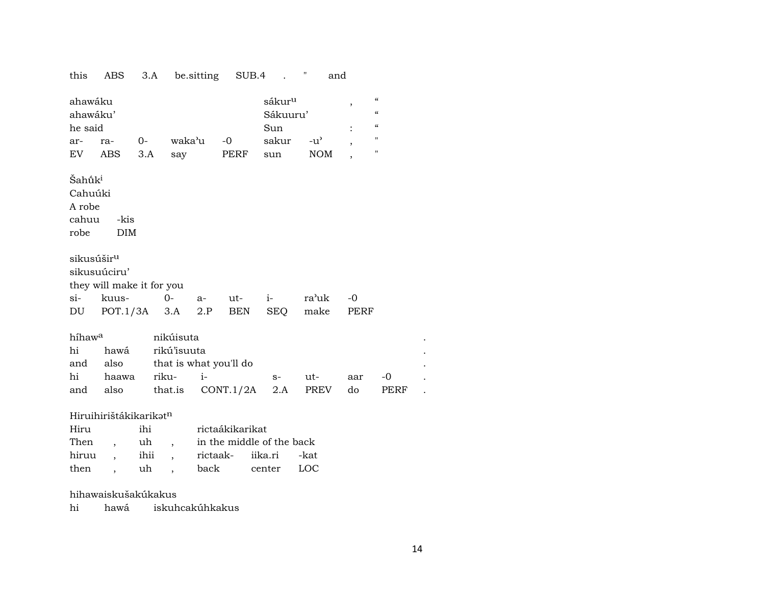this ABS 3.A be.sitting SUB.4 . " and

| ahawáku | | | | | sákur$^{u}$ | | , | “ |
|---|---|---|---|---|---|---|---|---|
| ahawáku’ | | | | | Sákuuru’ | | | “ |
| he said | | | | | Sun | | : | “ |
| ar- | ra- | 0- | waka’u | -0 | sakur | -u’ | , | " |
| EV | ABS | 3.A | say | PERF | sun | NOM | , | " |

| Šahúk$^{i}$ | |
|---|---|
| Cahuúki | |
| A robe | |
| cahuu | -kis |
| robe | DIM |

| sikusúšir$^{u}$ | | | | | | | |
|---|---|---|---|---|---|---|---|
| sikusuúciru’ | | | | | | | |
| they will make it for you | | | | | | | |
| si- | kuus- | 0- | a- | ut- | i- | ra’uk | -0 |
| DU | POT.1/3A | 3.A | 2.P | BEN | SEQ | make | PERF |

| híhaw$^{a}$ | | nikúisuta | | | | | | . |
|---|---|---|---|---|---|---|---|---|
| hi | hawá | rikú’isuuta | | | | | | . |
| and | also | that is what you'll do | | | | | | . |
| hi | haawa | riku- | i- | s- | ut- | aar | -0 | . |
| and | also | that.is | CONT.1/2A | 2.A | PREV | do | PERF | . |

| Hiruihirištákikarikət$^{n}$ | | | | | | |
|---|---|---|---|---|---|---|
| Hiru | | ihi | | rictaákikarikat | | |
| Then | , | uh | , | in the middle of the back | | |
| hiruu | , | ihii | , | rictaak- | iika.ri | -kat |
| then | , | uh | , | back | center | LOC |

| hihawaiskušakúkakus | | |
|---|---|---|
| hi | hawá | iskuhcakúhkakus |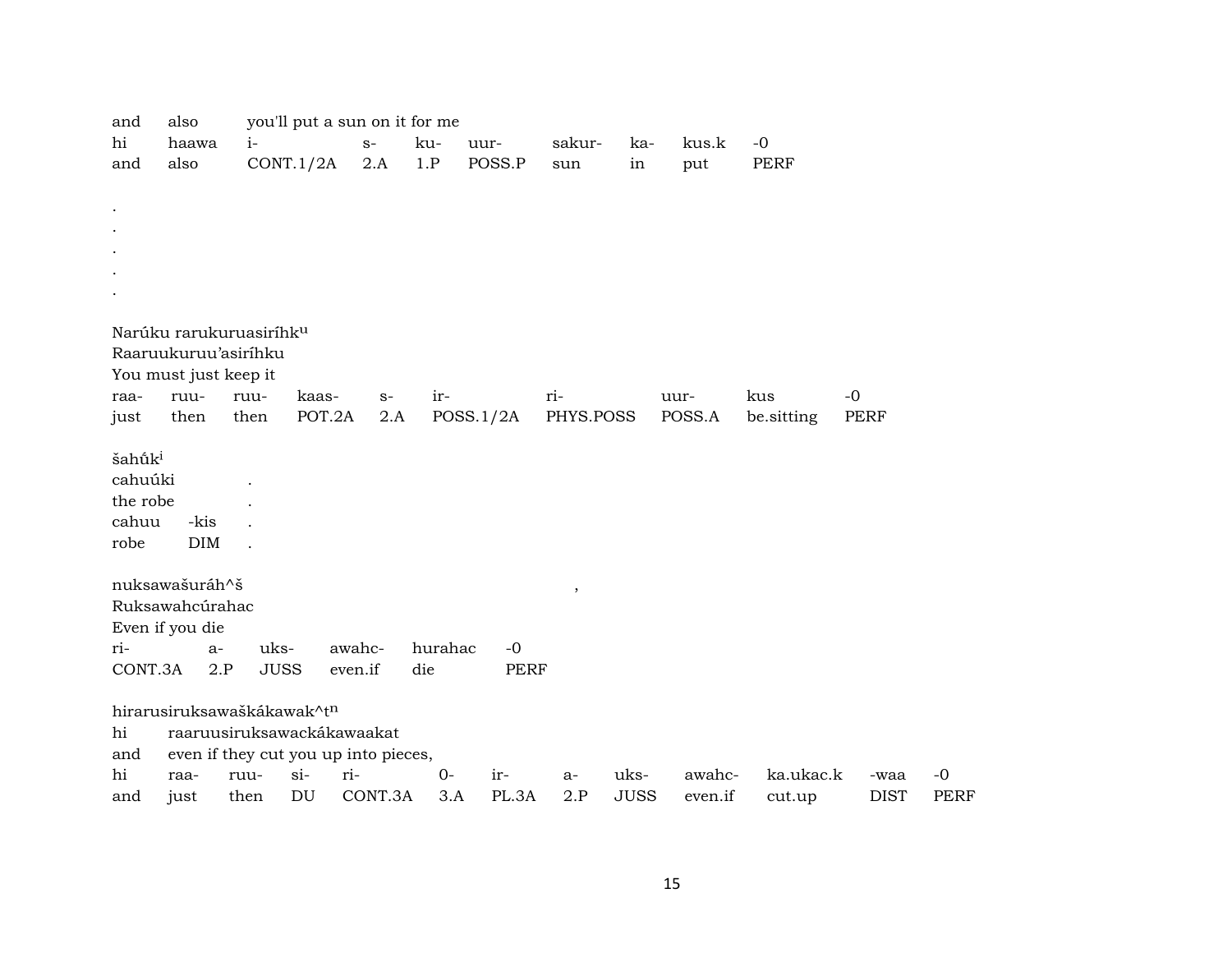and also you'll put a sun on it for me

| hi | haawa | i- | s- | ku- | uur- | sakur- | ka- | kus.k | -0 |
|---|---|---|---|---|---|---|---|---|---|
| and | also | CONT.1/2A | 2.A | 1.P | POSS.P | sun | in | put | PERF |

.
.
.
.
.

Narúku rarukuruasiríhk[u]
Raaruukuruu'asiríhku
You must just keep it

| raa- | ruu- | ruu- | kaas- | s- | ir- | ri- | uur- | kus | -0 |
|---|---|---|---|---|---|---|---|---|---|
| just | then | then | POT.2A | 2.A | POSS.1/2A | PHYS.POSS | POSS.A | be.sitting | PERF |

šahű́k[i]
cahuúki .
the robe .

| cahuu | -kis | . |
|---|---|---|
| robe | DIM | . |

nuksawašuráh^š ,
Ruksawahcúrahac
Even if you die

| ri- | a- | uks- | awahc- | hurahac | -0 |
|---|---|---|---|---|---|
| CONT.3A | 2.P | JUSS | even.if | die | PERF |

hirarusiruksawaškákawak^t[n]
hi raaruusiruksawackákawaakat
and even if they cut you up into pieces,

| hi | raa- | ruu- | si- | ri- | 0- | ir- | a- | uks- | awahc- | ka.ukac.k | -waa | -0 |
|---|---|---|---|---|---|---|---|---|---|---|---|---|
| and | just | then | DU | CONT.3A | 3.A | PL.3A | 2.P | JUSS | even.if | cut.up | DIST | PERF |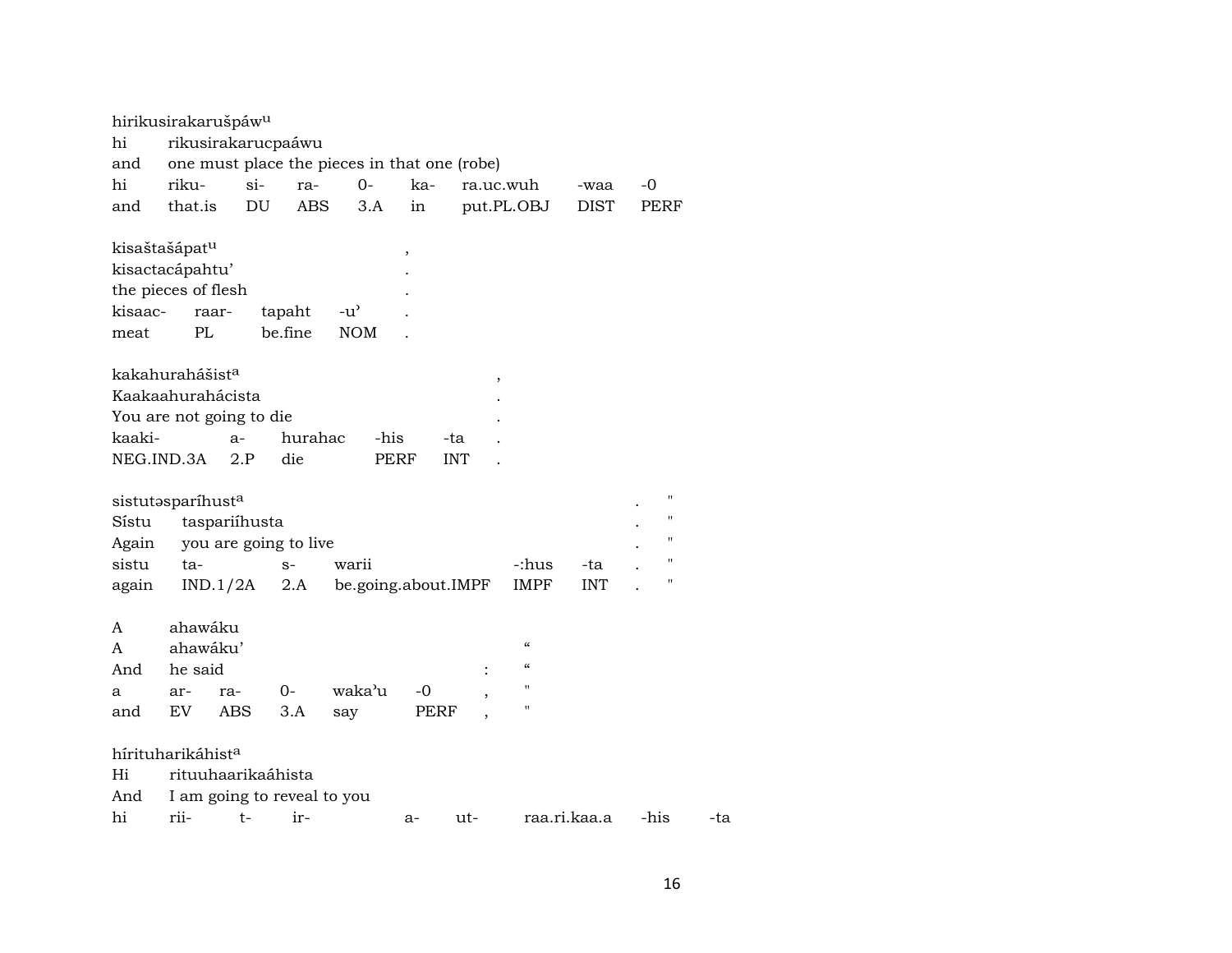hirikusirakarušpáw^u
hi rikusirakarucpaáwu
and one must place the pieces in that one (robe)
hi riku- si- ra- 0- ka- ra.uc.wuh -waa -0
and that.is DU ABS 3.A in put.PL.OBJ DIST PERF

kisaštašápat^u ,
kisactacápahtu' .
the pieces of flesh .
kisaac- raar- tapaht -u' .
meat PL be.fine NOM .

kakahurahášist^a ,
Kaakaahurahácista .
You are not going to die .
kaaki- a- hurahac -his -ta .
NEG.IND.3A 2.P die PERF INT .

sistutəsparíhust^a . "
Sístu taspariíhusta . "
Again you are going to live . "
sistu ta- s- warii -:hus -ta . "
again IND.1/2A 2.A be.going.about.IMPF IMPF INT . "

A ahawáku
A ahawáku' “
And he said : “
a ar- ra- 0- waka'u -0 , "
and EV ABS 3.A say PERF , "

hírituharikáhist^a
Hi rituuhaarikaáhista
And I am going to reveal to you
hi rii- t- ir- a- ut- raa.ri.kaa.a -his -ta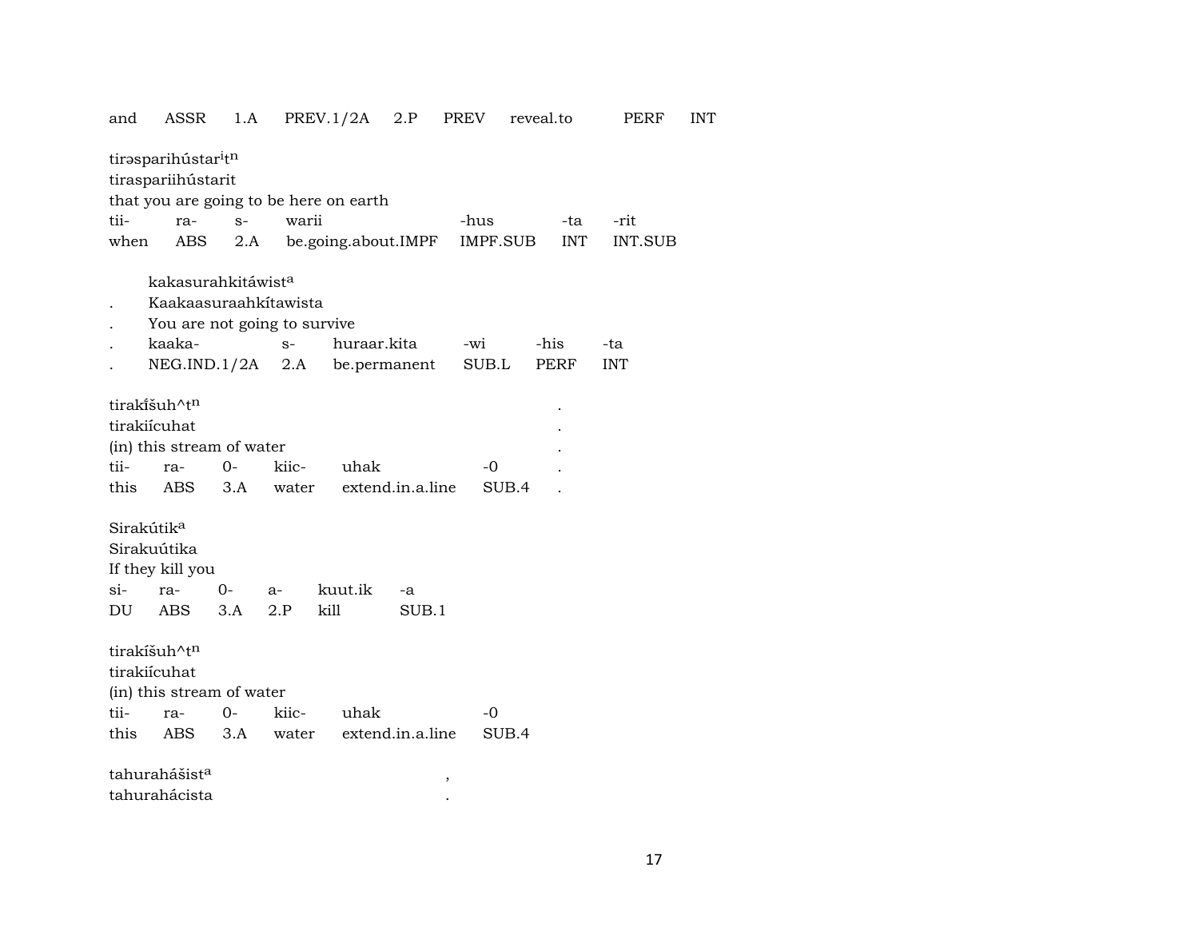| and | ASSR | 1.A | PREV.1/2A | 2.P | PREV | reveal.to | PERF | INT |
|---|---|---|---|---|---|---|---|---|

tirəsparihústar[i]t[n]
tiraspariihústarit
that you are going to be here on earth

| tii- | ra- | s- | warii | -hus | -ta | -rit |
|---|---|---|---|---|---|---|
| when | ABS | 2.A | be.going.about.IMPF | IMPF.SUB | INT | INT.SUB |

. kakasurahkitáwist[a]
. Kaakaasuraahkítawista
. You are not going to survive

| . | kaaka- | s- | huraar.kita | -wi | -his | -ta |
|---|---|---|---|---|---|---|
| . | NEG.IND.1/2A | 2.A | be.permanent | SUB.L | PERF | INT |

tirakíšuh^t[n] .
tirakiícuhat .
(in) this stream of water .

| tii- | ra- | 0- | kiic- | uhak | -0 | . |
|---|---|---|---|---|---|---|
| this | ABS | 3.A | water | extend.in.a.line | SUB.4 | . |

Sirakútik[a]
Sirakuútika
If they kill you

| si- | ra- | 0- | a- | kuut.ik | -a |
|---|---|---|---|---|---|
| DU | ABS | 3.A | 2.P | kill | SUB.1 |

tirakíšuh^t[n]
tirakiícuhat
(in) this stream of water

| tii- | ra- | 0- | kiic- | uhak | -0 |
|---|---|---|---|---|---|
| this | ABS | 3.A | water | extend.in.a.line | SUB.4 |

tahurahášist[a] ,
tahurahácista .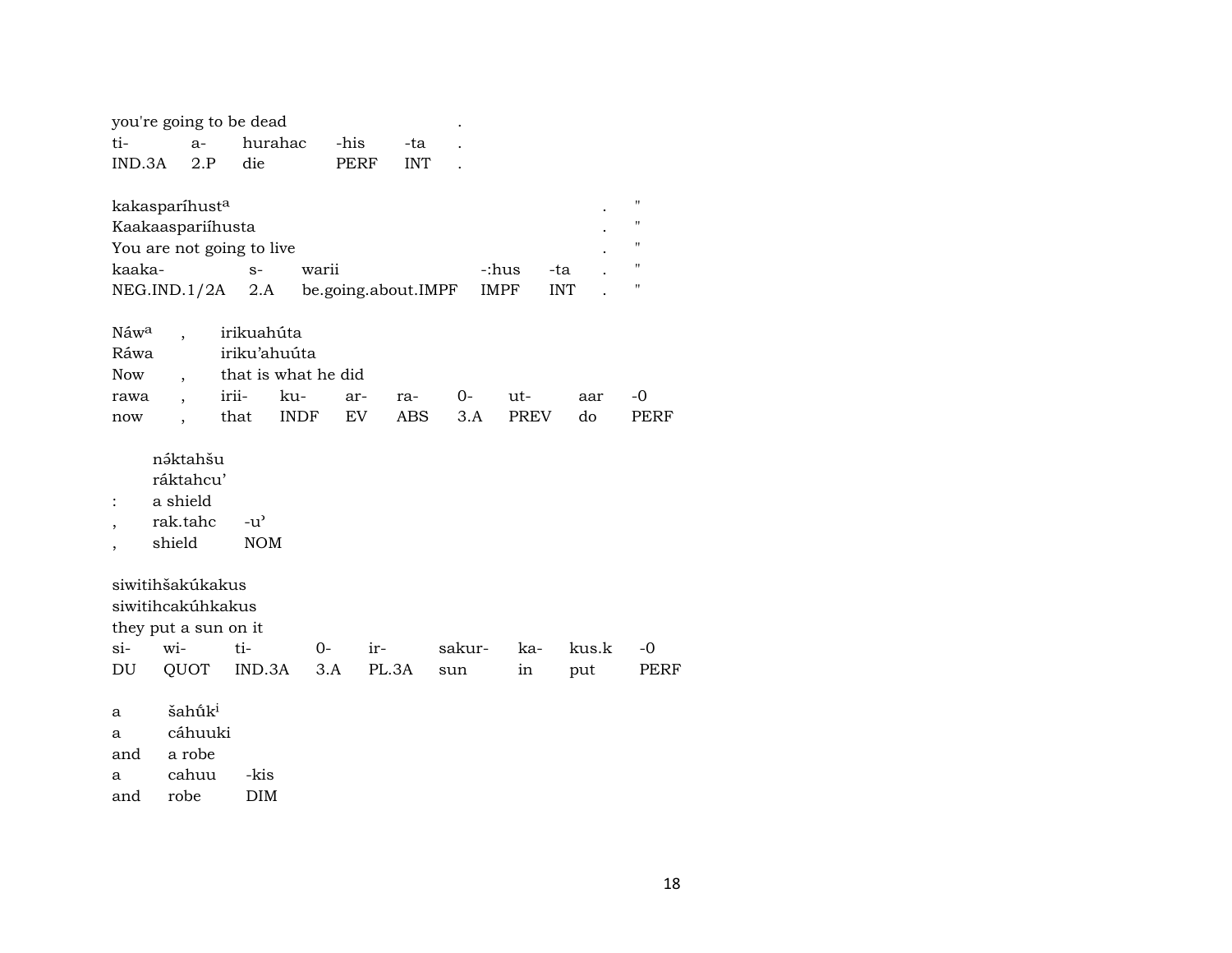| you're going to be dead | | | | | . |
|---|---|---|---|---|---|
| ti- | a- | hurahac | -his | -ta | . |
| IND.3A | 2.P | die | PERF | INT | . |

| kakasparíhust$^{a}$ | | | | | . | " |
|---|---|---|---|---|---|---|
| Kaakaaspariíhusta | | | | | . | " |
| You are not going to live | | | | | . | " |
| kaaka- | s- | warii | -:hus | -ta | . | " |
| NEG.IND.1/2A | 2.A | be.going.about.IMPF | IMPF | INT | . | " |

| Náw$^{a}$ | , | irikuahúta | | | | | | | |
|---|---|---|---|---|---|---|---|---|---|
| Ráwa | | iriku’ahuúta | | | | | | | |
| Now | , | that is what he did | | | | | | | |
| rawa | , | irii- | ku- | ar- | ra- | 0- | ut- | aar | -0 |
| now | , | that | INDF | EV | ABS | 3.A | PREV | do | PERF |

| | nə́ktahšu | |
|---|---|---|
| | ráktahcu’ | |
| : | a shield | |
| , | rak.tahc | -u’ |
| , | shield | NOM |

| siwitihšakúkakus | | | | | | | | |
|---|---|---|---|---|---|---|---|---|
| siwitihcakúhkakus | | | | | | | | |
| they put a sun on it | | | | | | | | |
| si- | wi- | ti- | 0- | ir- | sakur- | ka- | kus.k | -0 |
| DU | QUOT | IND.3A | 3.A | PL.3A | sun | in | put | PERF |

| a | šahṹk$^{i}$ | |
|---|---|---|
| a | cáhuuki | |
| and | a robe | |
| a | cahuu | -kis |
| and | robe | DIM |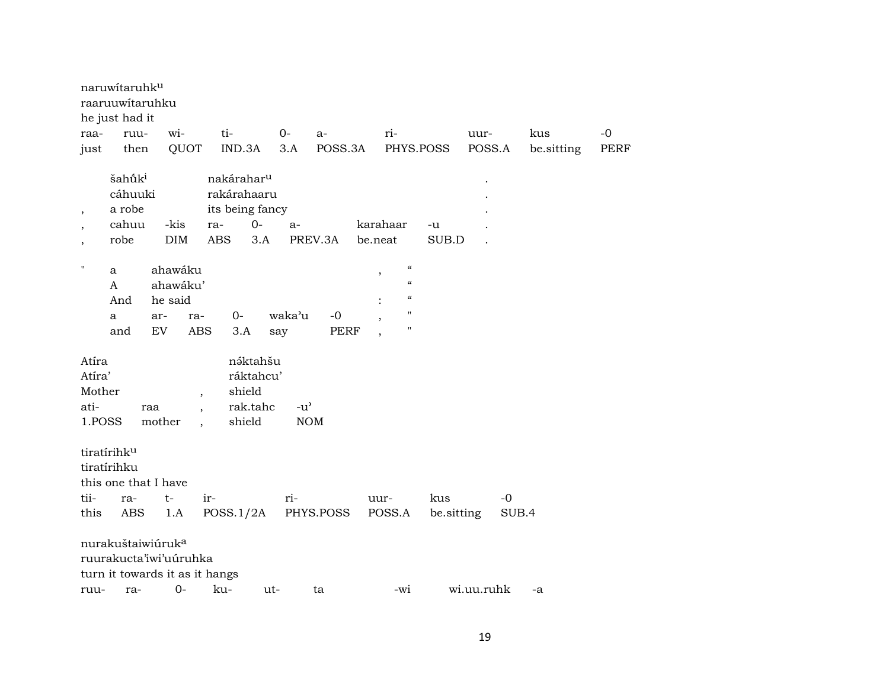naruwítaruhk^u
raaruuwítaruhku
he just had it

| raa- | ruu- | wi- | ti- | 0- | a- | ri- | uur- | kus | -0 |
|---|---|---|---|---|---|---|---|---|---|
| just | then | QUOT | IND.3A | 3.A | POSS.3A | PHYS.POSS | POSS.A | be.sitting | PERF |

| | šahũk^i | | nakárahar^u | | | | | . |
|---|---|---|---|---|---|---|---|---|
| | cáhuuki | | rakárahaaru | | | | | . |
| , | a robe | | its being fancy | | | | | . |
| , | cahuu | -kis | ra- | 0- | a- | karahaar | -u | . |
| , | robe | DIM | ABS | 3.A | PREV.3A | be.neat | SUB.D | . |

| " | a | ahawáku | | | | | , | “ |
|---|---|---|---|---|---|---|---|---|
| | A | ahawáku’ | | | | | | “ |
| | And | he said | | | | | : | “ |
| | a | ar- | ra- | 0- | waka’u | -0 | , | " |
| | and | EV | ABS | 3.A | say | PERF | , | " |

| Atíra | | | nə́ktahšu | |
|---|---|---|---|---|
| Atíra’ | | | ráktahcu’ | |
| Mother | | , | shield | |
| ati- | raa | , | rak.tahc | -u’ |
| 1.POSS | mother | , | shield | NOM |

tiratírihk^u
tiratírihku
this one that I have

| tii- | ra- | t- | ir- | ri- | uur- | kus | -0 |
|---|---|---|---|---|---|---|---|
| this | ABS | 1.A | POSS.1/2A | PHYS.POSS | POSS.A | be.sitting | SUB.4 |

nurakuštaiwiúruk^a
ruurakucta’iwi’uúruhka
turn it towards it as it hangs

| ruu- | ra- | 0- | ku- | ut- | ta | -wi | wi.uu.ruhk | -a |
|---|---|---|---|---|---|---|---|---|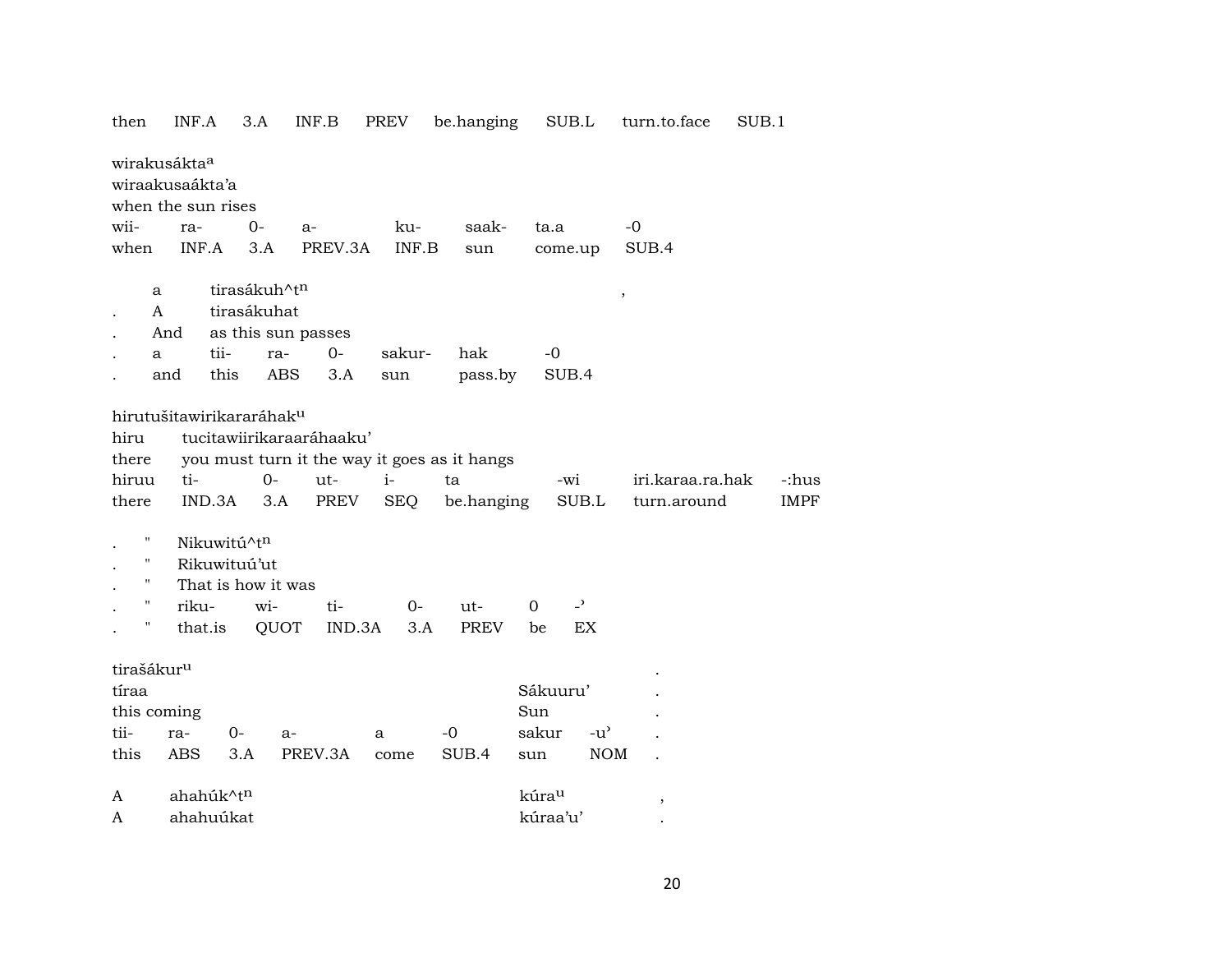then INF.A 3.A INF.B PREV be.hanging SUB.L turn.to.face SUB.1

wirakusákta^a
wiraakusaákta'a
when the sun rises

| wii- | ra- | 0- | a- | ku- | saak- | ta.a | -0 |
|---|---|---|---|---|---|---|---|
| when | INF.A | 3.A | PREV.3A | INF.B | sun | come.up | SUB.4 |

| | a | tirasákuh^t^n | | | | | | , |
|---|---|---|---|---|---|---|---|---|
| . | A | tirasákuhat | | | | | | |
| . | And | as this sun passes | | | | | | |
| . | a | tii- | ra- | 0- | sakur- | hak | -0 | |
| . | and | this | ABS | 3.A | sun | pass.by | SUB.4 | |

hirutušitawirikararáhak^u

| hiru | tucitawiirikaraaráhaaku' | | | | | | |
|---|---|---|---|---|---|---|---|
| there | you must turn it the way it goes as it hangs | | | | | | |
| hiruu | ti- | 0- | ut- | i- | ta | -wi | iri.karaa.ra.hak | -:hus |
| there | IND.3A | 3.A | PREV | SEQ | be.hanging | SUB.L | turn.around | IMPF |

| . | " | Nikuwitú^t^n | | | | | |
|---|---|---|---|---|---|---|---|
| . | " | Rikuwituú'ut | | | | | |
| . | " | That is how it was | | | | | |
| . | " | riku- | wi- | ti- | 0- | ut- | 0 | -' |
| . | " | that.is | QUOT | IND.3A | 3.A | PREV | be | EX |

| tirašákur^u | | | | | | | | . |
|---|---|---|---|---|---|---|---|---|
| tíraa | | | | | | Sákuuru' | | . |
| this coming | | | | | | Sun | | . |
| tii- | ra- | 0- | a- | a | -0 | sakur | -u' | . |
| this | ABS | 3.A | PREV.3A | come | SUB.4 | sun | NOM | . |

| A | ahahúk^t^n | kúra^u | , |
|---|---|---|---|
| A | ahahuúkat | kúraa'u' | . |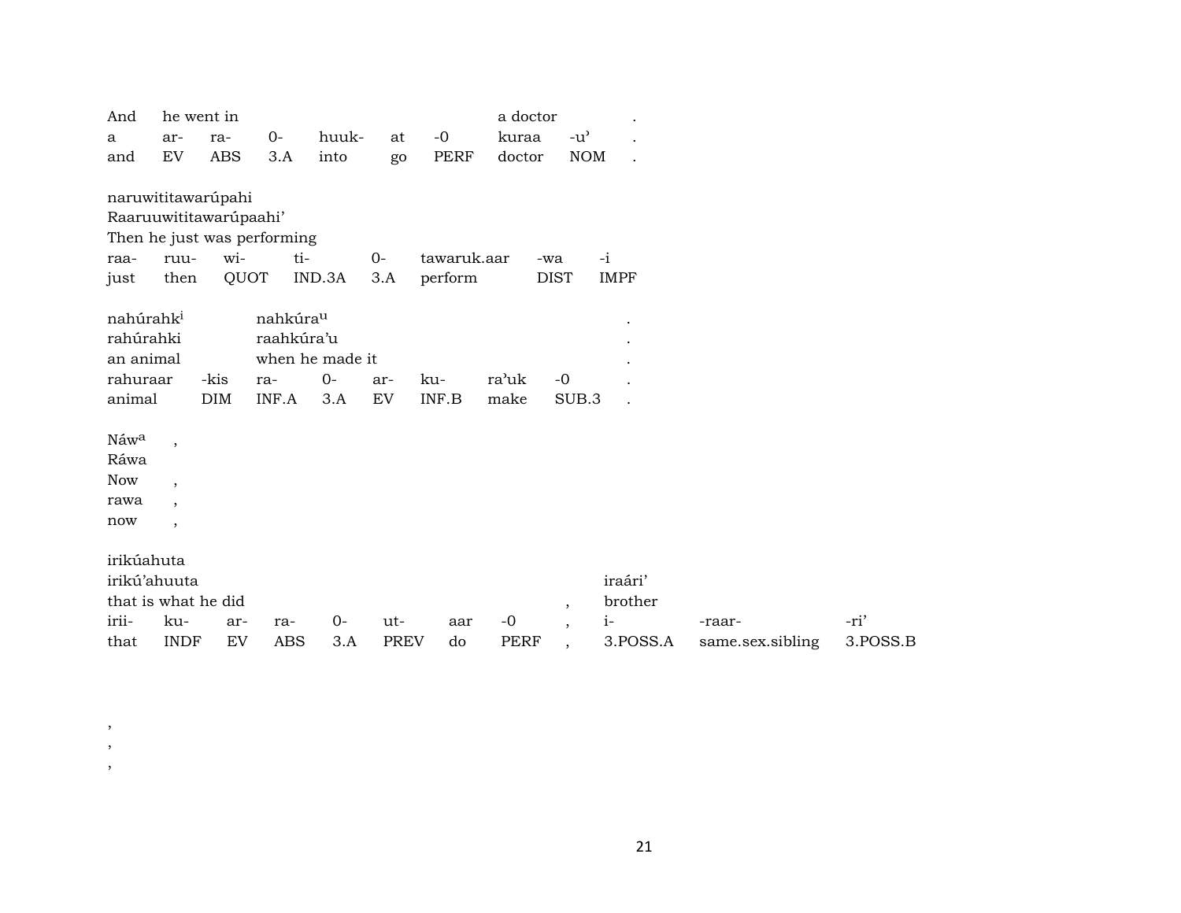| And | he went in | | | | | | a doctor | | . |
|---|---|---|---|---|---|---|---|---|---|
| a | ar- | ra- | 0- | huuk- | at | -0 | kuraa | -u’ | . |
| and | EV | ABS | 3.A | into | go | PERF | doctor | NOM | . |

naruwititawarúpahi
Raaruuwititawarúpaahi’
Then he just was performing

| raa- | ruu- | wi- | ti- | 0- | tawaruk.aar | -wa | -i |
|---|---|---|---|---|---|---|---|
| just | then | QUOT | IND.3A | 3.A | perform | DIST | IMPF |

| nahúrahk[i] | | nahkúra[u] | | | | | | . |
|---|---|---|---|---|---|---|---|---|
| rahúrahki | | raahkúra’u | | | | | | . |
| an animal | | when he made it | | | | | | . |
| rahuraar | -kis | ra- | 0- | ar- | ku- | ra’uk | -0 | . |
| animal | DIM | INF.A | 3.A | EV | INF.B | make | SUB.3 | . |

Náw[a] ,
Ráwa
Now ,
rawa ,
now ,

irikúahuta
irikú’ahuuta

| that is what he did | | | | | | | | , | iraári’ | | |
|---|---|---|---|---|---|---|---|---|---|---|---|
| irii- | ku- | ar- | ra- | 0- | ut- | aar | -0 | , | i- | -raar- | -ri’ |
| that | INDF | EV | ABS | 3.A | PREV | do | PERF | , | 3.POSS.A | same.sex.sibling | 3.POSS.B |

,
,
,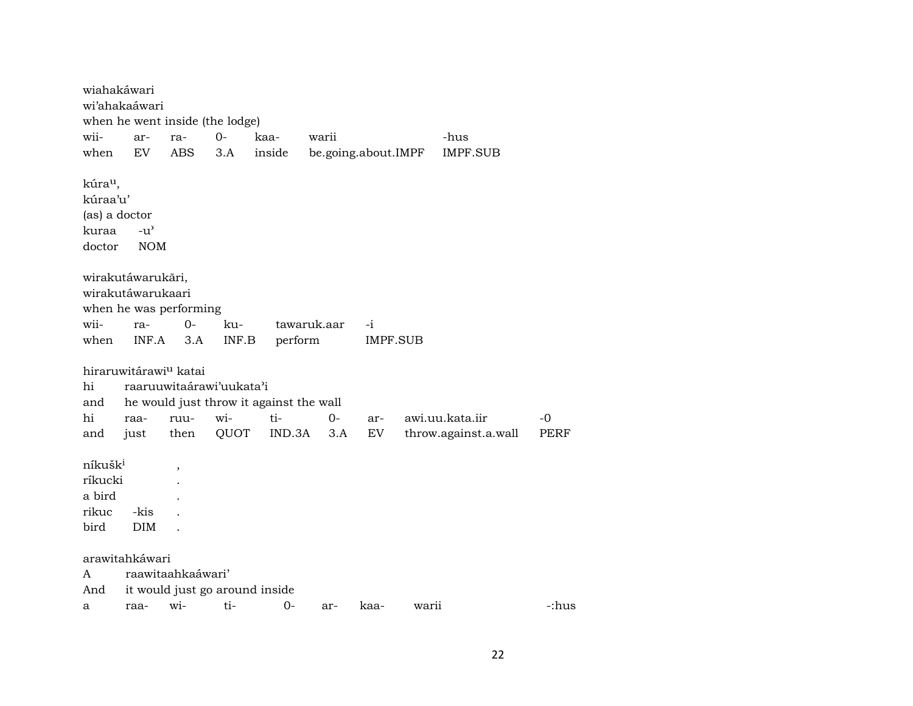wiahakáwari
wi'ahakaáwari
when he went inside (the lodge)

| wii- | ar- | ra- | 0- | kaa- | warii | -hus |
|---|---|---|---|---|---|---|
| when | EV | ABS | 3.A | inside | be.going.about.IMPF | IMPF.SUB |

kúra[u],
kúraa'u'
(as) a doctor

| kuraa | -u' |
|---|---|
| doctor | NOM |

wirakutáwarukāri,
wirakutáwarukaari
when he was performing

| wii- | ra- | 0- | ku- | tawaruk.aar | -i |
|---|---|---|---|---|---|
| when | INF.A | 3.A | INF.B | perform | IMPF.SUB |

hiraruwitárawi[u] katai
hi raaruuwitaárawi'uukata'i
and he would just throw it against the wall

| hi | raa- | ruu- | wi- | ti- | 0- | ar- | awi.uu.kata.iir | -0 |
|---|---|---|---|---|---|---|---|---|
| and | just | then | QUOT | IND.3A | 3.A | EV | throw.against.a.wall | PERF |

níkušk[i] ,
ríkucki .
a bird .

| rikuc | -kis | . |
|---|---|---|
| bird | DIM | . |

arawitahkáwari
A raawitaahkaáwari'
And it would just go around inside

| a | raa- | wi- | ti- | 0- | ar- | kaa- | warii | -:hus |
|---|---|---|---|---|---|---|---|---|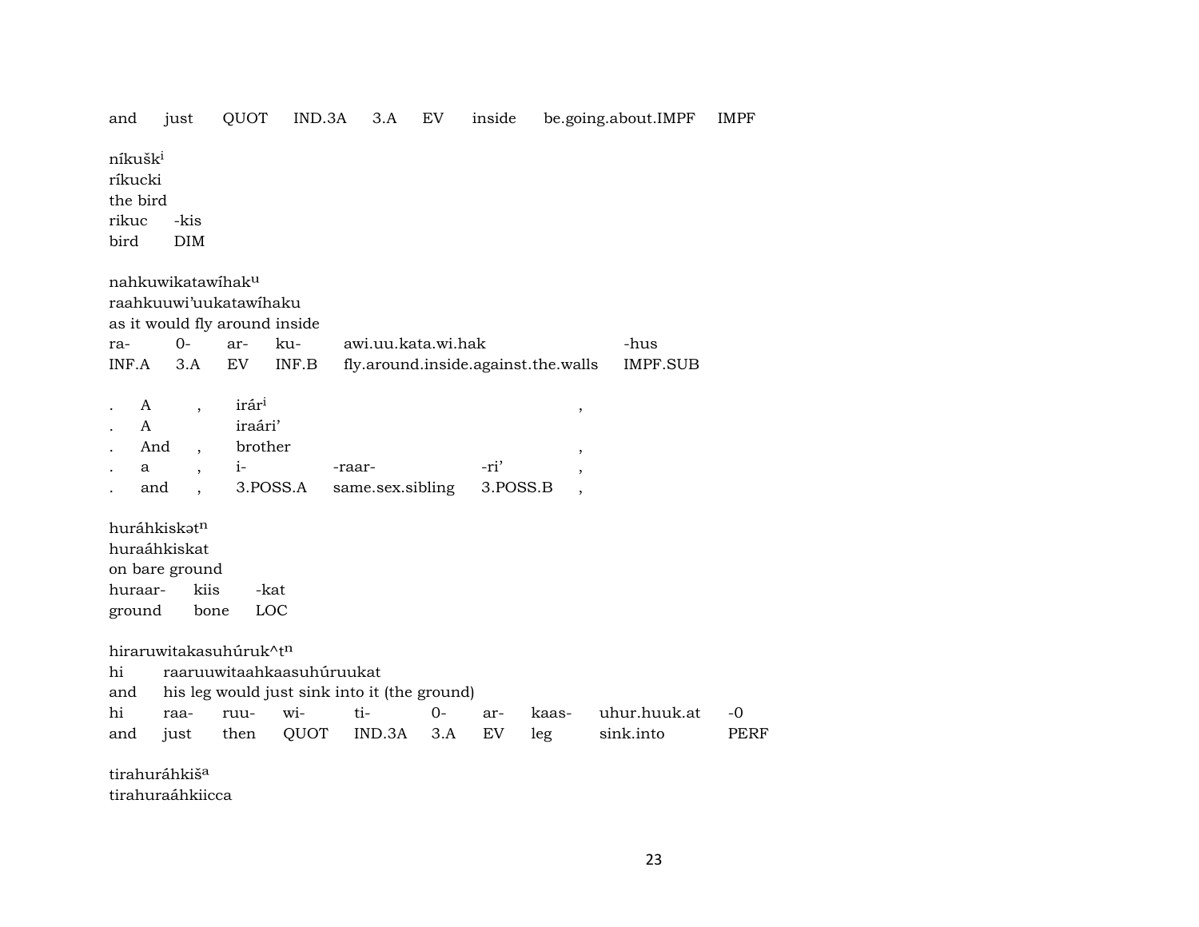| and | just | QUOT | IND.3A | 3.A | EV | inside | be.going.about.IMPF | IMPF |
|---|---|---|---|---|---|---|---|---|

níkušk$^{i}$
ríkucki
the bird

| rikuc | -kis |
|---|---|
| bird | DIM |

nahkuwikatawíhak$^{u}$
raahkuuwi'uukatawíhaku
as it would fly around inside

| ra- | 0- | ar- | ku- | awi.uu.kata.wi.hak | -hus |
|---|---|---|---|---|---|
| INF.A | 3.A | EV | INF.B | fly.around.inside.against.the.walls | IMPF.SUB |

| . | A | , | irár$^{i}$ | | | , |
|---|---|---|---|---|---|---|
| . | A | | iraári' | | | |
| . | And | , | brother | | | , |
| . | a | , | i- | -raar- | -ri' | , |
| . | and | , | 3.POSS.A | same.sex.sibling | 3.POSS.B | , |

huráhkiskət$^{n}$
huraáhkiskat
on bare ground

| huraar- | kiis | -kat |
|---|---|---|
| ground | bone | LOC |

hiraruwitakasuhúruk^t$^{n}$

| hi | raaruuwitaahkaasuhúruukat |
|---|---|
| and | his leg would just sink into it (the ground) |

| hi | raa- | ruu- | wi- | ti- | 0- | ar- | kaas- | uhur.huuk.at | -0 |
|---|---|---|---|---|---|---|---|---|---|
| and | just | then | QUOT | IND.3A | 3.A | EV | leg | sink.into | PERF |

tirahuráhkiš$^{a}$
tirahuraáhkiicca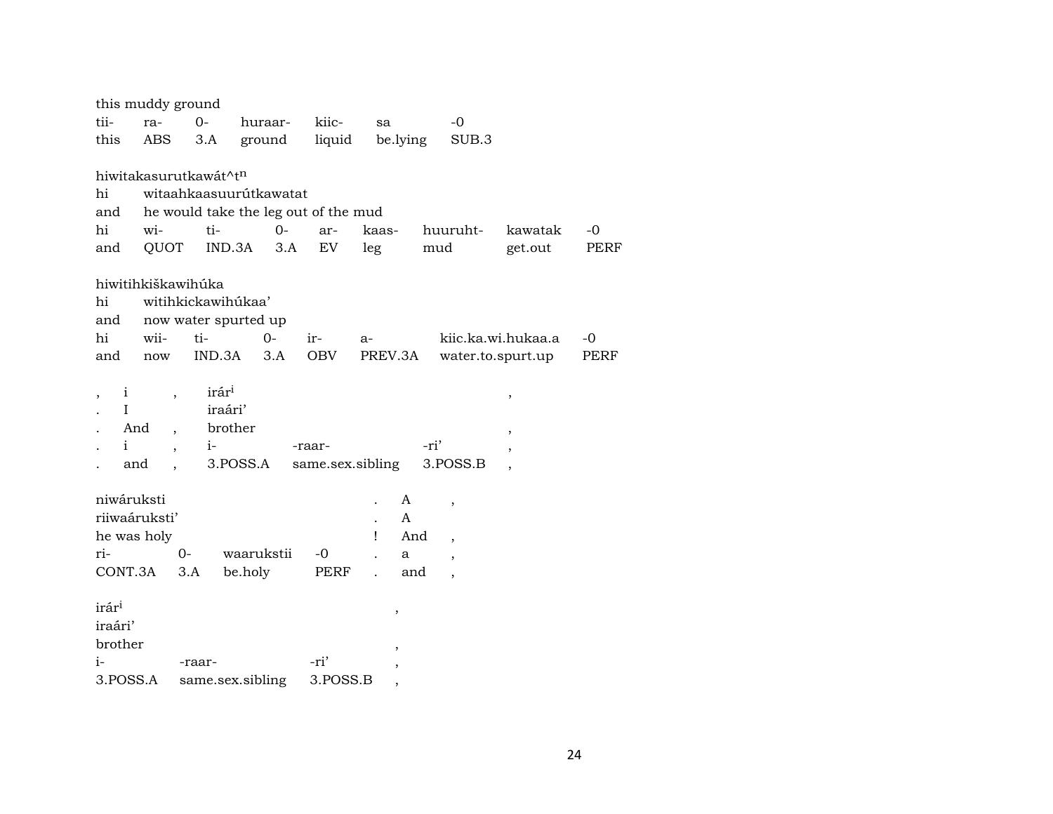this muddy ground

| tii- | ra- | 0- | huraar- | kiic- | sa | -0 |
|---|---|---|---|---|---|---|
| this | ABS | 3.A | ground | liquid | be.lying | SUB.3 |

hiwitakasurutkawát^tⁿ
hi witaahkaasuurútkawatat
and he would take the leg out of the mud

| hi | wi- | ti- | 0- | ar- | kaas- | huuruht- | kawatak | -0 |
|---|---|---|---|---|---|---|---|---|
| and | QUOT | IND.3A | 3.A | EV | leg | mud | get.out | PERF |

hiwitihkiškawihúka
hi witihkickawihúkaa'
and now water spurted up

| hi | wii- | ti- | 0- | ir- | a- | kiic.ka.wi.hukaa.a | -0 |
|---|---|---|---|---|---|---|---|
| and | now | IND.3A | 3.A | OBV | PREV.3A | water.to.spurt.up | PERF |

| , | i | , | irár[i] | | | , |
|---|---|---|---|---|---|---|
| . | I | | iraári' | | | |
| . | And | , | brother | | | , |
| . | i | , | i- | -raar- | -ri' | , |
| . | and | , | 3.POSS.A | same.sex.sibling | 3.POSS.B | , |

| niwáruksti | | | | . | A | , |
|---|---|---|---|---|---|---|
| riiwaáruksti' | | | | . | A | |
| he was holy | | | | ! | And | , |
| ri- | 0- | waarukstii | -0 | . | a | , |
| CONT.3A | 3.A | be.holy | PERF | . | and | , |

| irár[i] | | | , |
|---|---|---|---|
| iraári' | | | |
| brother | | | , |
| i- | -raar- | -ri' | , |
| 3.POSS.A | same.sex.sibling | 3.POSS.B | , |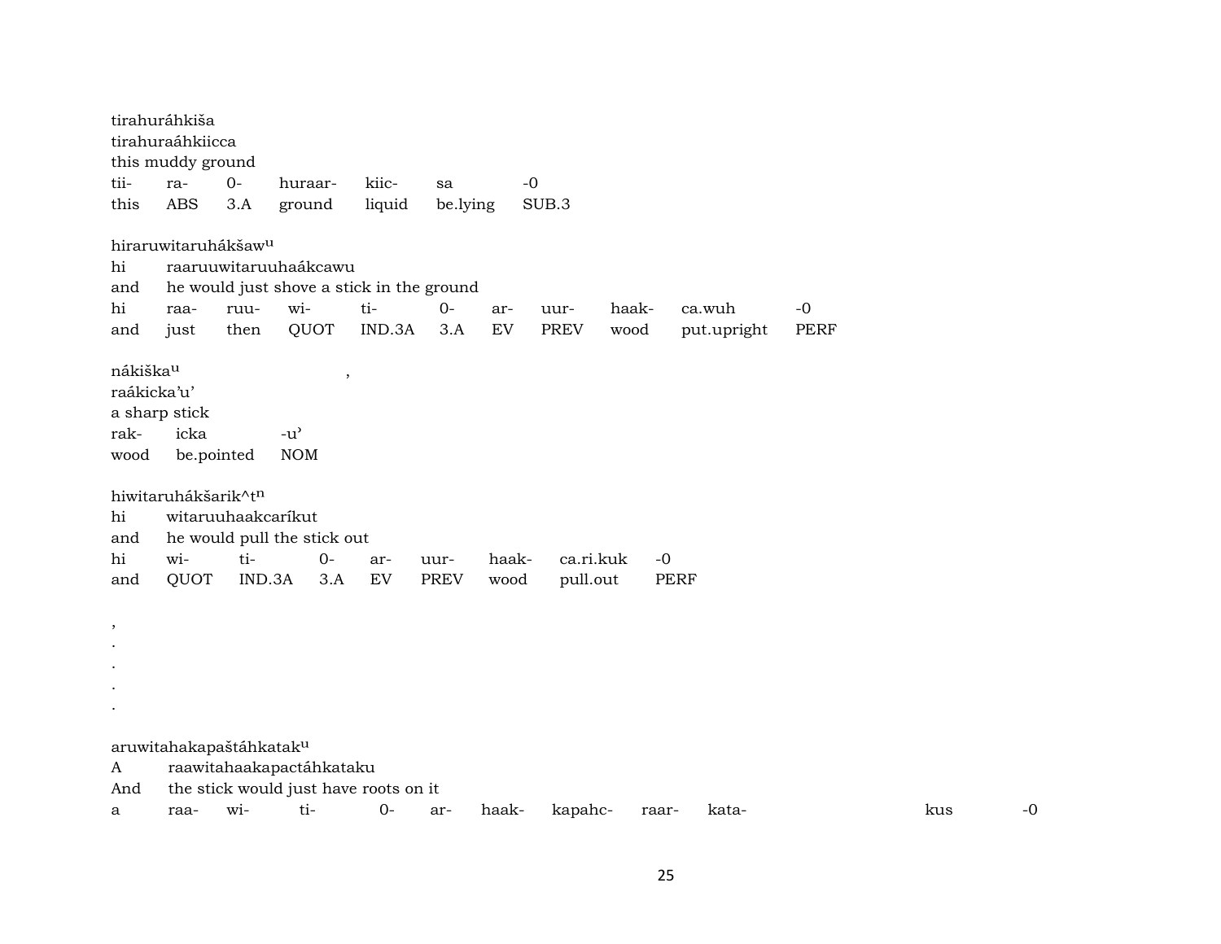tirahuráhkiša
tirahuraáhkiicca
this muddy ground

| tii- | ra- | 0- | huraar- | kiic- | sa | -0 |
|---|---|---|---|---|---|---|
| this | ABS | 3.A | ground | liquid | be.lying | SUB.3 |

hiraruwitaruhákšaw[u]
hi raaruuwitaruuhaákcawu
and he would just shove a stick in the ground

| hi | raa- | ruu- | wi- | ti- | 0- | ar- | uur- | haak- | ca.wuh | -0 |
|---|---|---|---|---|---|---|---|---|---|---|
| and | just | then | QUOT | IND.3A | 3.A | EV | PREV | wood | put.upright | PERF |

nákiška[u] ,
raákicka'u'
a sharp stick

| rak- | icka | -u' |
|---|---|---|
| wood | be.pointed | NOM |

hiwitaruhákšarik^t[n]
hi witaruuhaakcaríkut
and he would pull the stick out

| hi | wi- | ti- | 0- | ar- | uur- | haak- | ca.ri.kuk | -0 |
|---|---|---|---|---|---|---|---|---|
| and | QUOT | IND.3A | 3.A | EV | PREV | wood | pull.out | PERF |

,
.
.
.
.

aruwitahakapaštáhkatak[u]
A raawitahaakapactáhkataku
And the stick would just have roots on it

| a | raa- | wi- | ti- | 0- | ar- | haak- | kapahc- | raar- | kata- | kus | -0 |
|---|---|---|---|---|---|---|---|---|---|---|---|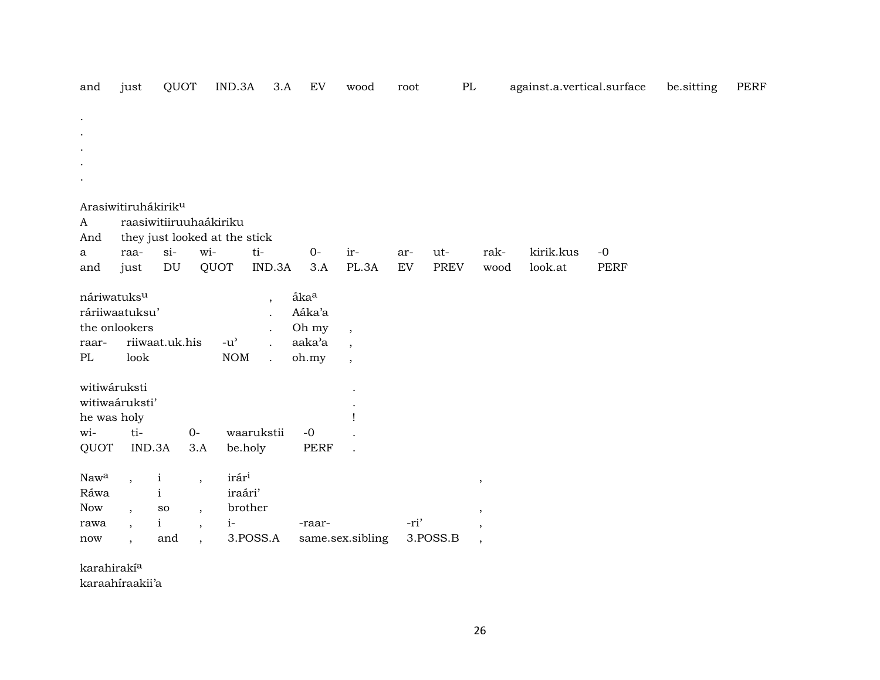| and | just | QUOT | IND.3A | 3.A | EV | wood | root | PL | against.a.vertical.surface | be.sitting | PERF |
|---|---|---|---|---|---|---|---|---|---|---|---|

.
.
.
.
.

Arasiwitiruhákirik[u]
A raasiwitiiruuhaákiriku
And they just looked at the stick

| a | raa- | si- | wi- | ti- | 0- | ir- | ar- | ut- | rak- | kirik.kus | -0 |
|---|---|---|---|---|---|---|---|---|---|---|---|
| and | just | DU | QUOT | IND.3A | 3.A | PL.3A | EV | PREV | wood | look.at | PERF |

| náriwatuks[u] | | | , | ắka[a] | |
|---|---|---|---|---|---|
| ráriiwaatuksu’ | | | . | Aáka’a | |
| the onlookers | | | . | Oh my | , |
| raar- | riiwaat.uk.his | -u’ | . | aaka’a | , |
| PL | look | NOM | . | oh.my | , |

| witiwáruksti | | | | | . |
|---|---|---|---|---|---|
| witiwaáruksti’ | | | | | . |
| he was holy | | | | | ! |
| wi- | ti- | 0- | waarukstii | -0 | . |
| QUOT | IND.3A | 3.A | be.holy | PERF | . |

| Naw[a] | , | i | , | irár[i] | | | , |
|---|---|---|---|---|---|---|---|
| Ráwa | | i | | iraári’ | | | |
| Now | , | so | , | brother | | | , |
| rawa | , | i | , | i- | -raar- | -ri’ | , |
| now | , | and | , | 3.POSS.A | same.sex.sibling | 3.POSS.B | , |

karahirakí[a]
karaahíraakii’a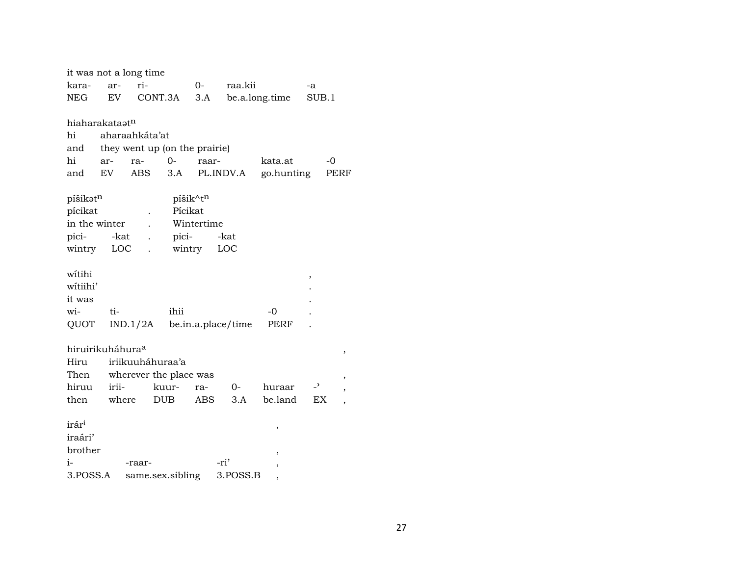it was not a long time

| kara- | ar- | ri- | 0- | raa.kii | -a |
|---|---|---|---|---|---|
| NEG | EV | CONT.3A | 3.A | be.a.long.time | SUB.1 |

hiaharakataət$^{n}$

| hi | aharaahkáta'at | | | | | |
|---|---|---|---|---|---|---|
| and | they went up (on the prairie) | | | | | |
| hi | ar- | ra- | 0- | raar- | kata.at | -0 |
| and | EV | ABS | 3.A | PL.INDV.A | go.hunting | PERF |

| píšikət$^{n}$ | | | píšik^t$^{n}$ | |
|---|---|---|---|---|
| pícikat | | . | Pícikat | |
| in the winter | | . | Wintertime | |
| pici- | -kat | . | pici- | -kat |
| wintry | LOC | . | wintry | LOC |

| wítihi | | | | , |
|---|---|---|---|---|
| wítiihi' | | | | . |
| it was | | | | . |
| wi- | ti- | ihii | -0 | . |
| QUOT | IND.1/2A | be.in.a.place/time | PERF | . |

| hiruirikuháhura$^{a}$ | | | | | | | , |
|---|---|---|---|---|---|---|---|
| Hiru | iriikuuháhuraa'a | | | | | | |
| Then | wherever the place was | | | | | | , |
| hiruu | irii- | kuur- | ra- | 0- | huraar | -ʾ | , |
| then | where | DUB | ABS | 3.A | be.land | EX | , |

| irár$^{i}$ | | | , |
|---|---|---|---|
| iraári' | | | |
| brother | | | , |
| i- | -raar- | -ri' | , |
| 3.POSS.A | same.sex.sibling | 3.POSS.B | , |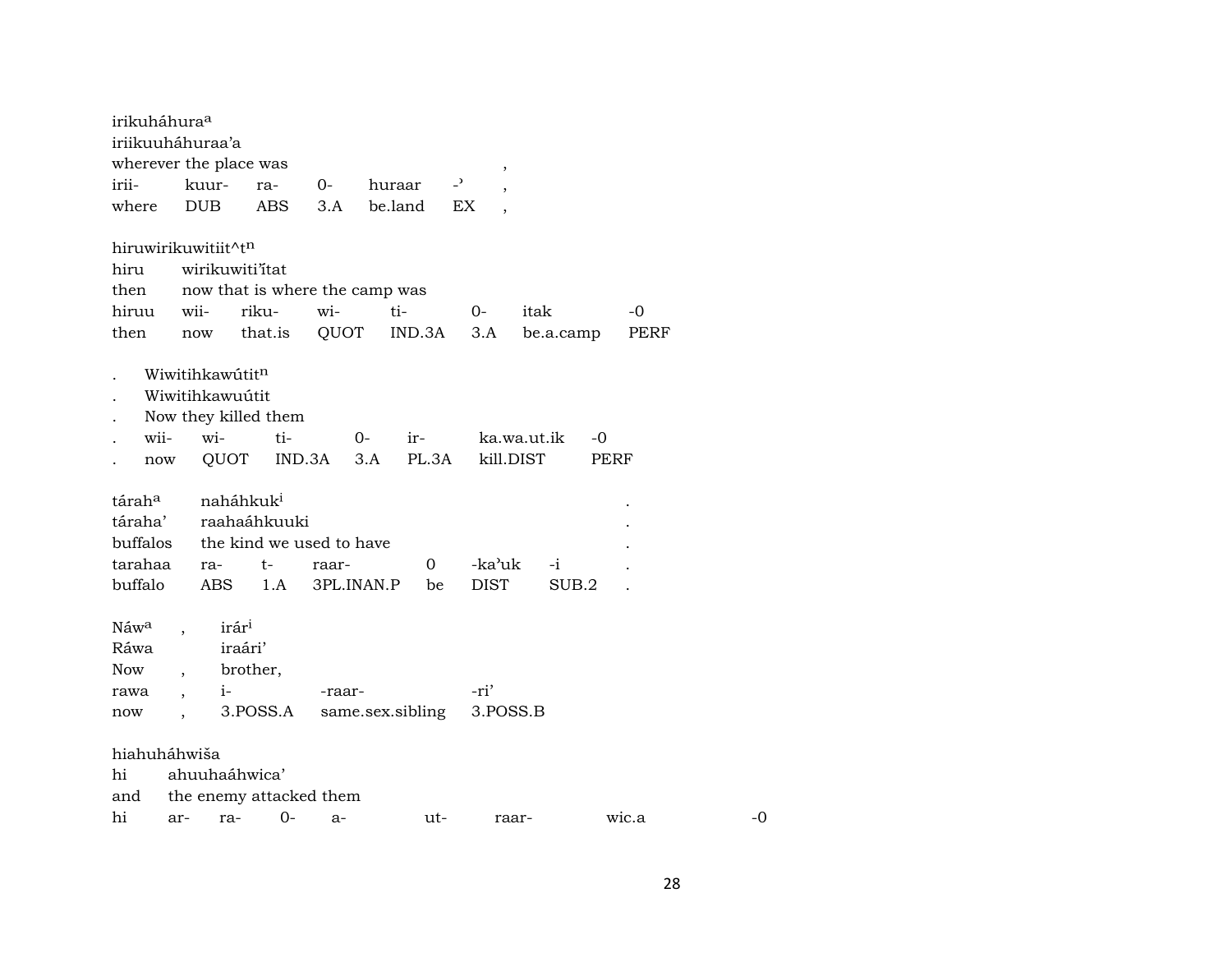irikuháhura[a]
iriikuuháhuraa'a
wherever the place was ,

| irii- | kuur- | ra- | 0- | huraar | -ˀ | , |
|---|---|---|---|---|---|---|
| where | DUB | ABS | 3.A | be.land | EX | , |

hiruwirikuwitiit^t[n]

| hiru | wirikuwitiˀitat | | | | | |
|---|---|---|---|---|---|---|
| then | now that is where the camp was | | | | | |
| hiruu | wii- | riku- | wi- | ti- | 0- | itak | -0 |
| then | now | that.is | QUOT | IND.3A | 3.A | be.a.camp | PERF |

. Wiwitihkawútit[n]
. Wiwitihkawuútit
. Now they killed them

| . | wii- | wi- | ti- | 0- | ir- | ka.wa.ut.ik | -0 |
|---|---|---|---|---|---|---|---|
| . | now | QUOT | IND.3A | 3.A | PL.3A | kill.DIST | PERF |

tárah[a] naháhkuk[i] .
táraha' raahaáhkuuki .
buffalos the kind we used to have .

| tarahaa | ra- | t- | raar- | 0 | -kaˀuk | -i | . |
|---|---|---|---|---|---|---|---|
| buffalo | ABS | 1.A | 3PL.INAN.P | be | DIST | SUB.2 | . |

Náw[a] , irár[i]
Ráwa iraári'
Now , brother,

| rawa | , | i- | -raar- | -ri' |
|---|---|---|---|---|
| now | , | 3.POSS.A | same.sex.sibling | 3.POSS.B |

hiahuháhwiša
hi ahuuhaáhwica'
and the enemy attacked them

| hi | ar- | ra- | 0- | a- | ut- | raar- | wic.a | -0 |
|---|---|---|---|---|---|---|---|---|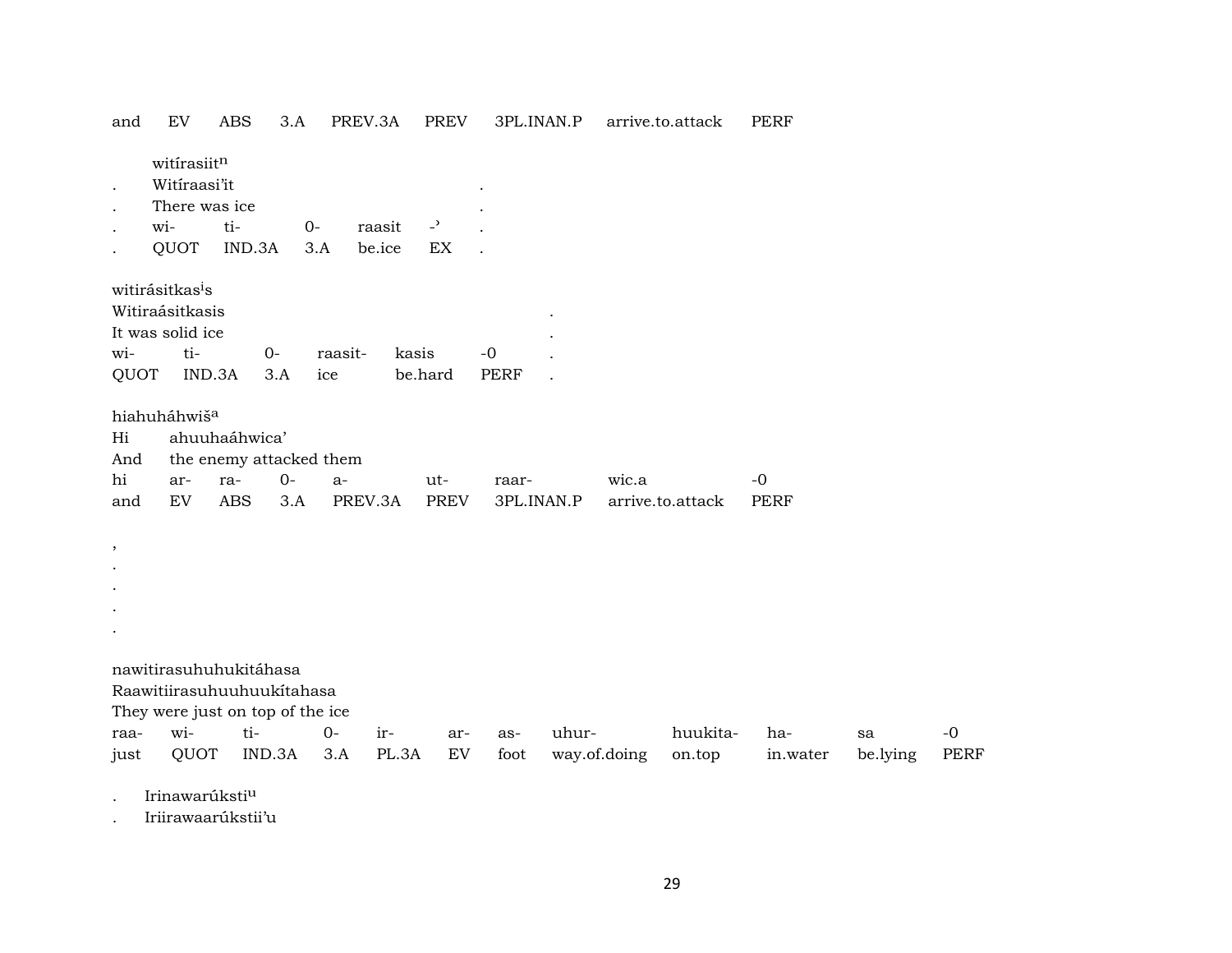and EV ABS 3.A PREV.3A PREV 3PL.INAN.P arrive.to.attack PERF

witírasiit[n]

. Witíraasi'it .

. There was ice .

| . | wi- | ti- | 0- | raasit | -ʾ | . |
|---|---|---|---|---|---|---|
| . | QUOT | IND.3A | 3.A | be.ice | EX | . |

witirásitkas[i]s

Witiraásitkasis .

It was solid ice .

| wi- | ti- | 0- | raasit- | kasis | -0 | . |
|---|---|---|---|---|---|---|
| QUOT | IND.3A | 3.A | ice | be.hard | PERF | . |

hiahuháhwiš[a]

Hi ahuuhaáhwica'

And the enemy attacked them

| hi | ar- | ra- | 0- | a- | ut- | raar- | wic.a | -0 |
|---|---|---|---|---|---|---|---|---|
| and | EV | ABS | 3.A | PREV.3A | PREV | 3PL.INAN.P | arrive.to.attack | PERF |

,

.

.

.

.

nawitirasuhuhukitáhasa

Raawitiirasuhuuhuukítahasa

They were just on top of the ice

| raa- | wi- | ti- | 0- | ir- | ar- | as- | uhur- | huukita- | ha- | sa | -0 |
|---|---|---|---|---|---|---|---|---|---|---|---|
| just | QUOT | IND.3A | 3.A | PL.3A | EV | foot | way.of.doing | on.top | in.water | be.lying | PERF |

. Irinawarúksti[u]

. Iriirawaarúkstii'u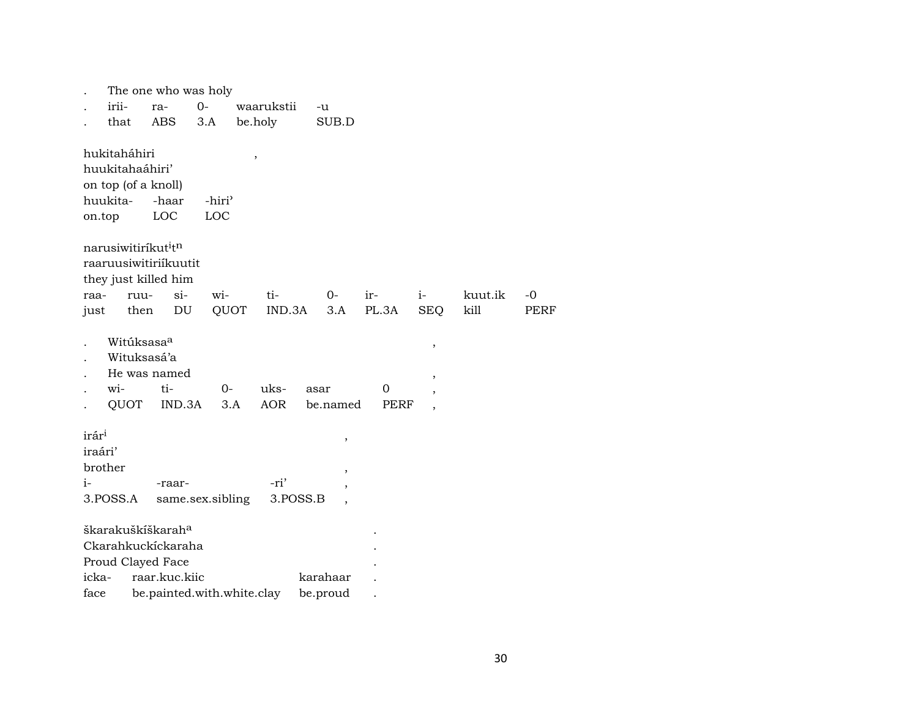. The one who was holy

| . | irii- | ra- | 0- | waarukstii | -u |
|---|---|---|---|---|---|
| . | that | ABS | 3.A | be.holy | SUB.D |

hukitaháhiri ,
huukitahaáhiri’
on top (of a knoll)

| huukita- | -haar | -hiri’ |
|---|---|---|
| on.top | LOC | LOC |

narusiwitiríkut$^{i}$t$^{n}$
raaruusiwitiriíkuutit
they just killed him

| raa- | ruu- | si- | wi- | ti- | 0- | ir- | i- | kuut.ik | -0 |
|---|---|---|---|---|---|---|---|---|---|
| just | then | DU | QUOT | IND.3A | 3.A | PL.3A | SEQ | kill | PERF |

. Witúksasa$^{a}$ ,
. Wituksasá’a
. He was named ,

| . | wi- | ti- | 0- | uks- | asar | 0 | , |
|---|---|---|---|---|---|---|---|
| . | QUOT | IND.3A | 3.A | AOR | be.named | PERF | , |

irár$^{i}$ ,
iraári’
brother ,

| i- | -raar- | -ri’ | , |
|---|---|---|---|
| 3.POSS.A | same.sex.sibling | 3.POSS.B | , |

škarakuškíškarah$^{a}$ .
Ckarahkuckíckaraha .
Proud Clayed Face .

| icka- | raar.kuc.kiic | karahaar | . |
|---|---|---|---|
| face | be.painted.with.white.clay | be.proud | . |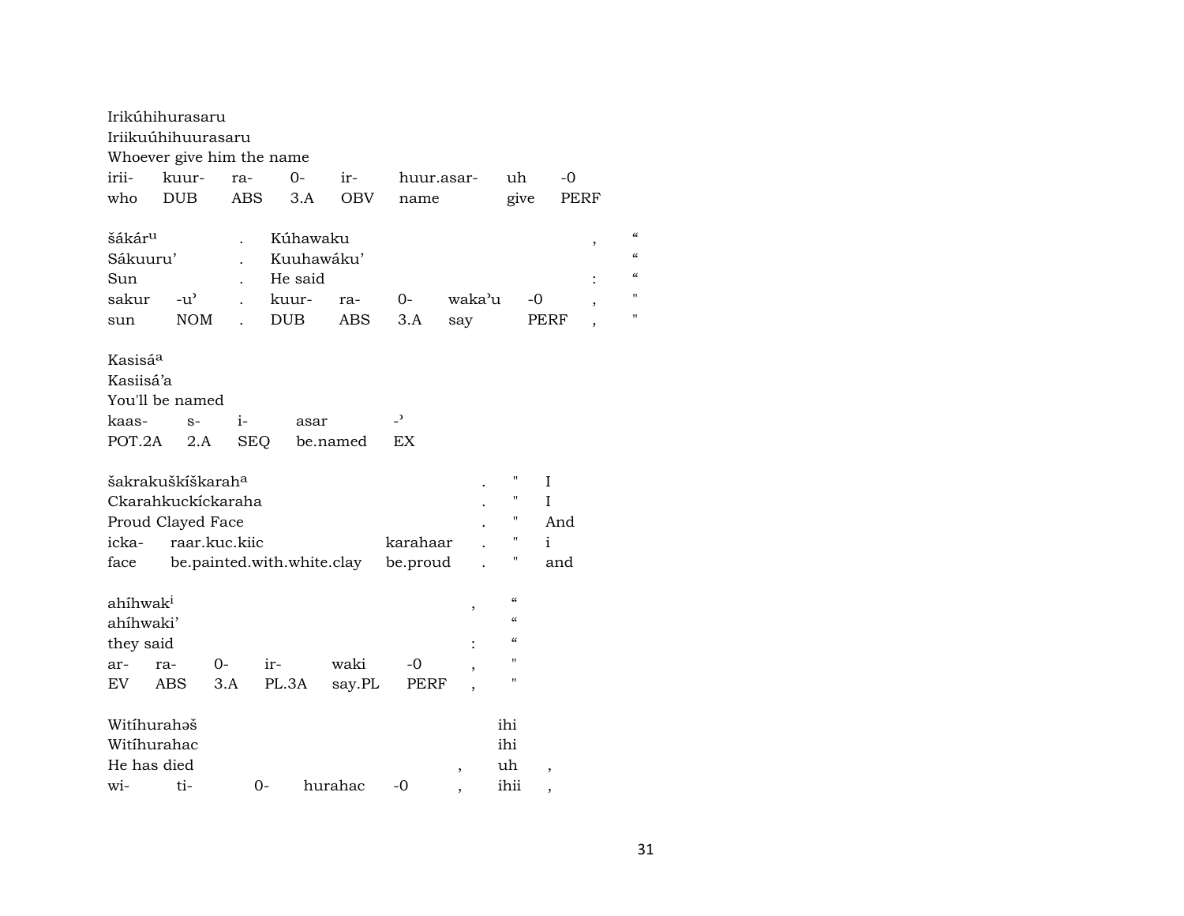Irikúhihurasaru
Iriikuúhihuurasaru
Whoever give him the name

| irii- | kuur- | ra- | 0- | ir- | huur.asar- | uh | -0 |
|---|---|---|---|---|---|---|---|
| who | DUB | ABS | 3.A | OBV | name | give | PERF |

| šákár[u] | | . | Kúhawaku | | | | | , | “ |
|---|---|---|---|---|---|---|---|---|---|
| Sákuuru’ | | . | Kuuhawáku’ | | | | | | “ |
| Sun | | . | He said | | | | | : | “ |
| sakur | -u’ | . | kuur- | ra- | 0- | waka’u | -0 | , | " |
| sun | NOM | . | DUB | ABS | 3.A | say | PERF | , | " |

Kasisá[a]
Kasiisá’a
You'll be named

| kaas- | s- | i- | asar | -’ |
|---|---|---|---|---|
| POT.2A | 2.A | SEQ | be.named | EX |

| šakrakuškíškarah[a] | | | . | " | I |
|---|---|---|---|---|---|
| Ckarahkuckíckaraha | | | . | " | I |
| Proud Clayed Face | | | . | " | And |
| icka- | raar.kuc.kiic | karahaar | . | " | i |
| face | be.painted.with.white.clay | be.proud | . | " | and |

| ahíhwak[i] | | | | | | , | “ |
|---|---|---|---|---|---|---|---|
| ahíhwaki’ | | | | | | | “ |
| they said | | | | | | : | “ |
| ar- | ra- | 0- | ir- | waki | -0 | , | " |
| EV | ABS | 3.A | PL.3A | say.PL | PERF | , | " |

| Witíhurahəš | | | | | | ihi | |
|---|---|---|---|---|---|---|---|
| Witíhurahac | | | | | | ihi | |
| He has died | | | | | , | uh | , |
| wi- | ti- | 0- | hurahac | -0 | , | ihii | , |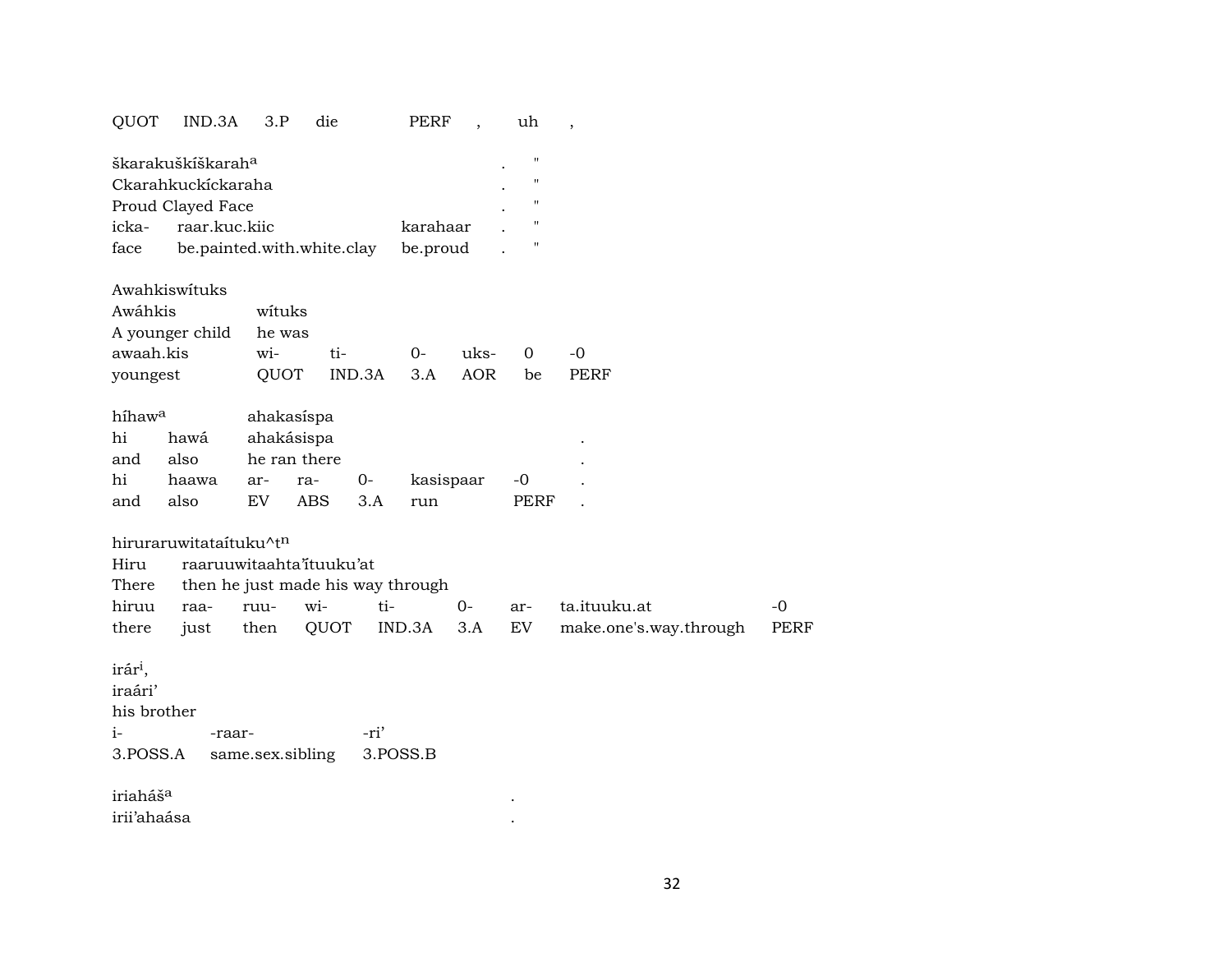QUOT IND.3A 3.P die PERF , uh ,

škarakuškíškarah[a] . "
Ckarahkuckíckaraha . "
Proud Clayed Face . "

| icka- | raar.kuc.kiic | karahaar | . | " |
|---|---|---|---|---|
| face | be.painted.with.white.clay | be.proud | . | " |

Awahkiswítuks

| Awáhkis | wítuks | | | | | |
|---|---|---|---|---|---|---|
| A younger child | he was | | | | | |
| awaah.kis | wi- | ti- | 0- | uks- | 0 | -0 |
| youngest | QUOT | IND.3A | 3.A | AOR | be | PERF |

híhaw[a] ahakasíspa

| hi | hawá | ahakásispa | | | | | |
|---|---|---|---|---|---|---|---|
| and | also | he ran there | | | | | . |
| hi | haawa | ar- | ra- | 0- | kasispaar | -0 | . |
| and | also | EV | ABS | 3.A | run | PERF | . |

hiruraruwitataítuku^t[n]

| Hiru | raaruuwitaahta'ĭtuuku'at | | | | | | | |
|---|---|---|---|---|---|---|---|---|
| There | then he just made his way through | | | | | | | |
| hiruu | raa- | ruu- | wi- | ti- | 0- | ar- | ta.ituuku.at | -0 |
| there | just | then | QUOT | IND.3A | 3.A | EV | make.one's.way.through | PERF |

irár[i],
iraári'
his brother

| i- | -raar- | -ri' |
|---|---|---|
| 3.POSS.A | same.sex.sibling | 3.POSS.B |

iriaháš[a] .
irii'ahaása .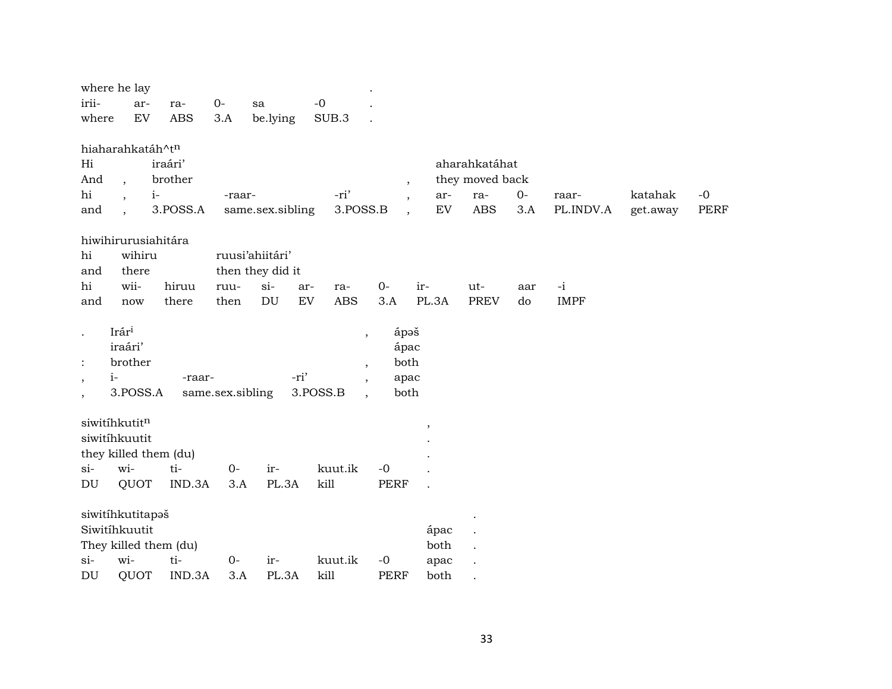| where he lay | | | | | | . |
|---|---|---|---|---|---|---|
| irii- | ar- | ra- | 0- | sa | -0 | . |
| where | EV | ABS | 3.A | be.lying | SUB.3 | . |

hiaharahkatáh^tn

| Hi | | iraári’ | | | , | aharahkatáhat | | | | | |
|---|---|---|---|---|---|---|---|---|---|---|---|
| And | , | brother | | | , | they moved back | | | | | |
| hi | , | i- | -raar- | -ri’ | , | ar- | ra- | 0- | raar- | katahak | -0 |
| and | , | 3.POSS.A | same.sex.sibling | 3.POSS.B | , | EV | ABS | 3.A | PL.INDV.A | get.away | PERF |

hiwihirurusiahitára

| hi | wihiru | | ruusi’ahiitári’ | | | | | | | |
|---|---|---|---|---|---|---|---|---|---|---|
| and | there | | then they did it | | | | | | | |
| hi | wii- | hiruu | ruu- | si- | ar- | ra- | 0- | ir- | ut- | aar | -i |
| and | now | there | then | DU | EV | ABS | 3.A | PL.3A | PREV | do | IMPF |

| . | Irár$^{i}$ | | | , | ápəš |
|---|---|---|---|---|---|
| | iraári’ | | | | ápac |
| : | brother | | | , | both |
| , | i- | -raar- | -ri’ | , | apac |
| , | 3.POSS.A | same.sex.sibling | 3.POSS.B | , | both |

| siwitíhkutit$^{n}$ | | | | | | | , |
|---|---|---|---|---|---|---|---|
| siwitíhkuutit | | | | | | | . |
| they killed them (du) | | | | | | | . |
| si- | wi- | ti- | 0- | ir- | kuut.ik | -0 | . |
| DU | QUOT | IND.3A | 3.A | PL.3A | kill | PERF | . |

| siwitíhkutitapəš | | | | | | | | . |
|---|---|---|---|---|---|---|---|---|
| Siwitíhkuutit | | | | | | | ápac | . |
| They killed them (du) | | | | | | | both | . |
| si- | wi- | ti- | 0- | ir- | kuut.ik | -0 | apac | . |
| DU | QUOT | IND.3A | 3.A | PL.3A | kill | PERF | both | . |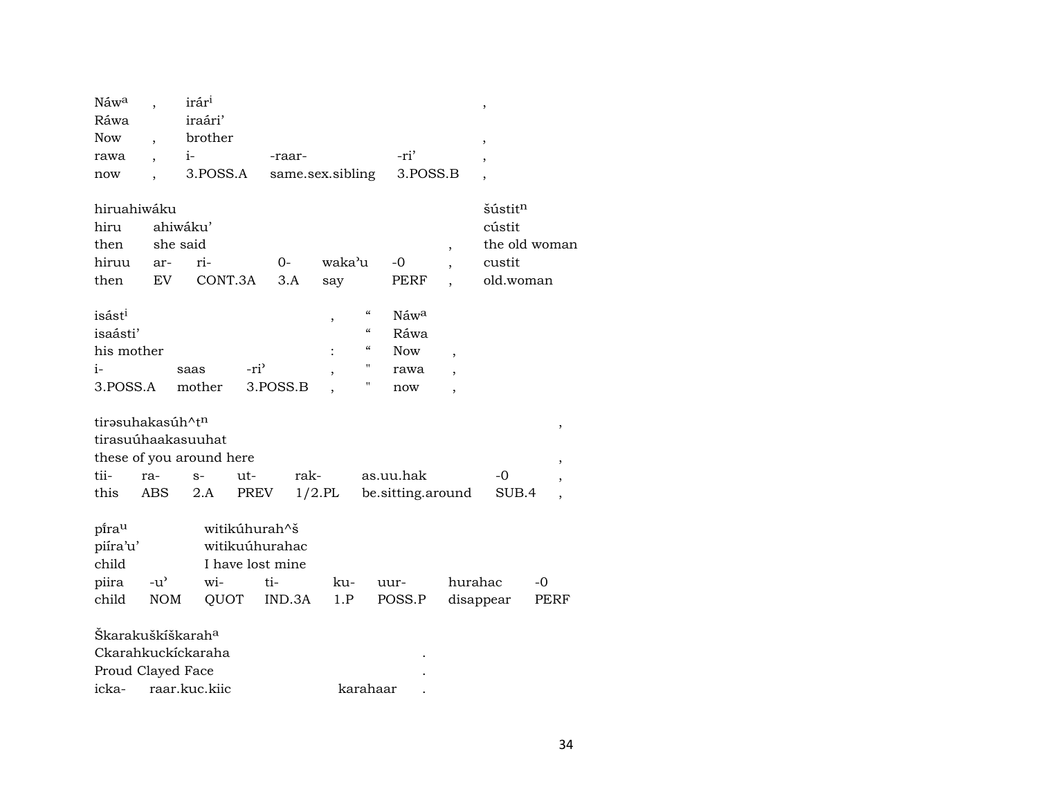| Náw^a | , | irár^i | | | , |
|---|---|---|---|---|---|
| Ráwa | | iraári’ | | | |
| Now | , | brother | | | , |
| rawa | , | i- | -raar- | -ri’ | , |
| now | , | 3.POSS.A | same.sex.sibling | 3.POSS.B | , |

| hiruahiwáku | | | | | | | šústit^n |
|---|---|---|---|---|---|---|---|
| hiru | ahiwáku’ | | | | | | cústit |
| then | she said | | | | | , | the old woman |
| hiruu | ar- | ri- | 0- | waka’u | -0 | , | custit |
| then | EV | CONT.3A | 3.A | say | PERF | , | old.woman |

| isást^i | | | , | “ | Náw^a | |
|---|---|---|---|---|---|---|
| isaásti’ | | | | “ | Ráwa | |
| his mother | | | : | “ | Now | , |
| i- | saas | -ri’ | , | " | rawa | , |
| 3.POSS.A | mother | 3.POSS.B | , | " | now | , |

| tirəsuhakasúh^t^n | | | | | | | , |
|---|---|---|---|---|---|---|---|
| tirasuúhaakasuuhat | | | | | | | |
| these of you around here | | | | | | | , |
| tii- | ra- | s- | ut- | rak- | as.uu.hak | -0 | , |
| this | ABS | 2.A | PREV | 1/2.PL | be.sitting.around | SUB.4 | , |

| pí̆ra^u | | witikúhurah^š | | | | | |
|---|---|---|---|---|---|---|---|
| piíra’u’ | | witikuúhurahac | | | | | |
| child | | I have lost mine | | | | | |
| piira | -u’ | wi- | ti- | ku- | uur- | hurahac | -0 |
| child | NOM | QUOT | IND.3A | 1.P | POSS.P | disappear | PERF |

| Škarakuškíškarah^a | | | |
|---|---|---|---|
| Ckarahkuckíckaraha | | | . |
| Proud Clayed Face | | | . |
| icka- | raar.kuc.kiic | karahaar | . |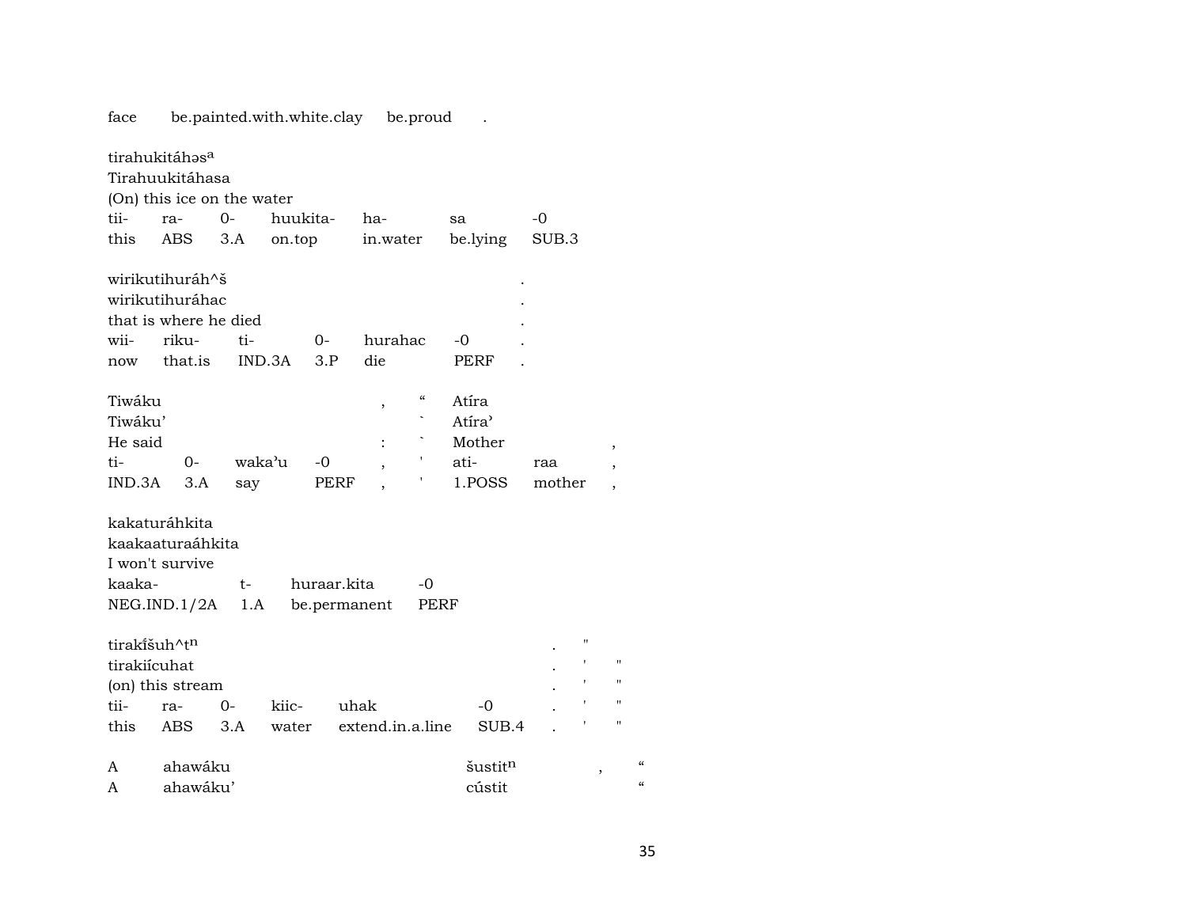face be.painted.with.white.clay be.proud .

tirahukitáhəsa
Tirahuukitáhasa
(On) this ice on the water

| tii- | ra- | 0- | huukita- | ha- | sa | -0 |
|---|---|---|---|---|---|---|
| this | ABS | 3.A | on.top | in.water | be.lying | SUB.3 |

wirikutihuráh^š .
wirikutihuráhac .
that is where he died .

| wii- | riku- | ti- | 0- | hurahac | -0 | . |
|---|---|---|---|---|---|---|
| now | that.is | IND.3A | 3.P | die | PERF | . |

Tiwáku , “ Atíra
Tiwáku’ ` Atíra’
He said : ` Mother ,

| ti- | 0- | waka’u | -0 | , | ' | ati- | raa | , |
|---|---|---|---|---|---|---|---|---|
| IND.3A | 3.A | say | PERF | , | ' | 1.POSS | mother | , |

kakaturáhkita
kaakaaturaáhkita
I won't survive

| kaaka- | t- | huraar.kita | -0 |
|---|---|---|---|
| NEG.IND.1/2A | 1.A | be.permanent | PERF |

tirakíšuh^tn . "
tirakiícuhat . ' "
(on) this stream . ' "

| tii- | ra- | 0- | kiic- | uhak | -0 | . | ' | " |
|---|---|---|---|---|---|---|---|---|
| this | ABS | 3.A | water | extend.in.a.line | SUB.4 | . | ' | " |

A ahawáku šustitn , “
A ahawáku’ cústit “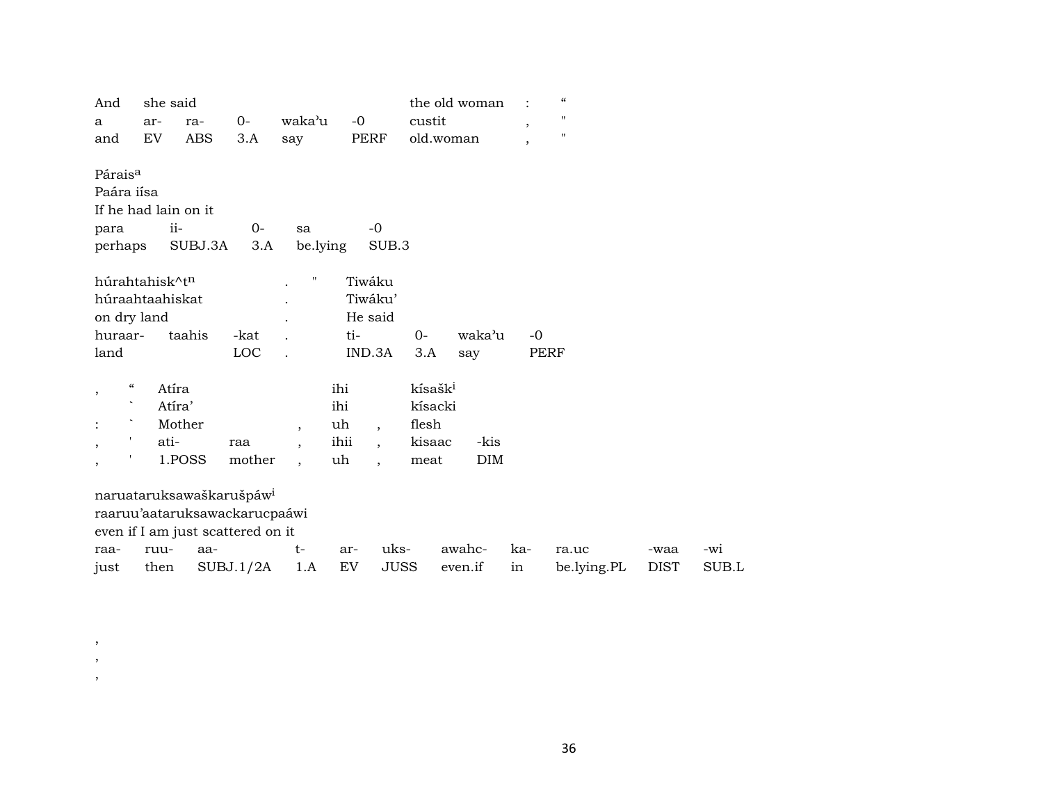| And | she said | | | | | the old woman | : | " |
|---|---|---|---|---|---|---|---|---|
| a | ar- | ra- | 0- | waka'u | -0 | custit | , | " |
| and | EV | ABS | 3.A | say | PERF | old.woman | , | " |

Páraisa
Paára iísa
If he had lain on it

| para | ii- | 0- | sa | -0 |
|---|---|---|---|---|
| perhaps | SUBJ.3A | 3.A | be.lying | SUB.3 |

| húrahtahisk^tn | | | . | " | Tiwáku | | | |
|---|---|---|---|---|---|---|---|---|
| húraahtaahiskat | | | . | | Tiwáku' | | | |
| on dry land | | | . | | He said | | | |
| huraar- | taahis | -kat | . | | ti- | 0- | waka'u | -0 |
| land | | LOC | . | | IND.3A | 3.A | say | PERF |

| , | " | Atíra | | | ihi | | kísaški | |
|---|---|---|---|---|---|---|---|---|
| | ` | Atíra' | | | ihi | | kísacki | |
| : | ` | Mother | | , | uh | , | flesh | |
| , | ' | ati- | raa | , | ihii | , | kisaac | -kis |
| , | ' | 1.POSS | mother | , | uh | , | meat | DIM |

naruataruksawaškarušpáwi
raaruu'aataruksawackarucpaáwi
even if I am just scattered on it

| raa- | ruu- | aa- | t- | ar- | uks- | awahc- | ka- | ra.uc | -waa | -wi |
|---|---|---|---|---|---|---|---|---|---|---|
| just | then | SUBJ.1/2A | 1.A | EV | JUSS | even.if | in | be.lying.PL | DIST | SUB.L |

,
,
,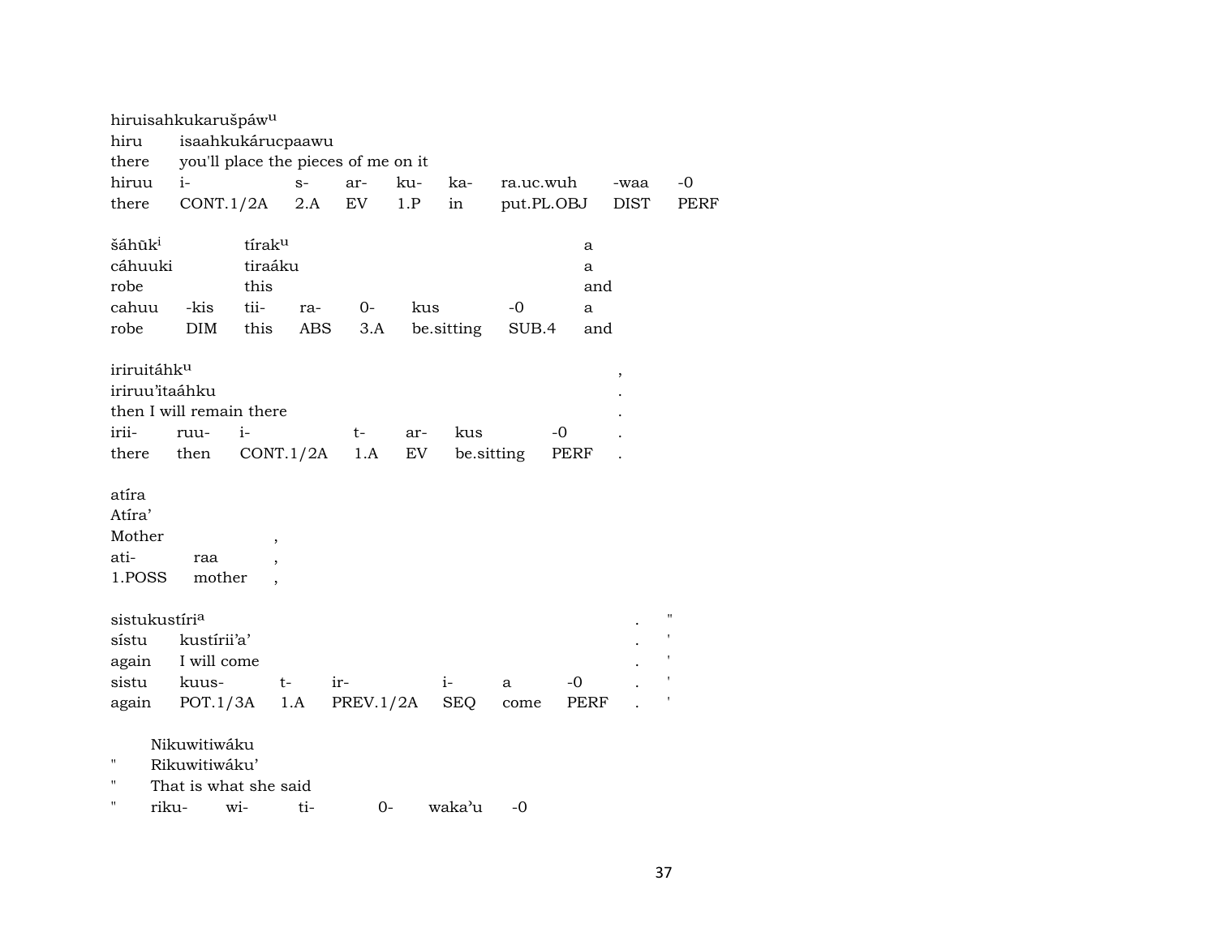hiruisahkukaruš páw[u]

| hiru | isaahkukárucpaawu | | | | | | | |
|---|---|---|---|---|---|---|---|---|
| there | you'll place the pieces of me on it | | | | | | | |
| hiruu | i- | s- | ar- | ku- | ka- | ra.uc.wuh | -waa | -0 |
| there | CONT.1/2A | 2.A | EV | 1.P | in | put.PL.OBJ | DIST | PERF |

| šáhŭk[i] | | tírak[u] | | | | | a |
|---|---|---|---|---|---|---|---|
| cáhuuki | | tiraáku | | | | | a |
| robe | | this | | | | | and |
| cahuu | -kis | tii- | ra- | 0- | kus | -0 | a |
| robe | DIM | this | ABS | 3.A | be.sitting | SUB.4 | and |

| iriruitáhk[u] | | | | | | | , |
|---|---|---|---|---|---|---|---|
| iriruu'itaáhku | | | | | | | . |
| then I will remain there | | | | | | | . |
| irii- | ruu- | i- | t- | ar- | kus | -0 | . |
| there | then | CONT.1/2A | 1.A | EV | be.sitting | PERF | . |

| atíra | | |
|---|---|---|
| Atíra' | | |
| Mother | | , |
| ati- | raa | , |
| 1.POSS | mother | , |

| sistukustíri[a] | | | | | | | . | " |
|---|---|---|---|---|---|---|---|---|
| sístu | kustírii'a' | | | | | | . | ' |
| again | I will come | | | | | | . | ' |
| sistu | kuus- | t- | ir- | i- | a | -0 | . | ' |
| again | POT.1/3A | 1.A | PREV.1/2A | SEQ | come | PERF | . | ' |

| | Nikuwitiwáku | | | | | |
|---|---|---|---|---|---|---|
| " | Rikuwitiwáku' | | | | | |
| " | That is what she said | | | | | |
| " | riku- | wi- | ti- | 0- | waka'u | -0 |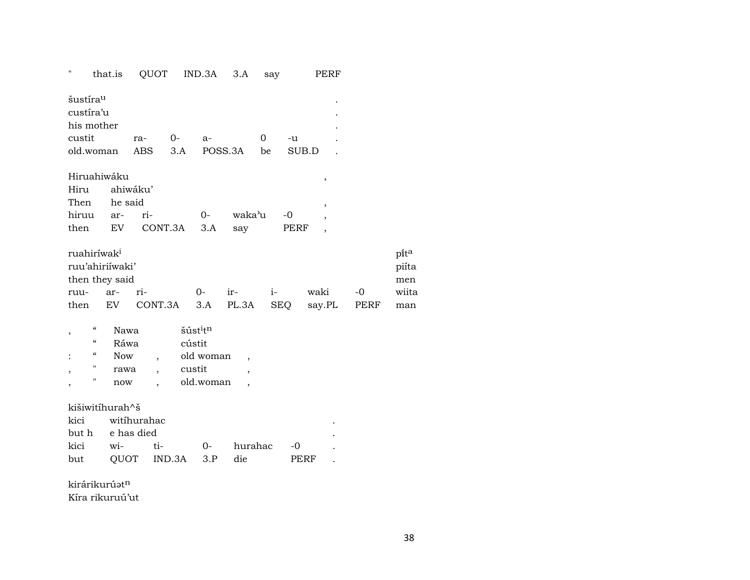| " | that.is | QUOT | IND.3A | 3.A | say | PERF |
|---|---|---|---|---|---|---|

| šustírau | | | | | | . |
|---|---|---|---|---|---|---|
| custíra'u | | | | | | . |
| his mother | | | | | | . |
| custit | ra- | 0- | a- | 0 | -u | . |
| old.woman | ABS | 3.A | POSS.3A | be | SUB.D | . |

| Hiruahiwáku | | | | | | , |
|---|---|---|---|---|---|---|
| Hiru | ahiwáku' | | | | | |
| Then | he said | | | | | , |
| hiruu | ar- | ri- | 0- | waka'u | -0 | , |
| then | EV | CONT.3A | 3.A | say | PERF | , |

| ruahiríwaki | | | | | | | | píta |
|---|---|---|---|---|---|---|---|---|
| ruu'ahiriíwaki' | | | | | | | | piíta |
| then they said | | | | | | | | men |
| ruu- | ar- | ri- | 0- | ir- | i- | waki | -0 | wiita |
| then | EV | CONT.3A | 3.A | PL.3A | SEQ | say.PL | PERF | man |

| , | " | Nawa | | šústitn | |
|---|---|---|---|---|---|
| | " | Ráwa | | cústit | |
| : | " | Now | , | old woman | , |
| , | " | rawa | , | custit | , |
| , | " | now | , | old.woman | , |

| kišiwitíhurah^š | | | | | | . |
|---|---|---|---|---|---|---|
| kici | witíhurahac | | | | | . |
| but h | e has died | | | | | . |
| kici | wi- | ti- | 0- | hurahac | -0 | . |
| but | QUOT | IND.3A | 3.P | die | PERF | . |

kirárikurúətn
Kíra rikuruú'ut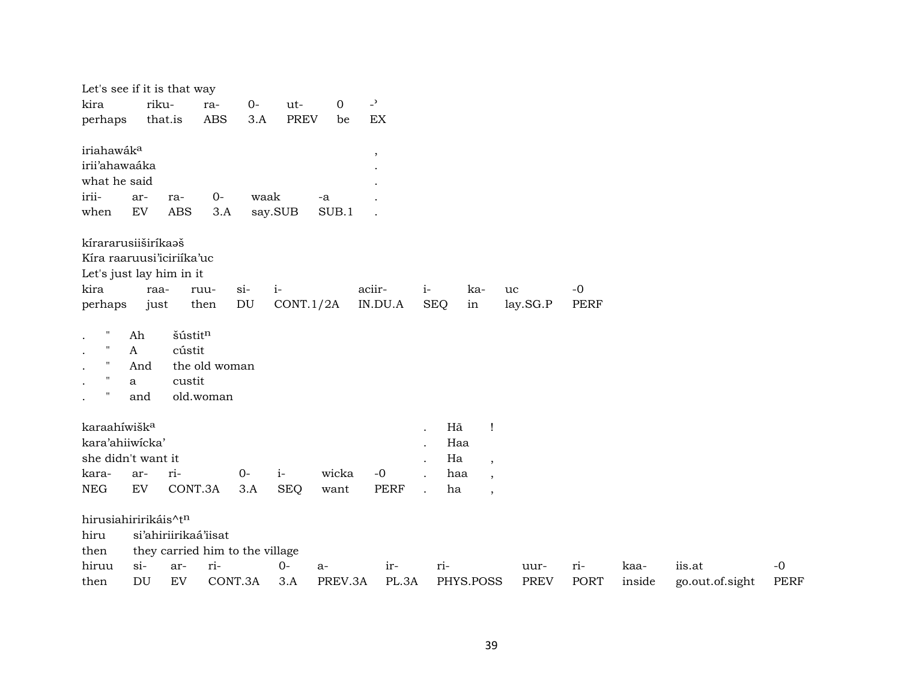Let's see if it is that way

| kira | riku- | ra- | 0- | ut- | 0 | -ʾ |
|---|---|---|---|---|---|---|
| perhaps | that.is | ABS | 3.A | PREV | be | EX |

iriahawák^a ,
irii'ahawaáka .
what he said .

| irii- | ar- | ra- | 0- | waak | -a | . |
|---|---|---|---|---|---|---|
| when | EV | ABS | 3.A | say.SUB | SUB.1 | . |

kírararusiiširíkaəš
Kíra raaruusi'iciriíka'uc
Let's just lay him in it

| kira | raa- | ruu- | si- | i- | aciir- | i- | ka- | uc | -0 |
|---|---|---|---|---|---|---|---|---|---|
| perhaps | just | then | DU | CONT.1/2A | IN.DU.A | SEQ | in | lay.SG.P | PERF |

| . | " | Ah | šústit^n |
|---|---|---|---|
| . | " | A | cústit |
| . | " | And | the old woman |
| . | " | a | custit |
| . | " | and | old.woman |

karaahíwišk^a . Hã !
kara'ahiiwícka' . Haa
she didn't want it . Ha ,

| kara- | ar- | ri- | 0- | i- | wicka | -0 | . | haa | , |
|---|---|---|---|---|---|---|---|---|---|
| NEG | EV | CONT.3A | 3.A | SEQ | want | PERF | . | ha | , |

hirusiahiririkáis^t^n
hiru si'ahiriirikaá'iisat
then they carried him to the village

| hiruu | si- | ar- | ri- | 0- | a- | ir- | ri- | uur- | ri- | kaa- | iis.at | -0 |
|---|---|---|---|---|---|---|---|---|---|---|---|---|
| then | DU | EV | CONT.3A | 3.A | PREV.3A | PL.3A | PHYS.POSS | PREV | PORT | inside | go.out.of.sight | PERF |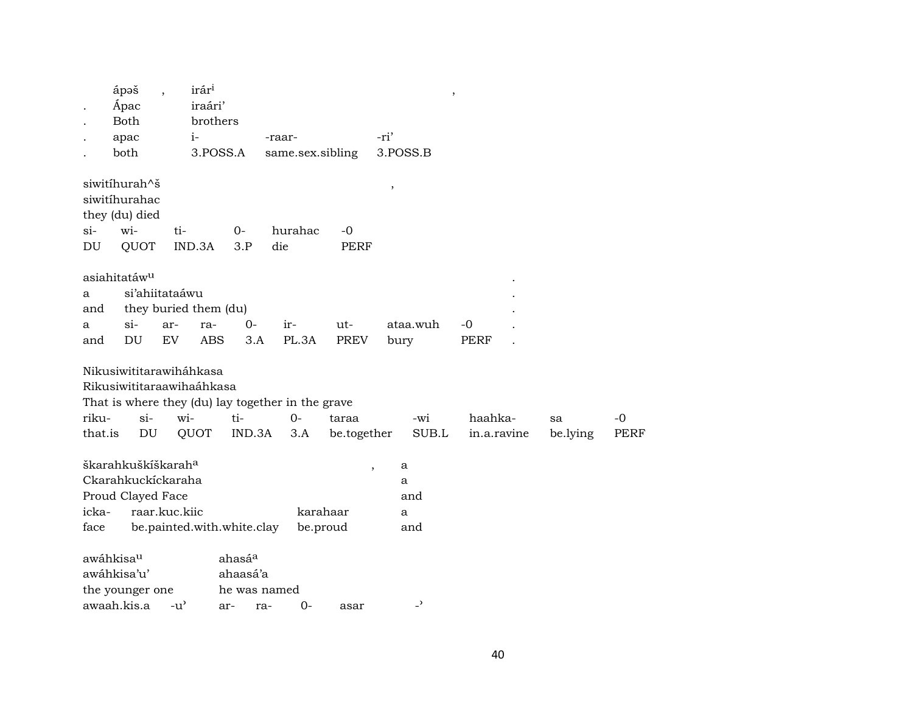| . | ápəš | , | irár$^{i}$ | | | , |
|---|---|---|---|---|---|---|
| . | Ápac | | iraári' | | | |
| . | Both | | brothers | | | |
| . | apac | | i- | -raar- | -ri' | |
| . | both | | 3.POSS.A | same.sex.sibling | 3.POSS.B | |

| siwitíhurah^š | | | | | | , |
|---|---|---|---|---|---|---|
| siwitíhurahac | | | | | | |
| they (du) died | | | | | | |
| si- | wi- | ti- | 0- | hurahac | -0 | |
| DU | QUOT | IND.3A | 3.P | die | PERF | |

| asiahitatáw$^{u}$ | | | | | | | | | . |
|---|---|---|---|---|---|---|---|---|---|
| a | si'ahiitataáwu | | | | | | | | . |
| and | they buried them (du) | | | | | | | | . |
| a | si- | ar- | ra- | 0- | ir- | ut- | ataa.wuh | -0 | . |
| and | DU | EV | ABS | 3.A | PL.3A | PREV | bury | PERF | . |

| Nikusiwititarawiháhkasa | | | | | | | | | |
|---|---|---|---|---|---|---|---|---|---|
| Rikusiwititaraawihaáhkasa | | | | | | | | | |
| That is where they (du) lay together in the grave | | | | | | | | | |
| riku- | si- | wi- | ti- | 0- | taraa | -wi | haahka- | sa | -0 |
| that.is | DU | QUOT | IND.3A | 3.A | be.together | SUB.L | in.a.ravine | be.lying | PERF |

| škarahkuškíškarah$^{a}$ | | | , | a |
|---|---|---|---|---|
| Ckarahkuckíckaraha | | | | a |
| Proud Clayed Face | | | | and |
| icka- | raar.kuc.kiic | karahaar | | a |
| face | be.painted.with.white.clay | be.proud | | and |

| awáhkisa$^{u}$ | | ahasá$^{a}$ | | | | |
|---|---|---|---|---|---|---|
| awáhkisa'u' | | ahaasá'a | | | | |
| the younger one | | he was named | | | | |
| awaah.kis.a | -u' | ar- | ra- | 0- | asar | -' |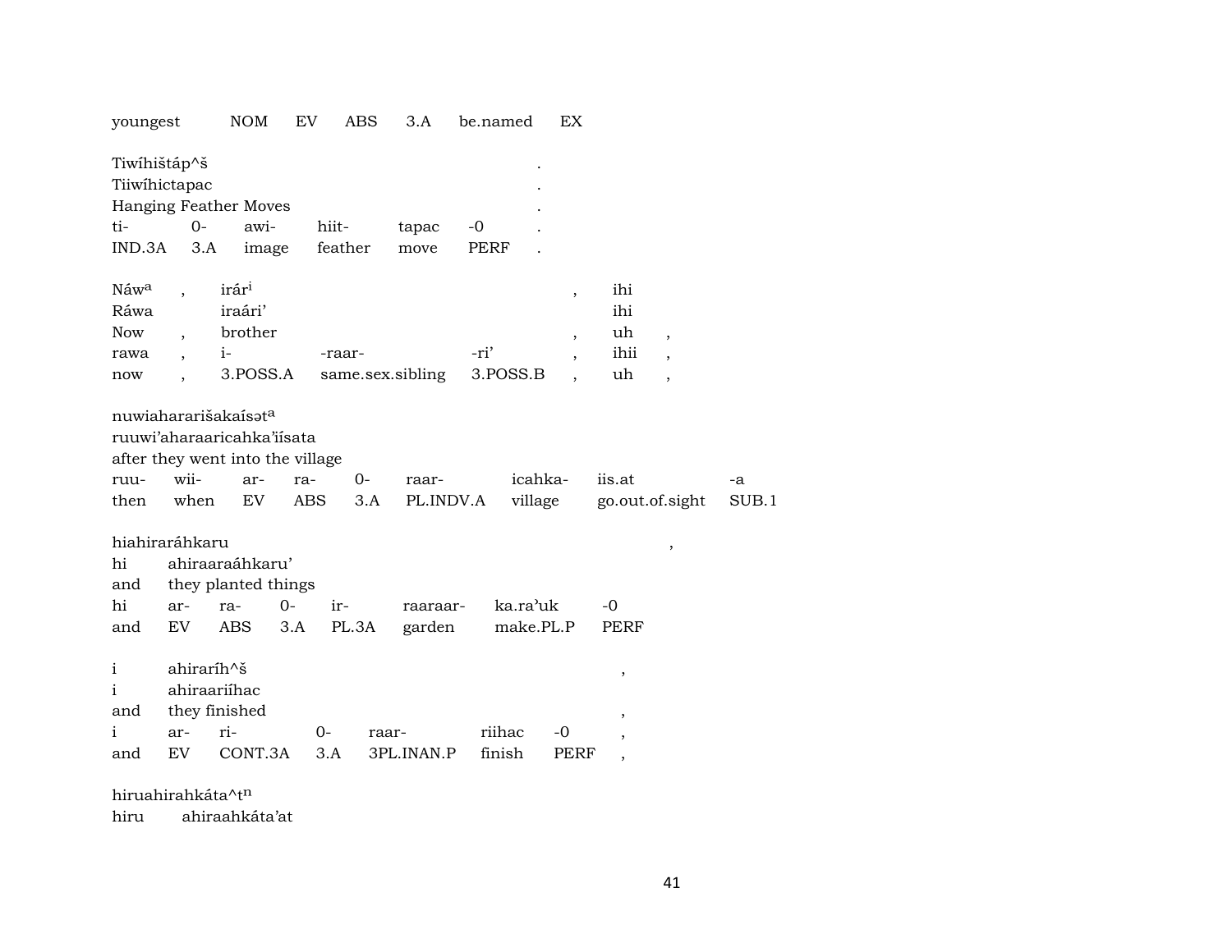youngest NOM EV ABS 3.A be.named EX

Tiwíhištáp^š .
Tiiwíhictapac .
Hanging Feather Moves .

| ti- | 0- | awi- | hiit- | tapac | -0 | . |
|---|---|---|---|---|---|---|
| IND.3A | 3.A | image | feather | move | PERF | . |

Náw[a] , irár[i] , ihi
Ráwa iraári' ihi
Now , brother , uh ,

| rawa | , | i- | -raar- | -ri' | , | ihii | , |
|---|---|---|---|---|---|---|---|
| now | , | 3.POSS.A | same.sex.sibling | 3.POSS.B | , | uh | , |

nuwiahararišakaísət[a]
ruuwi'aharaaricahka'iísata
after they went into the village

| ruu- | wii- | ar- | ra- | 0- | raar- | icahka- | iis.at | -a |
|---|---|---|---|---|---|---|---|---|
| then | when | EV | ABS | 3.A | PL.INDV.A | village | go.out.of.sight | SUB.1 |

hiahiraráhkaru ,
hi ahiraaraáhkaru'
and they planted things

| hi | ar- | ra- | 0- | ir- | raaraar- | ka.ra'uk | -0 |
|---|---|---|---|---|---|---|---|
| and | EV | ABS | 3.A | PL.3A | garden | make.PL.P | PERF |

i ahiraríh^š ,
i ahiraariíhac
and they finished ,

| i | ar- | ri- | 0- | raar- | riihac | -0 | , |
|---|---|---|---|---|---|---|---|
| and | EV | CONT.3A | 3.A | 3PL.INAN.P | finish | PERF | , |

hiruahirahkáta^t[n]
hiru ahiraahkáta'at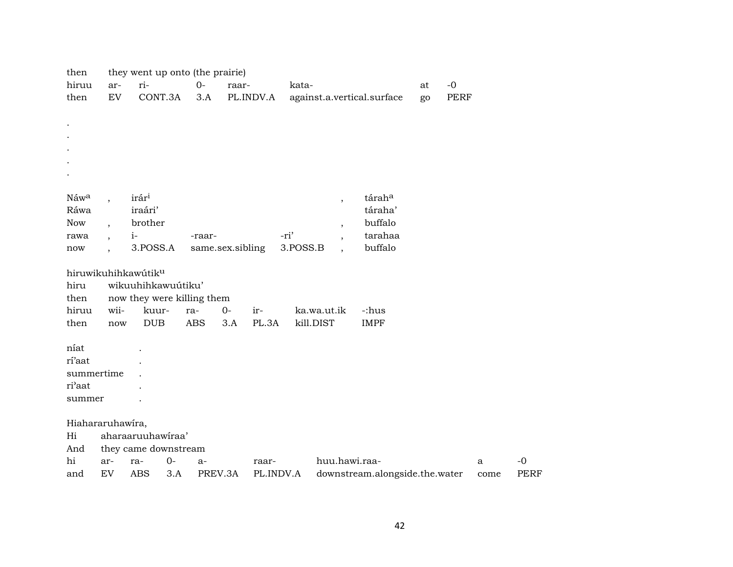| then | they went up onto (the prairie) | | | | | | |
|---|---|---|---|---|---|---|---|
| hiruu | ar- | ri- | 0- | raar- | kata- | at | -0 |
| then | EV | CONT.3A | 3.A | PL.INDV.A | against.a.vertical.surface | go | PERF |

.
.
.
.
.

| Náw[a] | , | irár[i] | | | , | tárah[a] |
|---|---|---|---|---|---|---|
| Ráwa | | iraári’ | | | | táraha’ |
| Now | , | brother | | | , | buffalo |
| rawa | , | i- | -raar- | -ri’ | , | tarahaa |
| now | , | 3.POSS.A | same.sex.sibling | 3.POSS.B | , | buffalo |

hiruwikuhihkawútik[u]

| hiru | wikuuhihkawuútiku’ | | | | | | |
|---|---|---|---|---|---|---|---|
| then | now they were killing them | | | | | | |
| hiruu | wii- | kuur- | ra- | 0- | ir- | ka.wa.ut.ik | -:hus |
| then | now | DUB | ABS | 3.A | PL.3A | kill.DIST | IMPF |

| níat | . |
|---|---|
| rí’aat | . |
| summertime | . |
| ri’aat | . |
| summer | . |

Hiahararuhawíra,

| Hi | aharaaruuhawíraa’ | | | | | | | |
|---|---|---|---|---|---|---|---|---|
| And | they came downstream | | | | | | | |
| hi | ar- | ra- | 0- | a- | raar- | huu.hawi.raa- | a | -0 |
| and | EV | ABS | 3.A | PREV.3A | PL.INDV.A | downstream.alongside.the.water | come | PERF |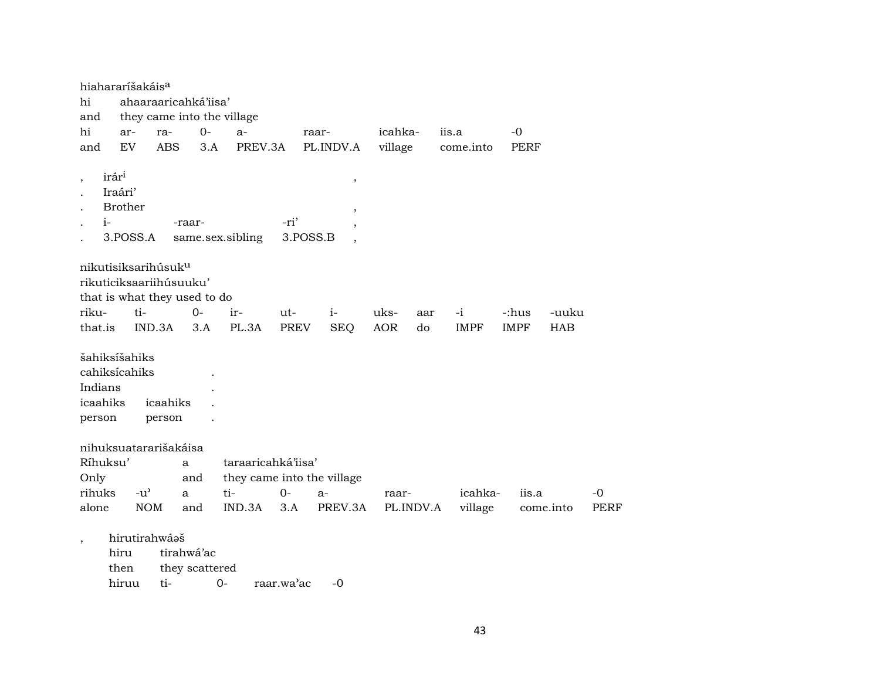hiahararíšakáis[a]
hi ahaaraaricahká'iisa'
and they came into the village

| hi | ar- | ra- | 0- | a- | raar- | icahka- | iis.a | -0 |
|---|---|---|---|---|---|---|---|---|
| and | EV | ABS | 3.A | PREV.3A | PL.INDV.A | village | come.into | PERF |

, irár[i] ,
. Iraári'
. Brother ,

| . | i- | -raar- | -ri' | , |
|---|---|---|---|---|
| . | 3.POSS.A | same.sex.sibling | 3.POSS.B | , |

nikutisiksarihúsuk[u]
rikuticiksaariihúsuuku'
that is what they used to do

| riku- | ti- | 0- | ir- | ut- | i- | uks- | aar | -i | -:hus | -uuku |
|---|---|---|---|---|---|---|---|---|---|---|
| that.is | IND.3A | 3.A | PL.3A | PREV | SEQ | AOR | do | IMPF | IMPF | HAB |

šahiksíšahiks
cahiksícahiks .
Indians .

| icaahiks | icaahiks | . |
|---|---|---|
| person | person | . |

nihuksuatararišakáisa
Ríhuksu' a taraaricahká'iisa'
Only and they came into the village

| rihuks | -u' | a | ti- | 0- | a- | raar- | icahka- | iis.a | -0 |
|---|---|---|---|---|---|---|---|---|---|
| alone | NOM | and | IND.3A | 3.A | PREV.3A | PL.INDV.A | village | come.into | PERF |

, hirutirahwáəš
hiru tirahwá'ac
then they scattered
hiruu ti- 0- raar.wa'ac -0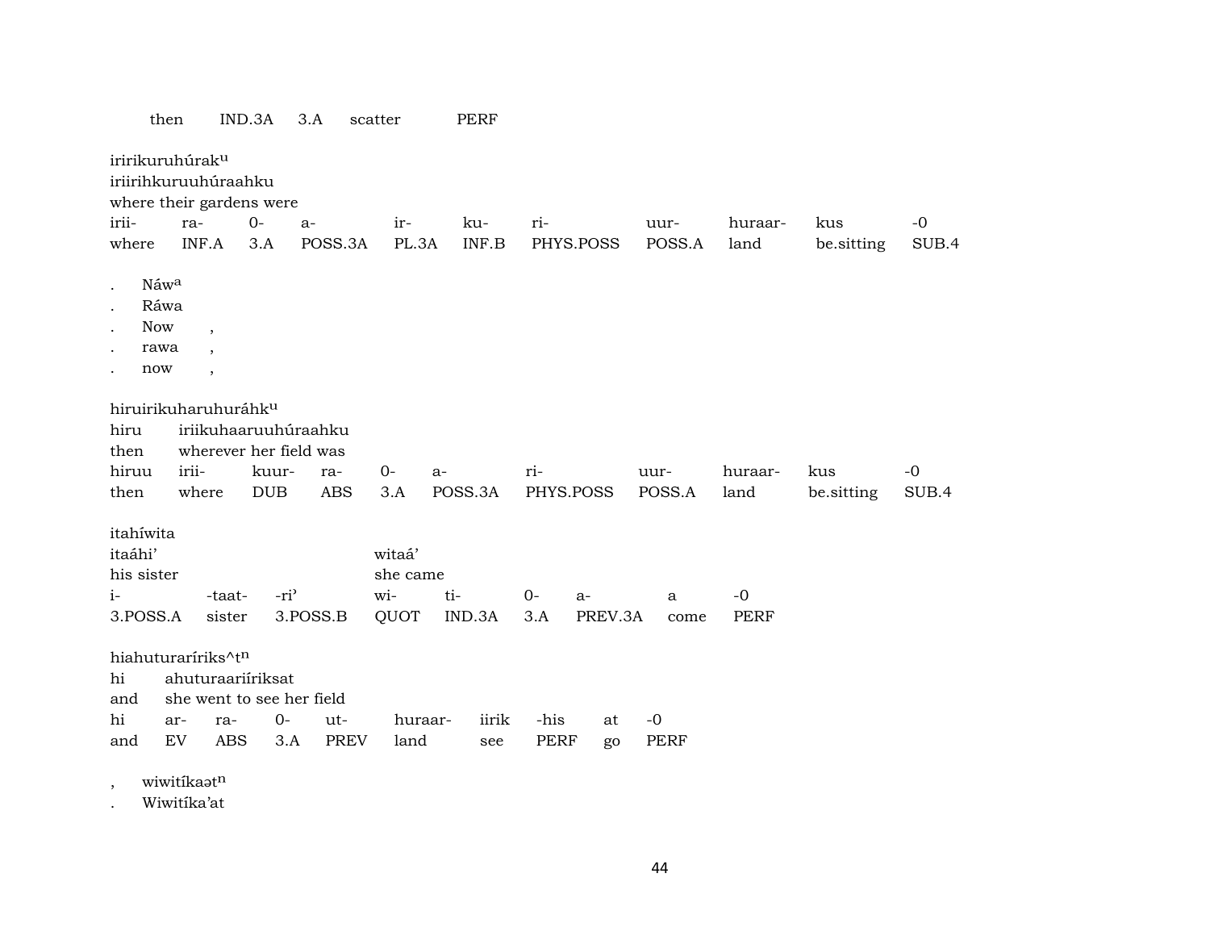then IND.3A 3.A scatter PERF

iririkuruhúrak^u
iriirihkuruuhúraahku
where their gardens were

| irii- | ra- | 0- | a- | ir- | ku- | ri- | uur- | huraar- | kus | -0 |
|---|---|---|---|---|---|---|---|---|---|---|
| where | INF.A | 3.A | POSS.3A | PL.3A | INF.B | PHYS.POSS | POSS.A | land | be.sitting | SUB.4 |

. Náw^a
. Ráwa
. Now ,
. rawa ,
. now ,

hiruirikuharuhuráhk^u
hiru iriikuhaaruuhúraahku
then wherever her field was

| hiruu | irii- | kuur- | ra- | 0- | a- | ri- | uur- | huraar- | kus | -0 |
|---|---|---|---|---|---|---|---|---|---|---|
| then | where | DUB | ABS | 3.A | POSS.3A | PHYS.POSS | POSS.A | land | be.sitting | SUB.4 |

itahíwita
itaáhi' witaá'
his sister she came

| i- | -taat- | -ri' | wi- | ti- | 0- | a- | a | -0 |
|---|---|---|---|---|---|---|---|---|
| 3.POSS.A | sister | 3.POSS.B | QUOT | IND.3A | 3.A | PREV.3A | come | PERF |

hiahuturaríriks^t^n
hi ahuturaariíriksat
and she went to see her field

| hi | ar- | ra- | 0- | ut- | huraar- | iirik | -his | at | -0 |
|---|---|---|---|---|---|---|---|---|---|
| and | EV | ABS | 3.A | PREV | land | see | PERF | go | PERF |

, wiwitíkaət^n
. Wiwitíka'at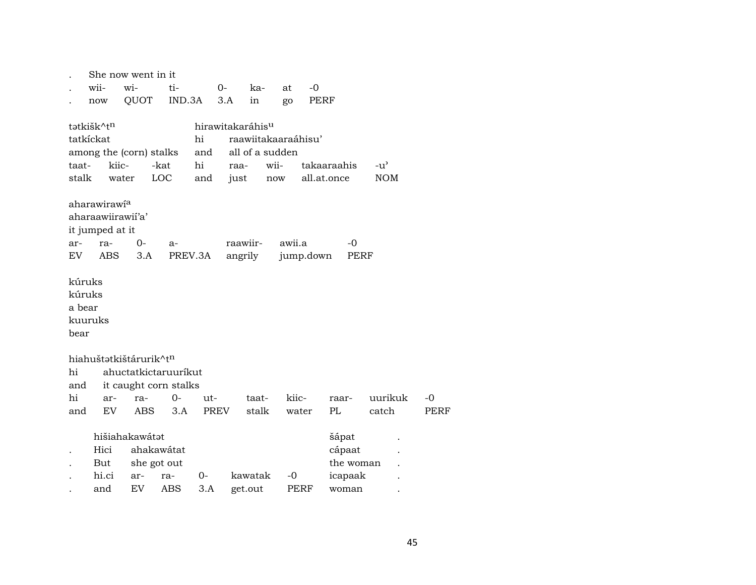| . | She now went in it | | | | | |
|---|---|---|---|---|---|---|
| . | wii- | wi- | ti- | 0- | ka- | at | -0 |
| . | now | QUOT | IND.3A | 3.A | in | go | PERF |

tətkišk^tⁿ hirawitakaráhisᵘ

| tatkíckat | | | hi | raawiitakaaraáhisu' | | | |
|---|---|---|---|---|---|---|---|
| among the (corn) stalks | | | and | all of a sudden | | | |
| taat- | kiic- | -kat | hi | raa- | wii- | takaaraahis | -u' |
| stalk | water | LOC | and | just | now | all.at.once | NOM |

aharawirawíᵃ

| aharaawiirawií'a' | | | | | | |
|---|---|---|---|---|---|---|
| it jumped at it | | | | | | |
| ar- | ra- | 0- | a- | raawiir- | awii.a | -0 |
| EV | ABS | 3.A | PREV.3A | angrily | jump.down | PERF |

kúruks
kúruks
a bear
kuuruks
bear

hiahuštətkištárurik^tⁿ

| hi | ahuctatkictaruuríkut | | | | | | | | |
|---|---|---|---|---|---|---|---|---|---|
| and | it caught corn stalks | | | | | | | | |
| hi | ar- | ra- | 0- | ut- | taat- | kiic- | raar- | uurikuk | -0 |
| and | EV | ABS | 3.A | PREV | stalk | water | PL | catch | PERF |

hišiahakawátət šápat .

| . | Hici | ahakawátat | | | | | cápaat | . |
|---|---|---|---|---|---|---|---|---|
| . | But | she got out | | | | | the woman | . |
| . | hi.ci | ar- | ra- | 0- | kawatak | -0 | icapaak | . |
| . | and | EV | ABS | 3.A | get.out | PERF | woman | . |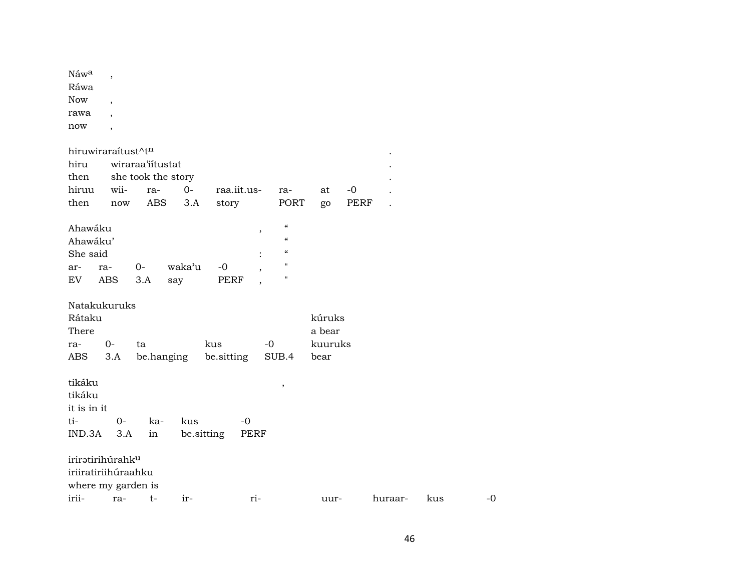| Náw^a | , |
|---|---|
| Ráwa | |
| Now | , |
| rawa | , |
| now | , |

| hiruwiraraítust^tⁿ | | | | | | | | . |
|---|---|---|---|---|---|---|---|---|
| hiru | wiraraa'iítustat | | | | | | | . |
| then | she took the story | | | | | | | . |
| hiruu | wii- | ra- | 0- | raa.iit.us- | ra- | at | -0 | . |
| then | now | ABS | 3.A | story | PORT | go | PERF | . |

| Ahawáku | | | | | , | " |
|---|---|---|---|---|---|---|
| Ahawáku' | | | | | | " |
| She said | | | | | : | " |
| ar- | ra- | 0- | waka'u | -0 | , | " |
| EV | ABS | 3.A | say | PERF | , | " |

| Natakukuruks | | | | | |
|---|---|---|---|---|---|
| Rátaku | | | | | kúruks |
| There | | | | | a bear |
| ra- | 0- | ta | kus | -0 | kuuruks |
| ABS | 3.A | be.hanging | be.sitting | SUB.4 | bear |

| tikáku | | | | | , |
|---|---|---|---|---|---|
| tikáku | | | | | |
| it is in it | | | | | |
| ti- | 0- | ka- | kus | -0 | |
| IND.3A | 3.A | in | be.sitting | PERF | |

| irirətirihúrahk^u | | | | | | | | |
|---|---|---|---|---|---|---|---|---|
| iriiratiriihúraahku | | | | | | | | |
| where my garden is | | | | | | | | |
| irii- | ra- | t- | ir- | ri- | uur- | huraar- | kus | -0 |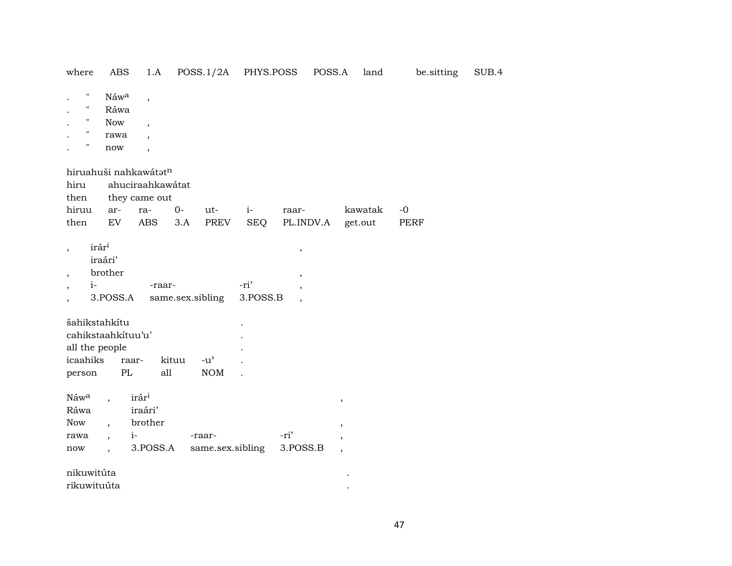where ABS 1.A POSS.1/2A PHYS.POSS POSS.A land be.sitting SUB.4

| . | " | Náw$^{a}$ | , |
|---|---|---|---|
| . | " | Ráwa | |
| . | " | Now | , |
| . | " | rawa | , |
| . | " | now | , |

hiruahuši nahkawátət$^{n}$

| hiru | ahuciraahkawátat | | | | | | | |
|---|---|---|---|---|---|---|---|---|
| then | they came out | | | | | | | |
| hiruu | ar- | ra- | 0- | ut- | i- | raar- | kawatak | -0 |
| then | EV | ABS | 3.A | PREV | SEQ | PL.INDV.A | get.out | PERF |

| , | irár$^{i}$ | | | , |
|---|---|---|---|---|
| | iraári’ | | | |
| , | brother | | | , |
| , | i- | -raar- | -ri’ | , |
| , | 3.POSS.A | same.sex.sibling | 3.POSS.B | , |

| šahikstahkítu | | | | . |
|---|---|---|---|---|
| cahikstaahkítuu’u’ | | | | . |
| all the people | | | | . |
| icaahiks | raar- | kituu | -u’ | . |
| person | PL | all | NOM | . |

| Náw$^{a}$ | , | irár$^{i}$ | | | , |
|---|---|---|---|---|---|
| Ráwa | | iraári’ | | | |
| Now | , | brother | | | , |
| rawa | , | i- | -raar- | -ri’ | , |
| now | , | 3.POSS.A | same.sex.sibling | 3.POSS.B | , |

nikuwitúta .
rikuwituúta .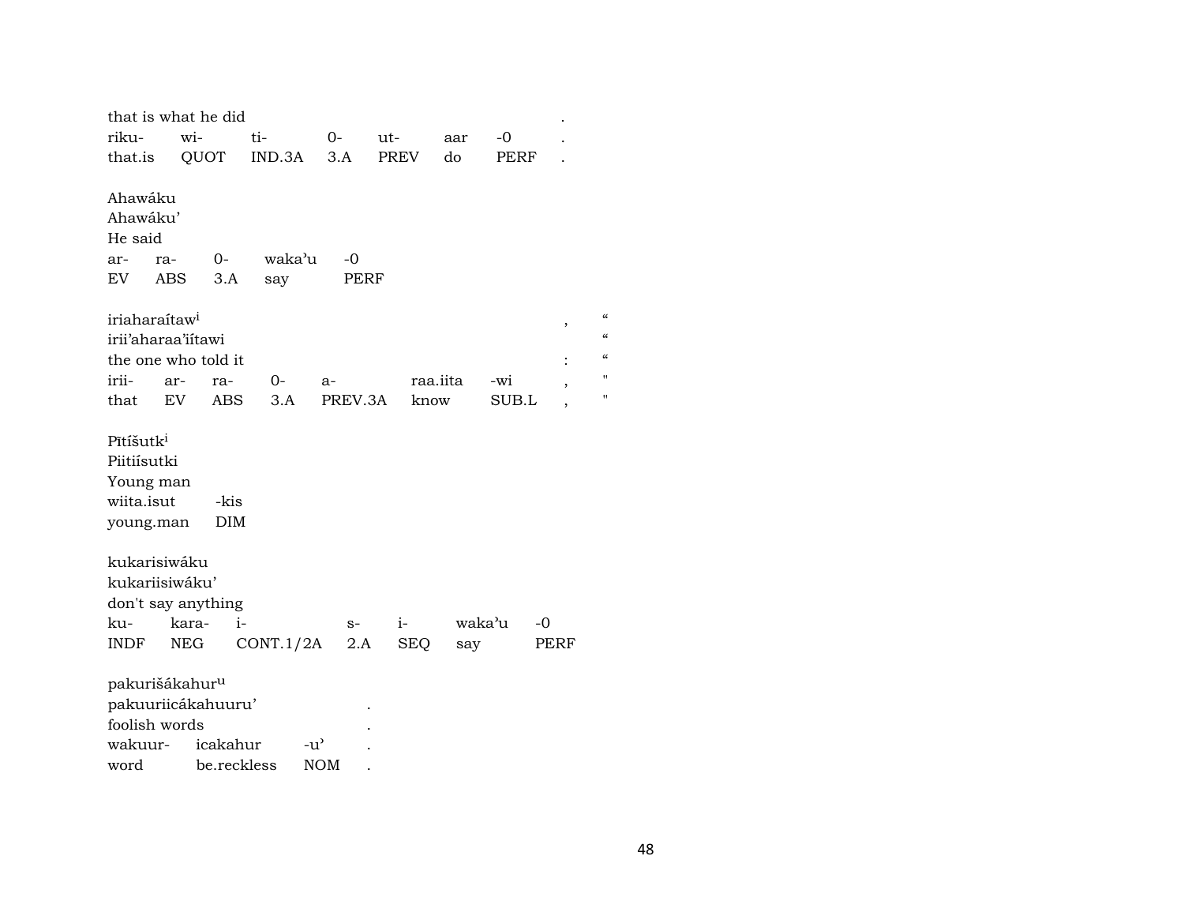that is what he did .
| riku- | wi- | ti- | 0- | ut- | aar | -0 | . |
|---|---|---|---|---|---|---|---|
| that.is | QUOT | IND.3A | 3.A | PREV | do | PERF | . |

Ahawáku
Ahawáku'
He said

| ar- | ra- | 0- | waka'u | -0 |
|---|---|---|---|---|
| EV | ABS | 3.A | say | PERF |

iriaharaítaw[i] , "
irii'aharaa'iítawi "
the one who told it : "

| irii- | ar- | ra- | 0- | a- | raa.iita | -wi | , | " |
|---|---|---|---|---|---|---|---|---|
| that | EV | ABS | 3.A | PREV.3A | know | SUB.L | , | " |

Pītíšutk[i]
Piitiísutki
Young man

| wiita.isut | -kis |
|---|---|
| young.man | DIM |

kukarisiwáku
kukariisiwáku'
don't say anything

| ku- | kara- | i- | s- | i- | waka'u | -0 |
|---|---|---|---|---|---|---|
| INDF | NEG | CONT.1/2A | 2.A | SEQ | say | PERF |

pakurišákahur[u]
pakuuriicákahuuru' .
foolish words .

| wakuur- | icakahur | -u' | . |
|---|---|---|---|
| word | be.reckless | NOM | . |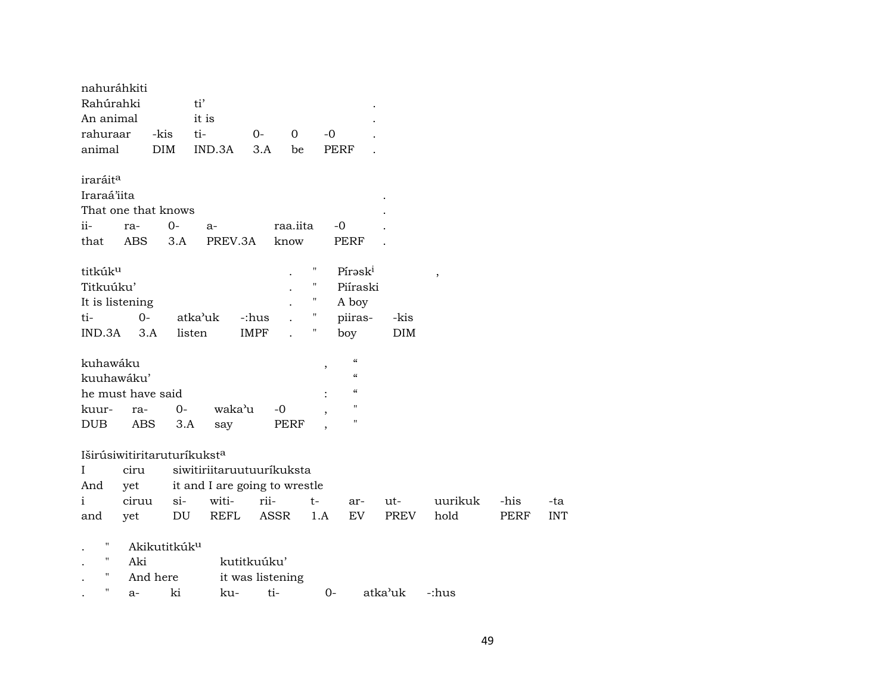nahuráhkiti

| Rahúrahki | | ti' | | | | . |
|---|---|---|---|---|---|---|
| An animal | | it is | | | | . |
| rahuraar | -kis | ti- | 0- | 0 | -0 | . |
| animal | DIM | IND.3A | 3.A | be | PERF | . |

iraráit[a]

| Iraraá'iita | | | | | | . |
|---|---|---|---|---|---|---|
| That one that knows | | | | | | . |
| ii- | ra- | 0- | a- | raa.iita | -0 | . |
| that | ABS | 3.A | PREV.3A | know | PERF | . |

titkúk[u] . " Pírəsk[i] ,

| Titkuúku' | | | | . | " | Piíraski | |
|---|---|---|---|---|---|---|---|
| It is listening | | | | . | " | A boy | |
| ti- | 0- | atkaʼuk | -:hus | . | " | piiras- | -kis |
| IND.3A | 3.A | listen | IMPF | . | " | boy | DIM |

kuhawáku , "

| kuuhawáku' | | | | | | " |
|---|---|---|---|---|---|---|
| he must have said | | | | | : | " |
| kuur- | ra- | 0- | wakaʼu | -0 | , | " |
| DUB | ABS | 3.A | say | PERF | , | " |

Iširúsiwitiritaruturíkukst[a]

| I | ciru | siwitiriitaruutuuríkuksta | | | | | | | | |
|---|---|---|---|---|---|---|---|---|---|---|
| And | yet | it and I are going to wrestle | | | | | | | | |
| i | ciruu | si- | witi- | rii- | t- | ar- | ut- | uurikuk | -his | -ta |
| and | yet | DU | REFL | ASSR | 1.A | EV | PREV | hold | PERF | INT |

. " Akikutitkúk[u]

| . | " | Aki | | kutitkuúku' | | | |
|---|---|---|---|---|---|---|---|
| . | " | And here | | it was listening | | | |
| . | " | a- | ki | ku- | ti- | 0- | atkaʼuk | -:hus |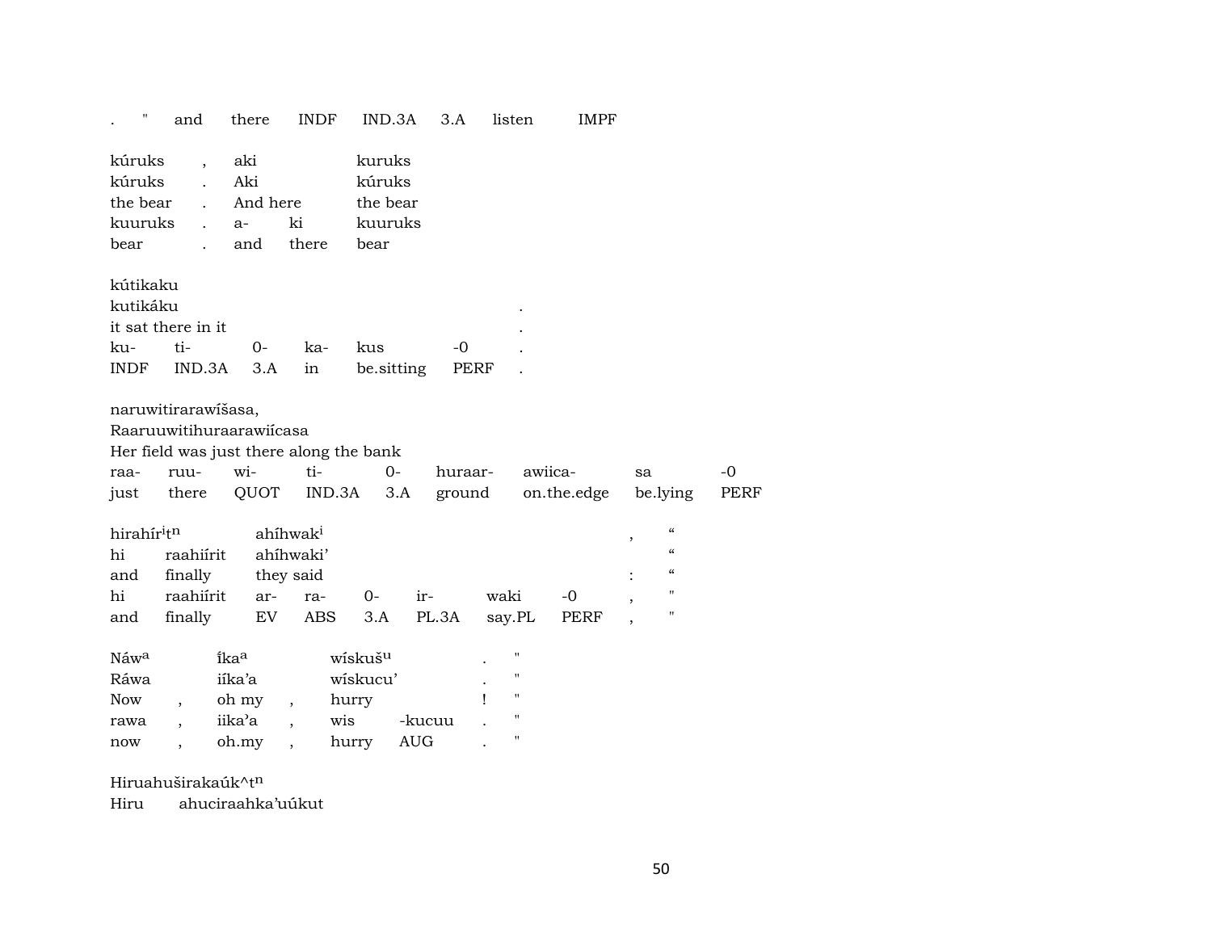| . | " | and | there | INDF | IND.3A | 3.A | listen | IMPF |
|---|---|---|---|---|---|---|---|---|

| kúruks | , | aki | | kuruks |
|---|---|---|---|---|
| kúruks | . | Aki | | kúruks |
| the bear | . | And here | | the bear |
| kuuruks | . | a- | ki | kuuruks |
| bear | . | and | there | bear |

| kútikaku | | | | | | |
|---|---|---|---|---|---|---|
| kutikáku | | | | | | . |
| it sat there in it | | | | | | . |
| ku- | ti- | 0- | ka- | kus | -0 | . |
| INDF | IND.3A | 3.A | in | be.sitting | PERF | . |

| naruwitirarawíšasa, | | | | | | | | |
|---|---|---|---|---|---|---|---|---|
| Raaruuwitihuraarawiícasa | | | | | | | | |
| Her field was just there along the bank | | | | | | | | |
| raa- | ruu- | wi- | ti- | 0- | huraar- | awiica- | sa | -0 |
| just | there | QUOT | IND.3A | 3.A | ground | on.the.edge | be.lying | PERF |

| hirahír$^{i}$t$^{n}$ | | ahíhwak$^{i}$ | | | | | | , | " |
|---|---|---|---|---|---|---|---|---|---|
| hi | raahiírit | ahíhwaki' | | | | | | | " |
| and | finally | they said | | | | | | : | " |
| hi | raahiírit | ar- | ra- | 0- | ir- | waki | -0 | , | " |
| and | finally | EV | ABS | 3.A | PL.3A | say.PL | PERF | , | " |

| Náw$^{a}$ | | íka$^{a}$ | | wískuš$^{u}$ | | . | " |
|---|---|---|---|---|---|---|---|
| Ráwa | | iíka'a | | wískucu' | | . | " |
| Now | , | oh my | , | hurry | | ! | " |
| rawa | , | iika'a | , | wis | -kucuu | . | " |
| now | , | oh.my | , | hurry | AUG | . | " |

Hiruahuširakaúk^t$^{n}$

Hiru ahuciraahka'uúkut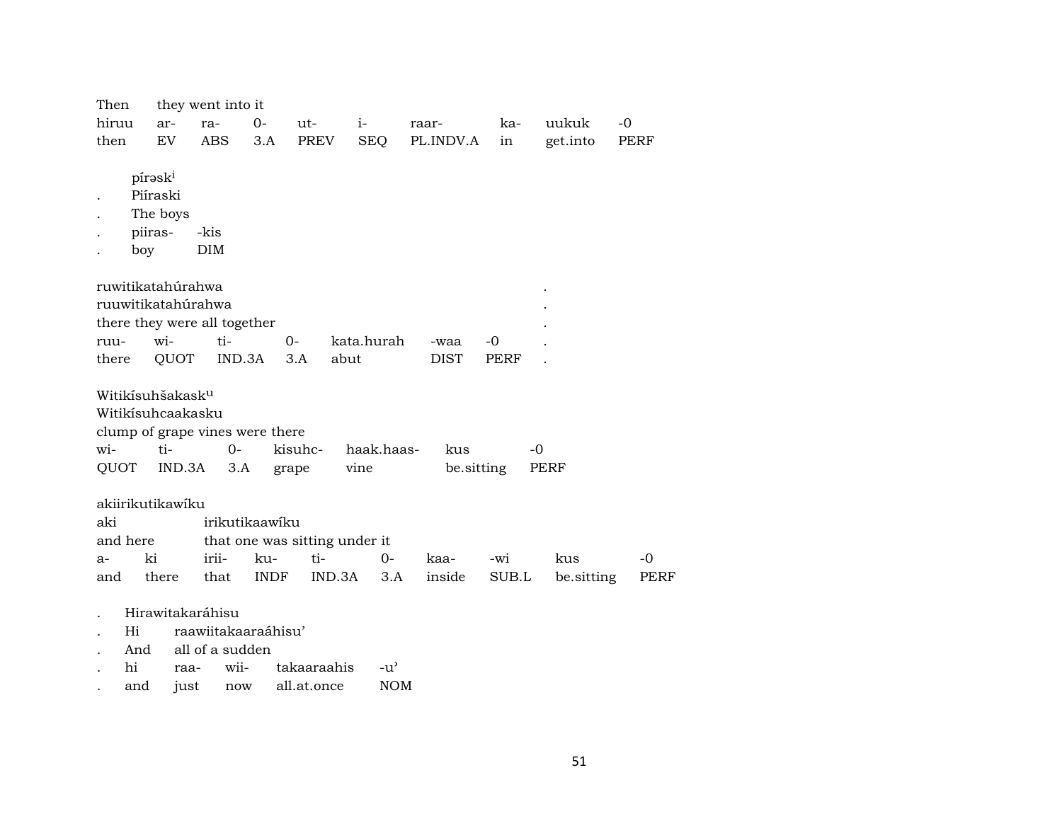| Then | they went into it | | | | | | | | |
|---|---|---|---|---|---|---|---|---|---|
| hiruu | ar- | ra- | 0- | ut- | i- | raar- | ka- | uukuk | -0 |
| then | EV | ABS | 3.A | PREV | SEQ | PL.INDV.A | in | get.into | PERF |

| | píraskⁱ | |
|---|---|---|
| . | Piíraski | |
| . | The boys | |
| . | piiras- | -kis |
| . | boy | DIM |

| ruwitikatahúrahwa | | | | | | | . |
|---|---|---|---|---|---|---|---|
| ruuwitikatahúrahwa | | | | | | | . |
| there they were all together | | | | | | | . |
| ruu- | wi- | ti- | 0- | kata.hurah | -waa | -0 | . |
| there | QUOT | IND.3A | 3.A | abut | DIST | PERF | . |

| Witikísuhšakaskᵘ | | | | | | |
|---|---|---|---|---|---|---|
| Witikísuhcaakasku | | | | | | |
| clump of grape vines were there | | | | | | |
| wi- | ti- | 0- | kisuhc- | haak.haas- | kus | -0 |
| QUOT | IND.3A | 3.A | grape | vine | be.sitting | PERF |

| akiirikutikawíku | | | | | | | | | |
|---|---|---|---|---|---|---|---|---|---|
| aki | | irikutikaawíku | | | | | | | |
| and here | | that one was sitting under it | | | | | | | |
| a- | ki | irii- | ku- | ti- | 0- | kaa- | -wi | kus | -0 |
| and | there | that | INDF | IND.3A | 3.A | inside | SUB.L | be.sitting | PERF |

| . | Hirawitakaráhisu | | | | |
|---|---|---|---|---|---|
| . | Hi | raawiitakaaraáhisu’ | | | |
| . | And | all of a sudden | | | |
| . | hi | raa- | wii- | takaaraahis | -u’ |
| . | and | just | now | all.at.once | NOM |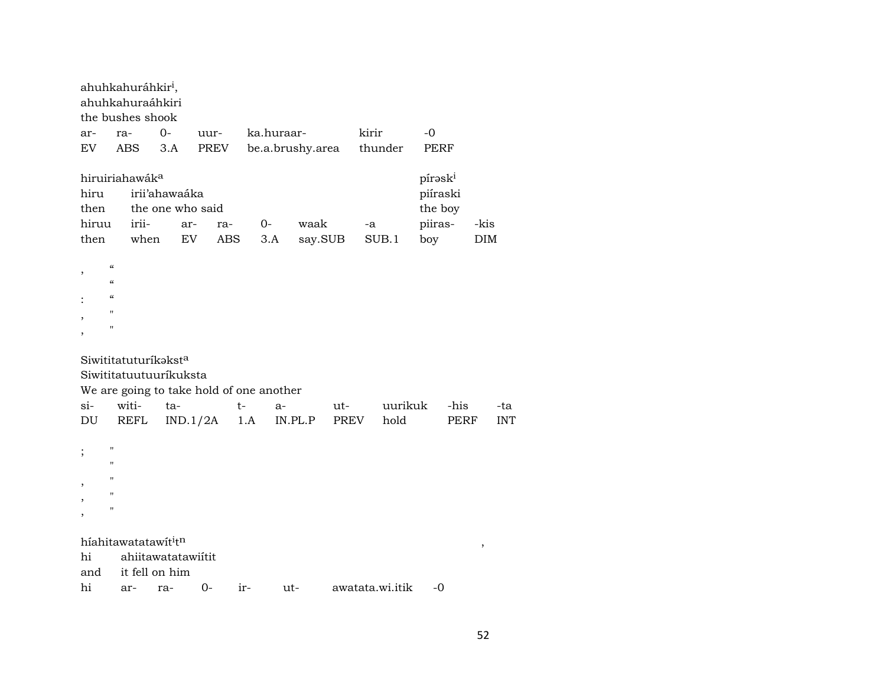ahuhkahuráhkir[i],
ahuhkahuraáhkiri
the bushes shook

| ar- | ra- | 0- | uur- | ka.huraar- | kirir | -0 |
|---|---|---|---|---|---|---|
| EV | ABS | 3.A | PREV | be.a.brushy.area | thunder | PERF |

hiruiriahawák[a] píręsk[i]

| hiru | irii'ahawaáka | | | | | | piíraski | |
|---|---|---|---|---|---|---|---|---|
| then | the one who said | | | | | | the boy | |
| hiruu | irii- | ar- | ra- | 0- | waak | -a | piiras- | -kis |
| then | when | EV | ABS | 3.A | say.SUB | SUB.1 | boy | DIM |

, “
“
: “
, "
, "

Siwititatuturíkękst[a]
Siwititatuutuuríkuksta
We are going to take hold of one another

| si- | witi- | ta- | t- | a- | ut- | uurikuk | -his | -ta |
|---|---|---|---|---|---|---|---|---|
| DU | REFL | IND.1/2A | 1.A | IN.PL.P | PREV | hold | PERF | INT |

; "
"
, "
, "
, "

híahitawatatawít[i]t[n] ,
hi ahiitawatatawiítit
and it fell on him

| hi | ar- | ra- | 0- | ir- | ut- | awatata.wi.itik | -0 |
|---|---|---|---|---|---|---|---|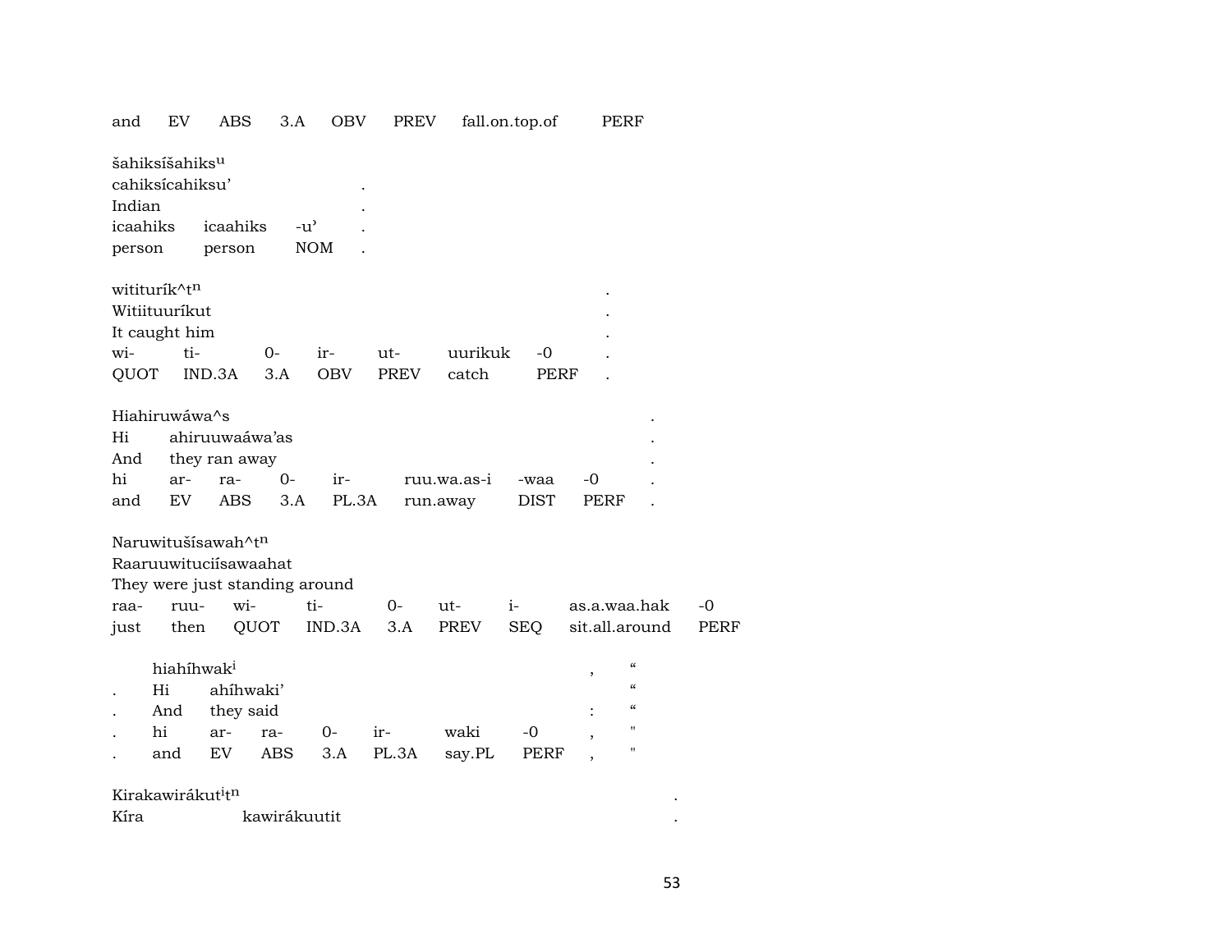| and | EV | ABS | 3.A | OBV | PREV | fall.on.top.of | PERF |
|---|---|---|---|---|---|---|---|

šahiksíšahiks[u]
cahiksícahiksu' .
Indian .

| icaahiks | icaahiks | -u' | . |
|---|---|---|---|
| person | person | NOM | . |

witituríkˆt[n] .
Witiituuríkut .
It caught him .

| wi- | ti- | 0- | ir- | ut- | uurikuk | -0 | . |
|---|---|---|---|---|---|---|---|
| QUOT | IND.3A | 3.A | OBV | PREV | catch | PERF | . |

Hiahiruwáwaˆs .

| Hi | ahiruuwaáwa'as | | | | | | | . |
|---|---|---|---|---|---|---|---|---|
| And | they ran away | | | | | | | . |
| hi | ar- | ra- | 0- | ir- | ruu.wa.as-i | -waa | -0 | . |
| and | EV | ABS | 3.A | PL.3A | run.away | DIST | PERF | . |

Naruwitušísawahˆt[n]
Raaruuwituciísawaahat
They were just standing around

| raa- | ruu- | wi- | ti- | 0- | ut- | i- | as.a.waa.hak | -0 |
|---|---|---|---|---|---|---|---|---|
| just | then | QUOT | IND.3A | 3.A | PREV | SEQ | sit.all.around | PERF |

hiahíhwak[i] , "

| . | Hi | ahíhwaki' | | | | | | " |
|---|---|---|---|---|---|---|---|---|
| . | And | they said | | | | | : | " |
| . | hi | ar- | ra- | 0- | ir- | waki | -0 , | " |
| . | and | EV | ABS | 3.A | PL.3A | say.PL | PERF , | " |

Kirakawirákut[i]t[n] .
Kíra kawirákuutit .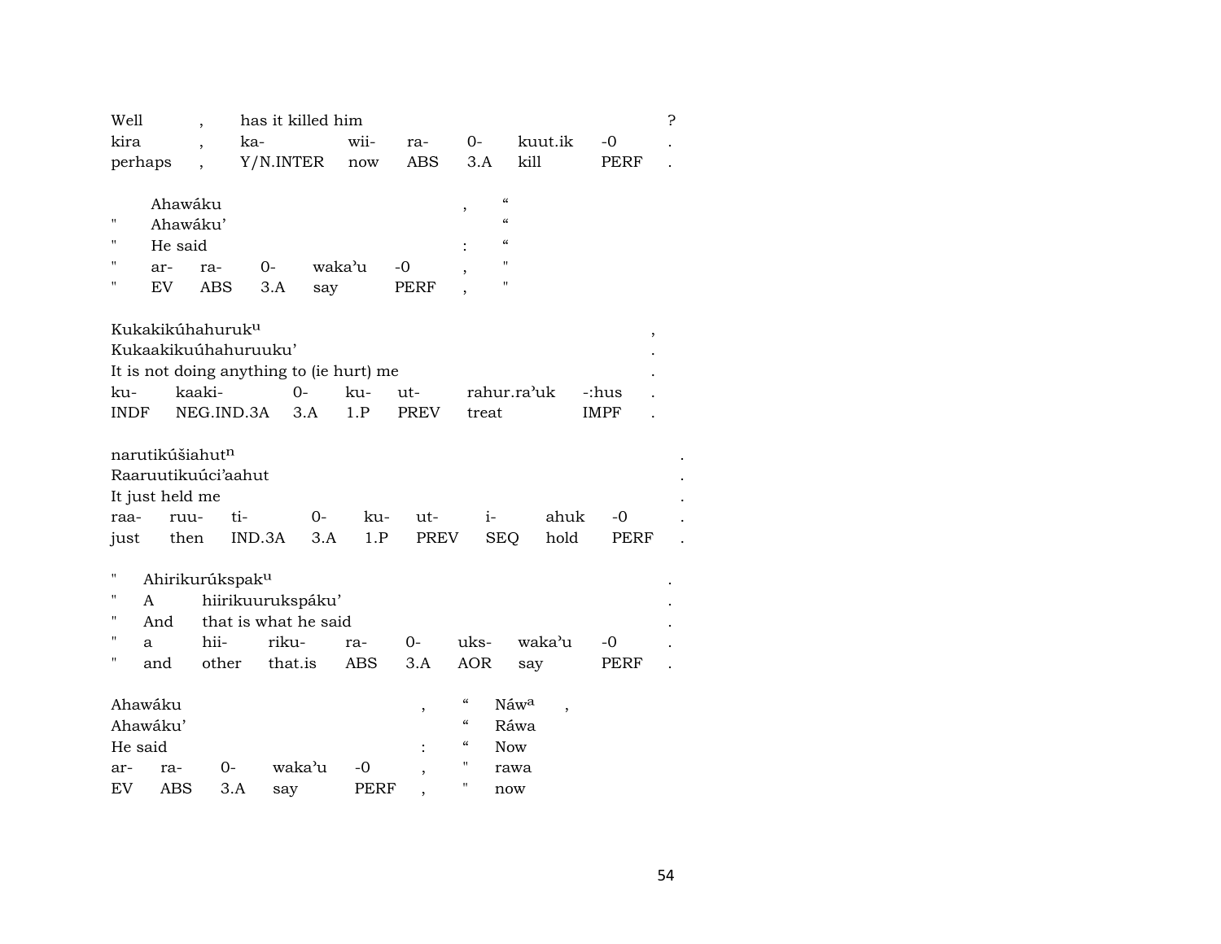| Well | , | has it killed him | | | | | | ? |
|---|---|---|---|---|---|---|---|---|
| kira | , | ka- | wii- | ra- | 0- | kuut.ik | -0 | . |
| perhaps | , | Y/N.INTER | now | ABS | 3.A | kill | PERF | . |

| | Ahawáku | | | | | , | “ |
|---|---|---|---|---|---|---|---|
| " | Ahawáku’ | | | | | | “ |
| " | He said | | | | | : | “ |
| " | ar- | ra- | 0- | waka’u | -0 | , | " |
| " | EV | ABS | 3.A | say | PERF | , | " |

| Kukakikúhahuruk$^{u}$ | | | | | | | , |
|---|---|---|---|---|---|---|---|
| Kukaakikuúhahuruuku’ | | | | | | | . |
| It is not doing anything to (ie hurt) me | | | | | | | . |
| ku- | kaaki- | 0- | ku- | ut- | rahur.ra’uk | -:hus | . |
| INDF | NEG.IND.3A | 3.A | 1.P | PREV | treat | IMPF | . |

| narutikúšiahut$^{n}$ | | | | | | | | | . |
|---|---|---|---|---|---|---|---|---|---|
| Raaruutikuúci’aahut | | | | | | | | | . |
| It just held me | | | | | | | | | . |
| raa- | ruu- | ti- | 0- | ku- | ut- | i- | ahuk | -0 | . |
| just | then | IND.3A | 3.A | 1.P | PREV | SEQ | hold | PERF | . |

| " | Ahirikurúkspak$^{u}$ | | | | | | | | . |
|---|---|---|---|---|---|---|---|---|---|
| " | A | hiirikuurukspáku’ | | | | | | | . |
| " | And | that is what he said | | | | | | | . |
| " | a | hii- | riku- | ra- | 0- | uks- | waka’u | -0 | . |
| " | and | other | that.is | ABS | 3.A | AOR | say | PERF | . |

| Ahawáku | | | | | , | “ | Náw$^{a}$ | , |
|---|---|---|---|---|---|---|---|---|
| Ahawáku’ | | | | | | “ | Ráwa | |
| He said | | | | | : | “ | Now | |
| ar- | ra- | 0- | waka’u | -0 | , | " | rawa | |
| EV | ABS | 3.A | say | PERF | , | " | now | |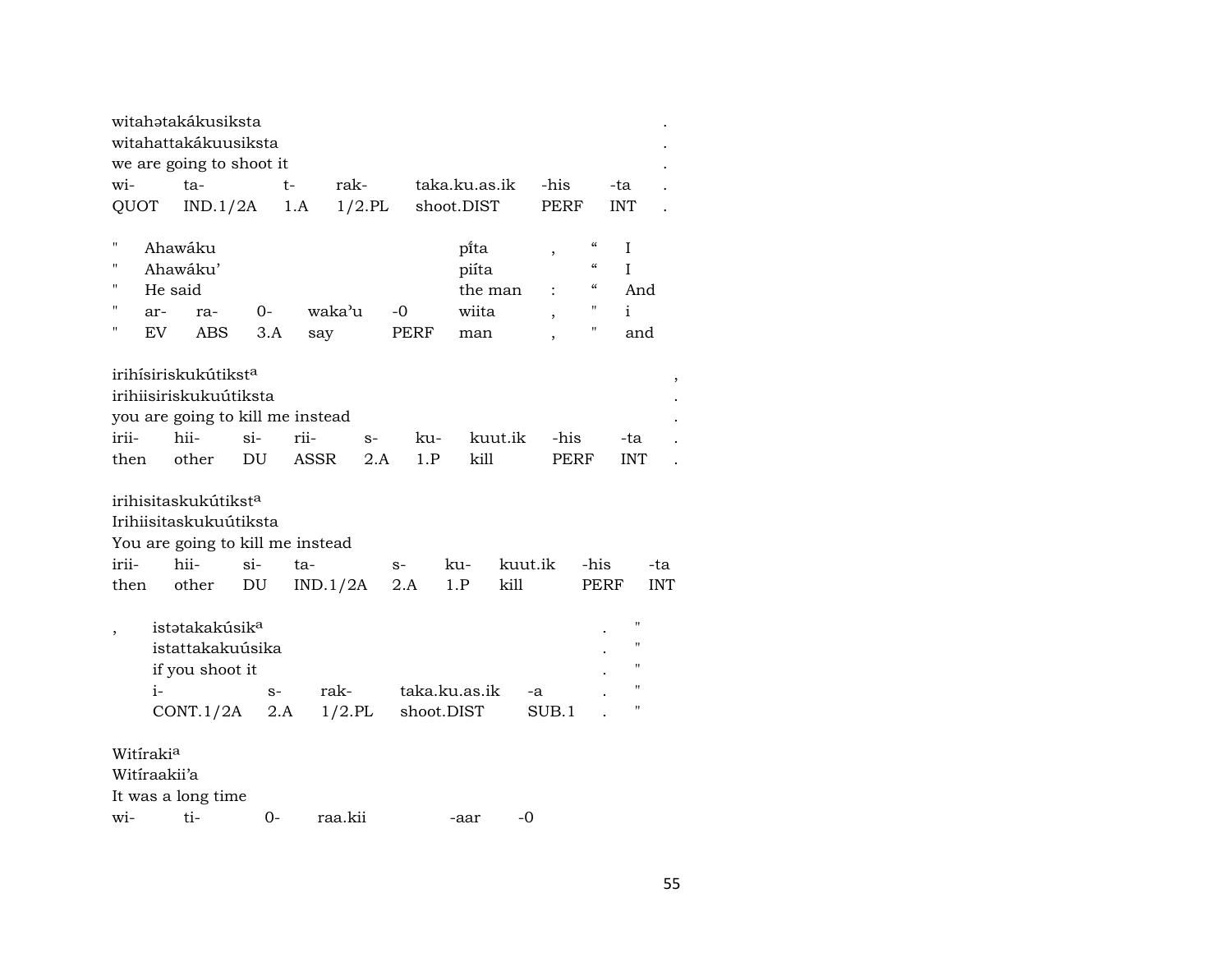witahətakákusiksta .
witahattakákuusiksta .
we are going to shoot it .

| wi- | ta- | t- | rak- | taka.ku.as.ik | -his | -ta | . |
|---|---|---|---|---|---|---|---|
| QUOT | IND.1/2A | 1.A | 1/2.PL | shoot.DIST | PERF | INT | . |

| " | Ahawáku | | | | | pi̍ta | , | “ | I |
|---|---|---|---|---|---|---|---|---|---|
| " | Ahawáku’ | | | | | piíta | | “ | I |
| " | He said | | | | | the man | : | “ | And |
| " | ar- | ra- | 0- | waka’u | -0 | wiita | , | " | i |
| " | EV | ABS | 3.A | say | PERF | man | , | " | and |

irihísiriskukútikst[a] ,
irihiisiriskukuútiksta .
you are going to kill me instead .

| irii- | hii- | si- | rii- | s- | ku- | kuut.ik | -his | -ta | . |
|---|---|---|---|---|---|---|---|---|---|
| then | other | DU | ASSR | 2.A | 1.P | kill | PERF | INT | . |

irihisitaskukútikst[a]
Irihiisitaskukuútiksta
You are going to kill me instead

| irii- | hii- | si- | ta- | s- | ku- | kuut.ik | -his | -ta |
|---|---|---|---|---|---|---|---|---|
| then | other | DU | IND.1/2A | 2.A | 1.P | kill | PERF | INT |

, istətakakúsik[a] . "
istattakakuúsika . "
if you shoot it . "

| i- | s- | rak- | taka.ku.as.ik | -a | . | " |
|---|---|---|---|---|---|---|
| CONT.1/2A | 2.A | 1/2.PL | shoot.DIST | SUB.1 | . | " |

Witíraki[a]
Witíraakii’a
It was a long time

| wi- | ti- | 0- | raa.kii | -aar | -0 |
|---|---|---|---|---|---|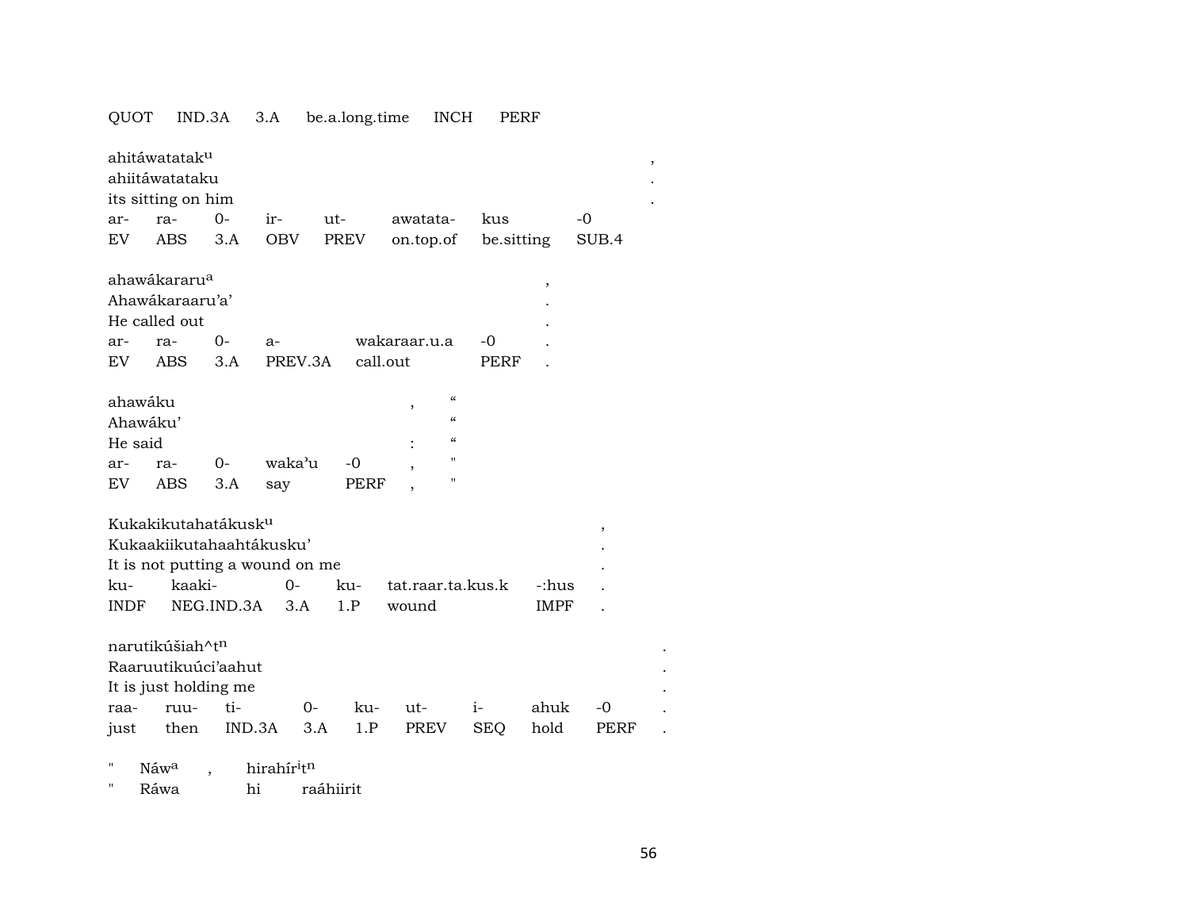QUOT IND.3A 3.A be.a.long.time INCH PERF

ahitáwatatak$^{u}$ ,
ahiitáwatataku .
its sitting on him .

| ar- | ra- | 0- | ir- | ut- | awatata- | kus | -0 |
|---|---|---|---|---|---|---|---|
| EV | ABS | 3.A | OBV | PREV | on.top.of | be.sitting | SUB.4 |

ahawákararu$^{a}$ ,
Ahawákaraaru'a' .
He called out .

| ar- | ra- | 0- | a- | wakaraar.u.a | -0 | . |
|---|---|---|---|---|---|---|
| EV | ABS | 3.A | PREV.3A | call.out | PERF | . |

ahawáku , "
Ahawáku' "
He said : "

| ar- | ra- | 0- | waka'u | -0 | , | " |
|---|---|---|---|---|---|---|
| EV | ABS | 3.A | say | PERF | , | " |

Kukakikutahatákusk$^{u}$ ,
Kukaakiikutahaahtákusku' .
It is not putting a wound on me .

| ku- | kaaki- | 0- | ku- | tat.raar.ta.kus.k | -:hus | . |
|---|---|---|---|---|---|---|
| INDF | NEG.IND.3A | 3.A | 1.P | wound | IMPF | . |

narutikúšiah^t$^{n}$ .
Raaruutikuúci'aahut .
It is just holding me .

| raa- | ruu- | ti- | 0- | ku- | ut- | i- | ahuk | -0 | . |
|---|---|---|---|---|---|---|---|---|---|
| just | then | IND.3A | 3.A | 1.P | PREV | SEQ | hold | PERF | . |

" Náw$^{a}$ , hirahír$^{i}$t$^{n}$
" Ráwa hi raáhiirit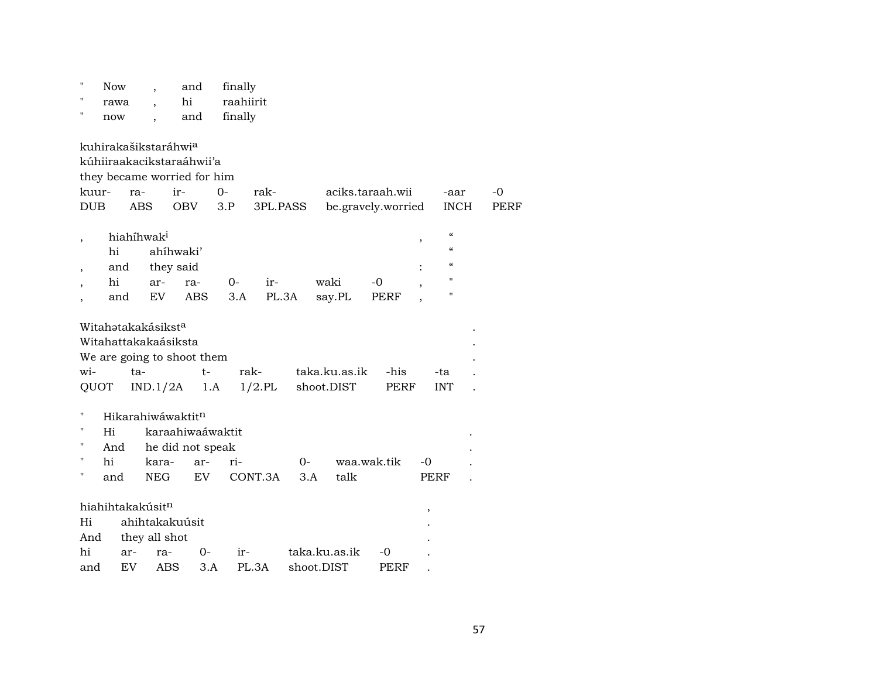| " | Now | , | and | finally |
|---|---|---|---|---|
| " | rawa | , | hi | raahiirit |
| " | now | , | and | finally |

kuhirakašikstaráhwi[a]
kúhiiraakacikstaraáhwii'a
they became worried for him

| kuur- | ra- | ir- | 0- | rak- | aciks.taraah.wii | -aar | -0 |
|---|---|---|---|---|---|---|---|
| DUB | ABS | OBV | 3.P | 3PL.PASS | be.gravely.worried | INCH | PERF |

| , | hiahíhwak[i] | | | | | | , | " |
|---|---|---|---|---|---|---|---|---|
| | hi | ahíhwaki' | | | | | | " |
| , | and | they said | | | | | : | " |
| , | hi | ar- | ra- | 0- | ir- | waki | -0 | , | " |
| , | and | EV | ABS | 3.A | PL.3A | say.PL | PERF | , | " |

Witahətakakásikst[a] .
Witahattakakaásiksta .
We are going to shoot them .

| wi- | ta- | t- | rak- | taka.ku.as.ik | -his | -ta | . |
|---|---|---|---|---|---|---|---|
| QUOT | IND.1/2A | 1.A | 1/2.PL | shoot.DIST | PERF | INT | . |

| " | Hikarahiwáwaktit[n] | | | | | | |
|---|---|---|---|---|---|---|---|
| " | Hi | karaahiwaáwaktit | | | | | . |
| " | And | he did not speak | | | | | . |
| " | hi | kara- | ar- | ri- | 0- | waa.wak.tik | -0 | . |
| " | and | NEG | EV | CONT.3A | 3.A | talk | PERF | . |

hiahihtakakúsit[n] ,
Hi ahihtakakuúsit .
And they all shot .

| hi | ar- | ra- | 0- | ir- | taka.ku.as.ik | -0 | . |
|---|---|---|---|---|---|---|---|
| and | EV | ABS | 3.A | PL.3A | shoot.DIST | PERF | . |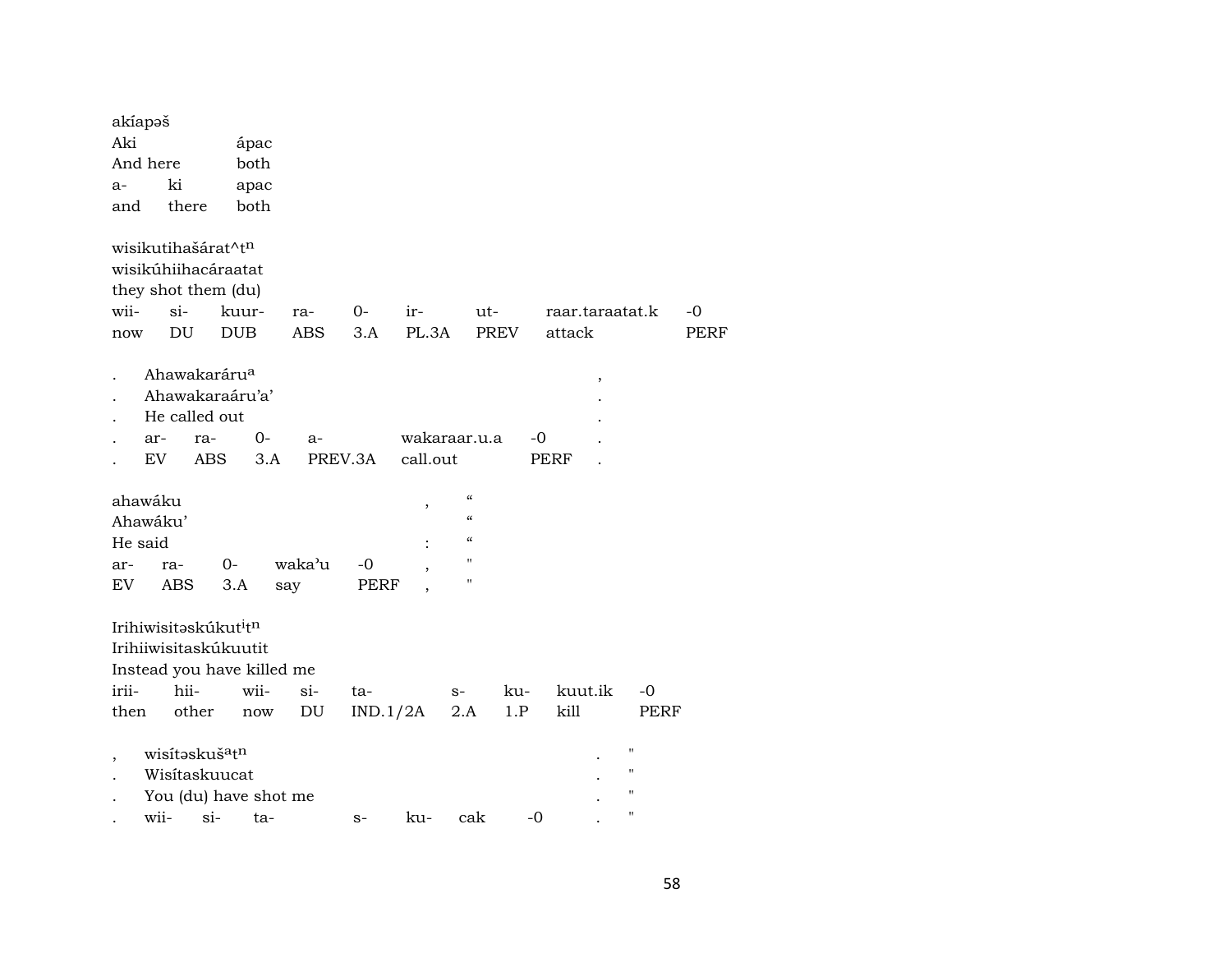akíapəš
Aki ápac
And here both

| a- | ki | apac |
|---|---|---|
| and | there | both |

wisikutihašárat^t[n]
wisikúhiihacáraatat
they shot them (du)

| wii- | si- | kuur- | ra- | 0- | ir- | ut- | raar.taraatat.k | -0 |
|---|---|---|---|---|---|---|---|---|
| now | DU | DUB | ABS | 3.A | PL.3A | PREV | attack | PERF |

. Ahawakaráru[a] ,
. Ahawakaraáru'a' .
. He called out .

| . | ar- | ra- | 0- | a- | wakaraar.u.a | -0 | . |
|---|---|---|---|---|---|---|---|
| . | EV | ABS | 3.A | PREV.3A | call.out | PERF | . |

ahawáku , "
Ahawáku' "
He said : "

| ar- | ra- | 0- | waka'u | -0 | , | " |
|---|---|---|---|---|---|---|
| EV | ABS | 3.A | say | PERF | , | " |

Irihiwisitəskúkut[i]t[n]
Irihiiwisitaskúkuutit
Instead you have killed me

| irii- | hii- | wii- | si- | ta- | s- | ku- | kuut.ik | -0 |
|---|---|---|---|---|---|---|---|---|
| then | other | now | DU | IND.1/2A | 2.A | 1.P | kill | PERF |

, wisítəskuš[a]t[n] . "
. Wisítaskuucat . "
. You (du) have shot me . "

| . | wii- | si- | ta- | s- | ku- | cak | -0 | . | " |
|---|---|---|---|---|---|---|---|---|---|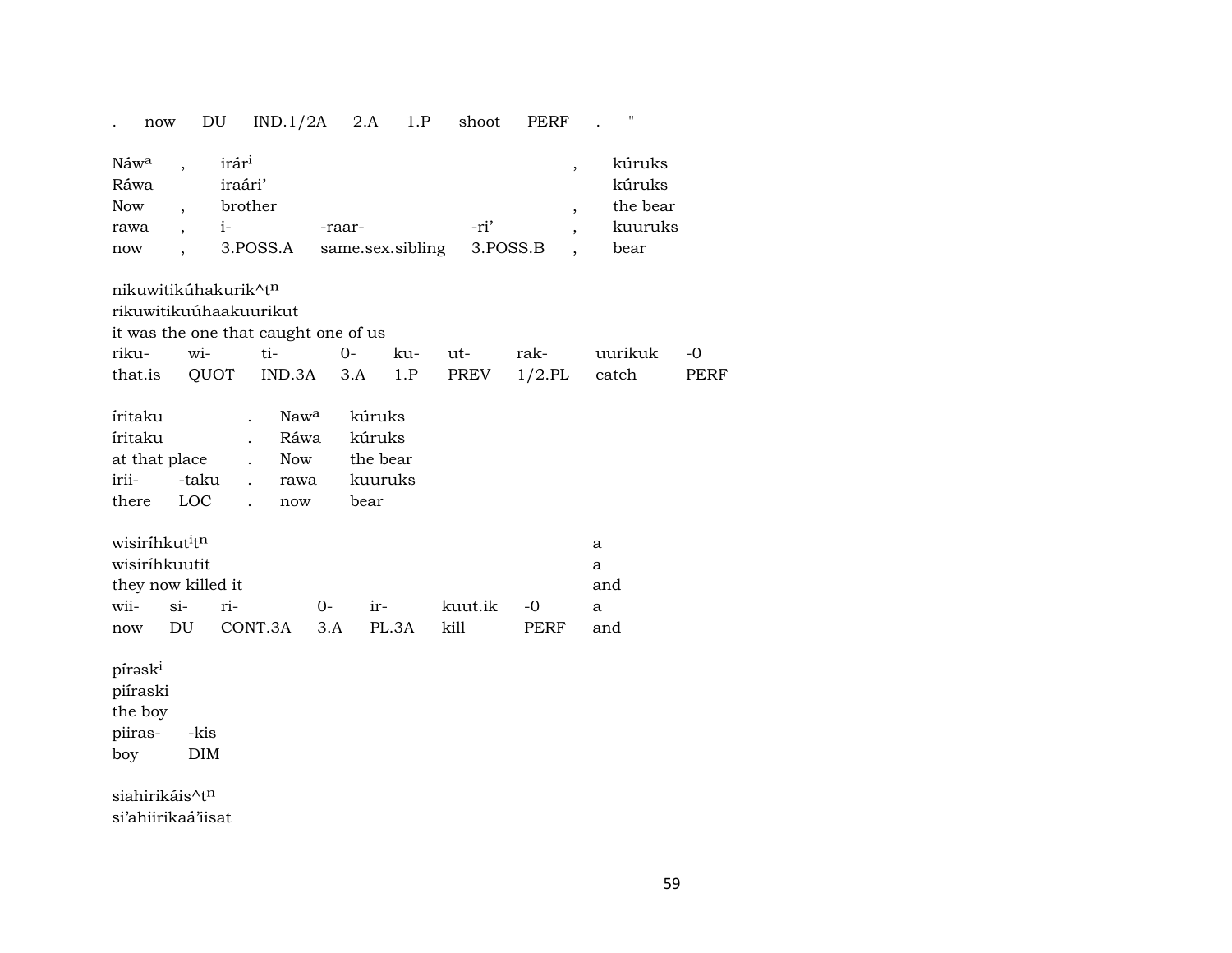| . | now | DU | IND.1/2A | 2.A | 1.P | shoot | PERF | . | " |
|---|---|---|---|---|---|---|---|---|---|

| Náw^a | , | irár^i | | | , | kúruks |
|---|---|---|---|---|---|---|
| Ráwa | | iraári’ | | | | kúruks |
| Now | , | brother | | | , | the bear |
| rawa | , | i- | -raar- | -ri’ | , | kuuruks |
| now | , | 3.POSS.A | same.sex.sibling | 3.POSS.B | , | bear |

| nikuwitikúhakurik^t^n | | | | | | | | |
|---|---|---|---|---|---|---|---|---|
| rikuwitikuúhaakuurikut | | | | | | | | |
| it was the one that caught one of us | | | | | | | | |
| riku- | wi- | ti- | 0- | ku- | ut- | rak- | uurikuk | -0 |
| that.is | QUOT | IND.3A | 3.A | 1.P | PREV | 1/2.PL | catch | PERF |

| íritaku | | . | Naw^a | kúruks |
|---|---|---|---|---|
| íritaku | | . | Ráwa | kúruks |
| at that place | | . | Now | the bear |
| irii- | -taku | . | rawa | kuuruks |
| there | LOC | . | now | bear |

| wisiríhkut^i^t^n | | | | | | | |
|---|---|---|---|---|---|---|---|
| wisiríhkuutit | | | | | | | a |
| they now killed it | | | | | | | and |
| wii- | si- | ri- | 0- | ir- | kuut.ik | -0 | a |
| now | DU | CONT.3A | 3.A | PL.3A | kill | PERF | and |

| pírəsk^i | |
|---|---|
| piíraski | |
| the boy | |
| piiras- | -kis |
| boy | DIM |

siahirikáis^t^n
si’ahiirikaá’iisat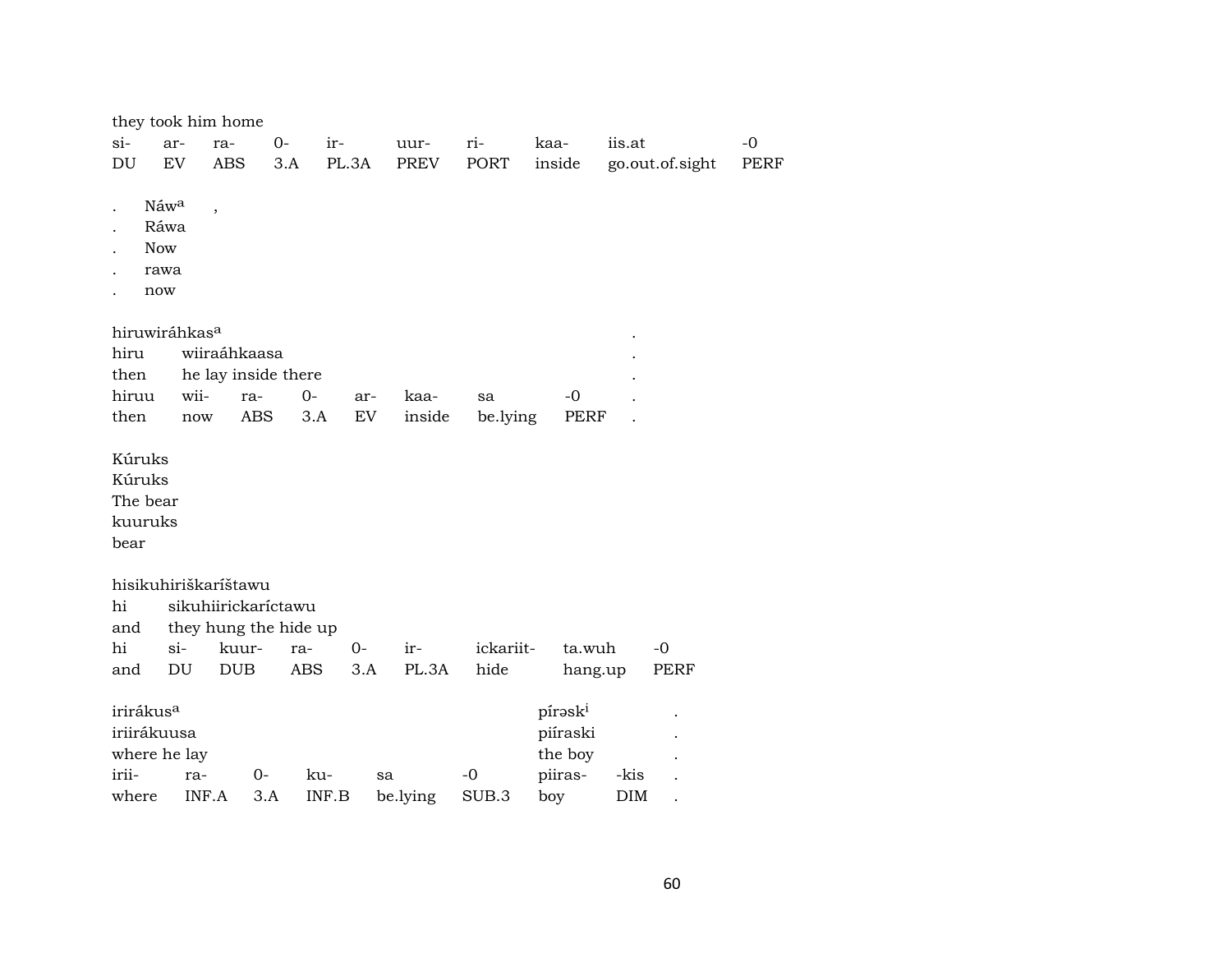they took him home

| | | | | | | | | | |
|---|---|---|---|---|---|---|---|---|---|
| si- | ar- | ra- | 0- | ir- | uur- | ri- | kaa- | iis.at | -0 |
| DU | EV | ABS | 3.A | PL.3A | PREV | PORT | inside | go.out.of.sight | PERF |

. Náwa ,
. Ráwa
. Now
. rawa
. now

hiruwiráhkasa .

| | | | | | | | | |
|---|---|---|---|---|---|---|---|---|
| hiru | wiiraáhkaasa | | | | | | | . |
| then | he lay inside there | | | | | | | . |
| hiruu | wii- | ra- | 0- | ar- | kaa- | sa | -0 | . |
| then | now | ABS | 3.A | EV | inside | be.lying | PERF | . |

Kúruks
Kúruks
The bear
kuuruks
bear

hisikuhiriškaríštawu

| | | | | | | | | |
|---|---|---|---|---|---|---|---|---|
| hi | sikuhiirickaríctawu | | | | | | | |
| and | they hung the hide up | | | | | | | |
| hi | si- | kuur- | ra- | 0- | ir- | ickariit- | ta.wuh | -0 |
| and | DU | DUB | ABS | 3.A | PL.3A | hide | hang.up | PERF |

| | | | | | | | | |
|---|---|---|---|---|---|---|---|---|
| irirákusa | | | | | | píraski | | . |
| iriirákuusa | | | | | | piíraski | | . |
| where he lay | | | | | | the boy | | . |
| irii- | ra- | 0- | ku- | sa | -0 | piiras- | -kis | . |
| where | INF.A | 3.A | INF.B | be.lying | SUB.3 | boy | DIM | . |